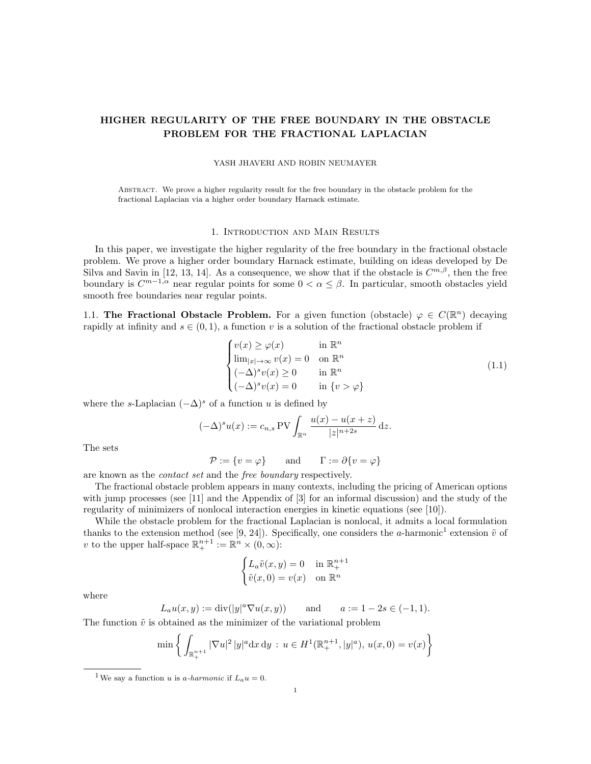# HIGHER REGULARITY OF THE FREE BOUNDARY IN THE OBSTACLE PROBLEM FOR THE FRACTIONAL LAPLACIAN

YASH JHAVERI AND ROBIN NEUMAYER

Abstract. We prove a higher regularity result for the free boundary in the obstacle problem for the fractional Laplacian via a higher order boundary Harnack estimate.

## 1. Introduction and Main Results

In this paper, we investigate the higher regularity of the free boundary in the fractional obstacle problem. We prove a higher order boundary Harnack estimate, building on ideas developed by De Silva and Savin in [12, 13, 14]. As a consequence, we show that if the obstacle is $C^{m,\beta}$, then the free boundary is $C^{m-1,\alpha}$ near regular points for some $0 < \alpha \leq \beta$. In particular, smooth obstacles yield smooth free boundaries near regular points.

### 1.1. The Fractional Obstacle Problem.

For a given function (obstacle) $\varphi \in C(\mathbb{R}^n)$ decaying rapidly at infinity and $s \in (0,1)$, a function $v$ is a solution of the fractional obstacle problem if

$$
\begin{cases}
v(x) \geq \varphi(x) & \text{in } \mathbb{R}^n \\
\lim_{|x|\to\infty} v(x) = 0 & \text{on } \mathbb{R}^n \\
(-\Delta)^s v(x) \geq 0 & \text{in } \mathbb{R}^n \\
(-\Delta)^s v(x) = 0 & \text{in } \{v > \varphi\}
\end{cases}
\tag{1.1}
$$

where the $s$-Laplacian $(-\Delta)^s$ of a function $u$ is defined by

$$
(-\Delta)^s u(x) := c_{n,s}\,\mathrm{PV}\int_{\mathbb{R}^n} \frac{u(x) - u(x+z)}{|z|^{n+2s}}\,\mathrm{d}z.
$$

The sets

$$
\mathcal{P} := \{v = \varphi\} \qquad \text{and} \qquad \Gamma := \partial\{v = \varphi\}
$$

are known as the *contact set* and the *free boundary* respectively.

The fractional obstacle problem appears in many contexts, including the pricing of American options with jump processes (see [11] and the Appendix of [3] for an informal discussion) and the study of the regularity of minimizers of nonlocal interaction energies in kinetic equations (see [10]).

While the obstacle problem for the fractional Laplacian is nonlocal, it admits a local formulation thanks to the extension method (see [9, 24]). Specifically, one considers the $a$-harmonic[1] extension $\tilde{v}$ of $v$ to the upper half-space $\mathbb{R}^{n+1}_+ := \mathbb{R}^n \times (0,\infty)$:

$$
\begin{cases}
L_a \tilde{v}(x,y) = 0 & \text{in } \mathbb{R}^{n+1}_+ \\
\tilde{v}(x,0) = v(x) & \text{on } \mathbb{R}^n
\end{cases}
$$

where

$$
L_a u(x,y) := \operatorname{div}(|y|^a \nabla u(x,y)) \qquad \text{and} \qquad a := 1 - 2s \in (-1,1).
$$

The function $\tilde{v}$ is obtained as the minimizer of the variational problem

$$
\min\left\{ \int_{\mathbb{R}^{n+1}_+} |\nabla u|^2\,|y|^a \mathrm{d}x\,\mathrm{d}y \,:\, u \in H^1(\mathbb{R}^{n+1}_+, |y|^a),\ u(x,0) = v(x) \right\}
$$

[1] We say a function $u$ is *a-harmonic* if $L_a u = 0$.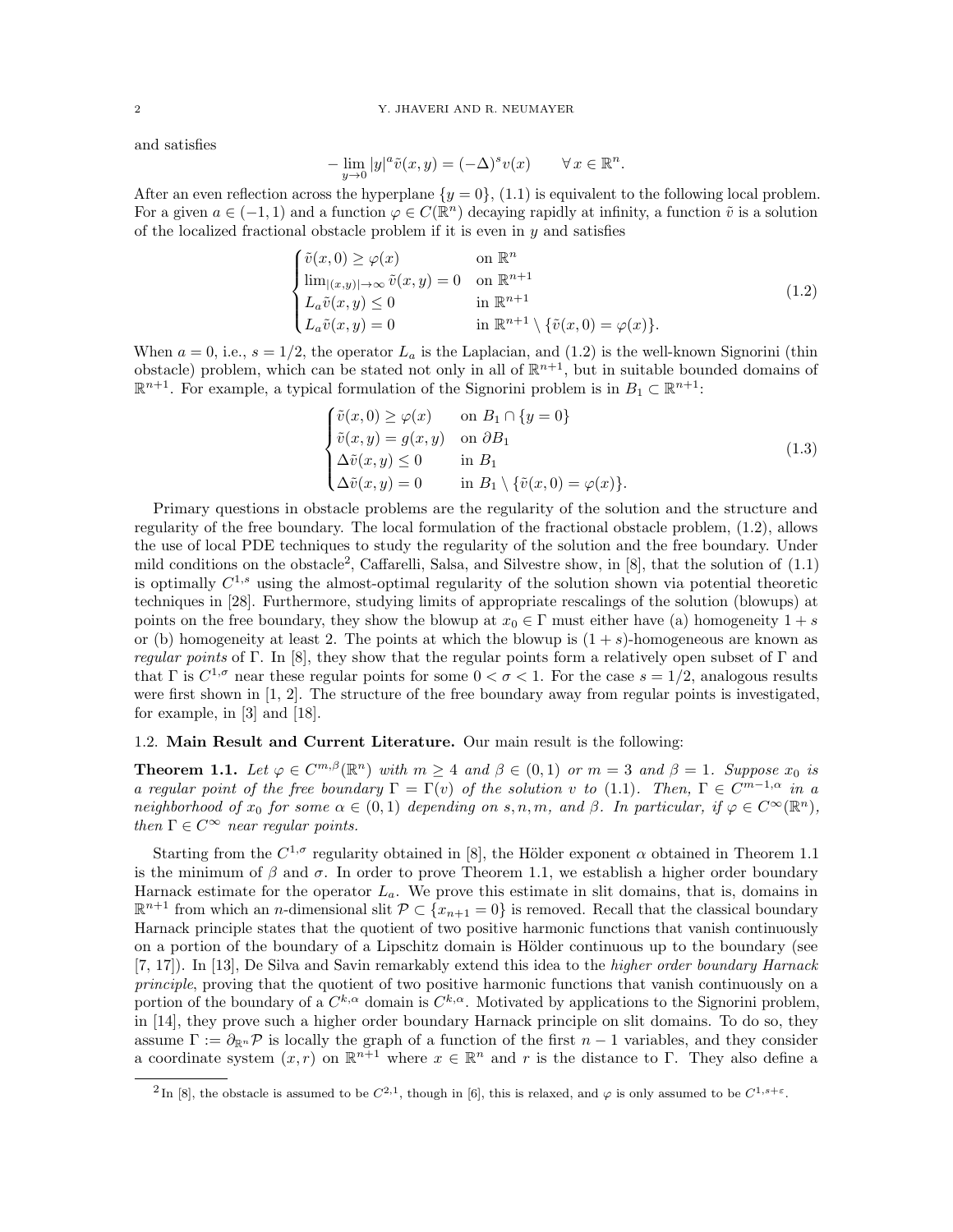and satisfies

$$-\lim_{y\to 0} |y|^a \tilde{v}(x,y) = (-\Delta)^s v(x) \qquad \forall\, x \in \mathbb{R}^n.$$

After an even reflection across the hyperplane $\{y = 0\}$, (1.1) is equivalent to the following local problem. For a given $a \in (-1,1)$ and a function $\varphi \in C(\mathbb{R}^n)$ decaying rapidly at infinity, a function $\tilde{v}$ is a solution of the localized fractional obstacle problem if it is even in $y$ and satisfies

$$\begin{cases} \tilde{v}(x,0) \geq \varphi(x) & \text{on } \mathbb{R}^n \\ \lim_{|(x,y)|\to\infty} \tilde{v}(x,y) = 0 & \text{on } \mathbb{R}^{n+1} \\ L_a \tilde{v}(x,y) \leq 0 & \text{in } \mathbb{R}^{n+1} \\ L_a \tilde{v}(x,y) = 0 & \text{in } \mathbb{R}^{n+1} \setminus \{\tilde{v}(x,0) = \varphi(x)\}. \end{cases} \tag{1.2}$$

When $a = 0$, i.e., $s = 1/2$, the operator $L_a$ is the Laplacian, and (1.2) is the well-known Signorini (thin obstacle) problem, which can be stated not only in all of $\mathbb{R}^{n+1}$, but in suitable bounded domains of $\mathbb{R}^{n+1}$. For example, a typical formulation of the Signorini problem is in $B_1 \subset \mathbb{R}^{n+1}$:

$$\begin{cases} \tilde{v}(x,0) \geq \varphi(x) & \text{on } B_1 \cap \{y = 0\} \\ \tilde{v}(x,y) = g(x,y) & \text{on } \partial B_1 \\ \Delta \tilde{v}(x,y) \leq 0 & \text{in } B_1 \\ \Delta \tilde{v}(x,y) = 0 & \text{in } B_1 \setminus \{\tilde{v}(x,0) = \varphi(x)\}. \end{cases} \tag{1.3}$$

Primary questions in obstacle problems are the regularity of the solution and the structure and regularity of the free boundary. The local formulation of the fractional obstacle problem, (1.2), allows the use of local PDE techniques to study the regularity of the solution and the free boundary. Under mild conditions on the obstacle[2], Caffarelli, Salsa, and Silvestre show, in [8], that the solution of (1.1) is optimally $C^{1,s}$ using the almost-optimal regularity of the solution shown via potential theoretic techniques in [28]. Furthermore, studying limits of appropriate rescalings of the solution (blowups) at points on the free boundary, they show the blowup at $x_0 \in \Gamma$ must either have (a) homogeneity $1+s$ or (b) homogeneity at least 2. The points at which the blowup is $(1+s)$-homogeneous are known as *regular points* of $\Gamma$. In [8], they show that the regular points form a relatively open subset of $\Gamma$ and that $\Gamma$ is $C^{1,\sigma}$ near these regular points for some $0 < \sigma < 1$. For the case $s = 1/2$, analogous results were first shown in [1, 2]. The structure of the free boundary away from regular points is investigated, for example, in [3] and [18].

### 1.2. Main Result and Current Literature.

Our main result is the following:

**Theorem 1.1.** *Let $\varphi \in C^{m,\beta}(\mathbb{R}^n)$ with $m \geq 4$ and $\beta \in (0,1)$ or $m = 3$ and $\beta = 1$. Suppose $x_0$ is a regular point of the free boundary $\Gamma = \Gamma(v)$ of the solution $v$ to (1.1). Then, $\Gamma \in C^{m-1,\alpha}$ in a neighborhood of $x_0$ for some $\alpha \in (0,1)$ depending on $s, n, m$, and $\beta$. In particular, if $\varphi \in C^\infty(\mathbb{R}^n)$, then $\Gamma \in C^\infty$ near regular points.*

Starting from the $C^{1,\sigma}$ regularity obtained in [8], the Hölder exponent $\alpha$ obtained in Theorem 1.1 is the minimum of $\beta$ and $\sigma$. In order to prove Theorem 1.1, we establish a higher order boundary Harnack estimate for the operator $L_a$. We prove this estimate in slit domains, that is, domains in $\mathbb{R}^{n+1}$ from which an $n$-dimensional slit $\mathcal{P} \subset \{x_{n+1} = 0\}$ is removed. Recall that the classical boundary Harnack principle states that the quotient of two positive harmonic functions that vanish continuously on a portion of the boundary of a Lipschitz domain is Hölder continuous up to the boundary (see [7, 17]). In [13], De Silva and Savin remarkably extend this idea to the *higher order boundary Harnack principle*, proving that the quotient of two positive harmonic functions that vanish continuously on a portion of the boundary of a $C^{k,\alpha}$ domain is $C^{k,\alpha}$. Motivated by applications to the Signorini problem, in [14], they prove such a higher order boundary Harnack principle on slit domains. To do so, they assume $\Gamma := \partial_{\mathbb{R}^n}\mathcal{P}$ is locally the graph of a function of the first $n-1$ variables, and they consider a coordinate system $(x,r)$ on $\mathbb{R}^{n+1}$ where $x \in \mathbb{R}^n$ and $r$ is the distance to $\Gamma$. They also define a

[2] In [8], the obstacle is assumed to be $C^{2,1}$, though in [6], this is relaxed, and $\varphi$ is only assumed to be $C^{1,s+\varepsilon}$.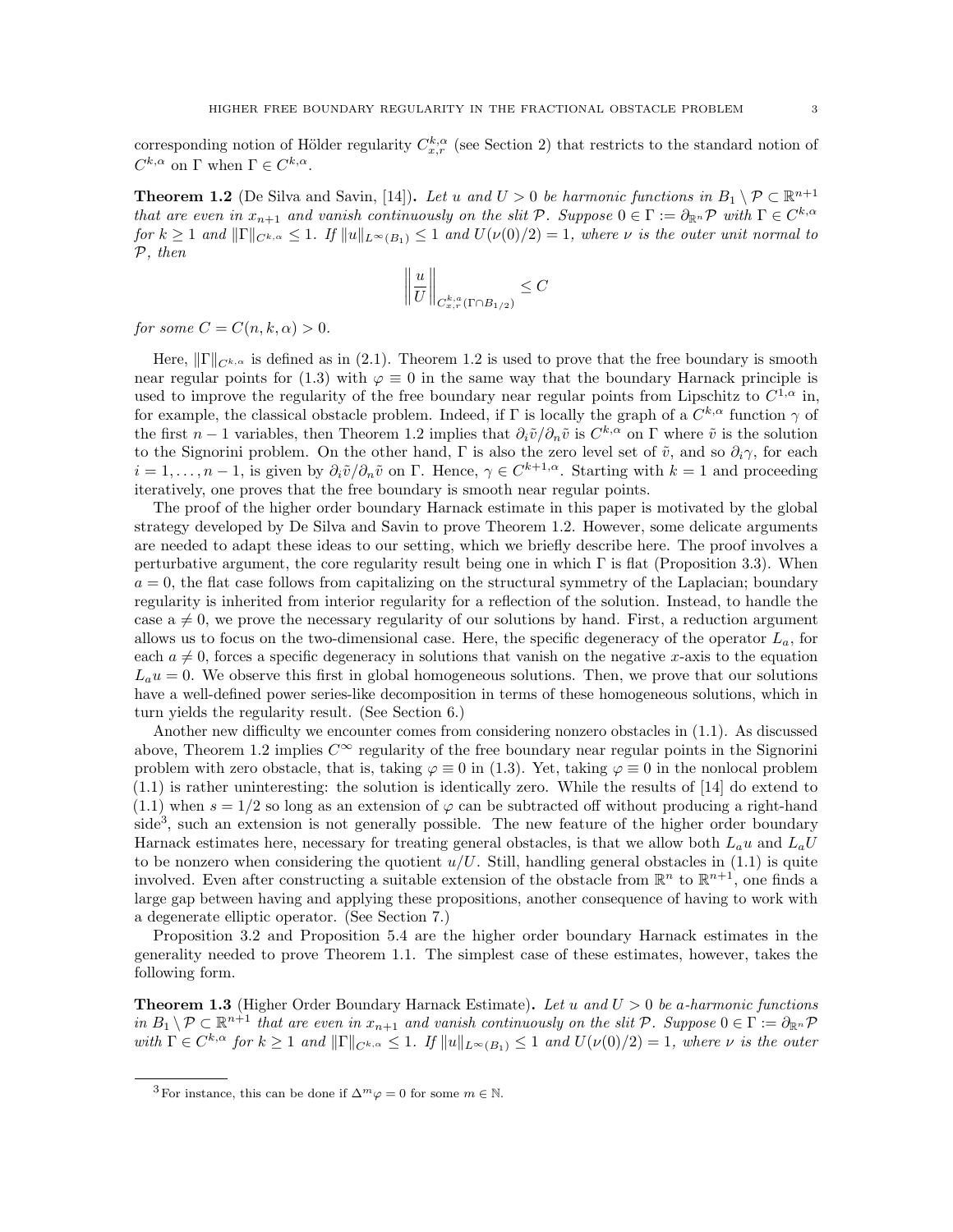corresponding notion of Hölder regularity $C^{k,\alpha}_{x,r}$ (see Section 2) that restricts to the standard notion of $C^{k,\alpha}$ on $\Gamma$ when $\Gamma \in C^{k,\alpha}$.

**Theorem 1.2** (De Silva and Savin, [14])**.** *Let $u$ and $U > 0$ be harmonic functions in $B_1 \setminus \mathcal{P} \subset \mathbb{R}^{n+1}$ that are even in $x_{n+1}$ and vanish continuously on the slit $\mathcal{P}$. Suppose $0 \in \Gamma := \partial_{\mathbb{R}^n}\mathcal{P}$ with $\Gamma \in C^{k,\alpha}$ for $k \geq 1$ and $\|\Gamma\|_{C^{k,\alpha}} \leq 1$. If $\|u\|_{L^\infty(B_1)} \leq 1$ and $U(\nu(0)/2) = 1$, where $\nu$ is the outer unit normal to $\mathcal{P}$, then*

$$\left\| \frac{u}{U} \right\|_{C^{k,\alpha}_{x,r}(\Gamma \cap B_{1/2})} \leq C$$

*for some $C = C(n, k, \alpha) > 0$.*

Here, $\|\Gamma\|_{C^{k,\alpha}}$ is defined as in (2.1). Theorem 1.2 is used to prove that the free boundary is smooth near regular points for (1.3) with $\varphi \equiv 0$ in the same way that the boundary Harnack principle is used to improve the regularity of the free boundary near regular points from Lipschitz to $C^{1,\alpha}$ in, for example, the classical obstacle problem. Indeed, if $\Gamma$ is locally the graph of a $C^{k,\alpha}$ function $\gamma$ of the first $n-1$ variables, then Theorem 1.2 implies that $\partial_i \tilde{v}/\partial_n \tilde{v}$ is $C^{k,\alpha}$ on $\Gamma$ where $\tilde{v}$ is the solution to the Signorini problem. On the other hand, $\Gamma$ is also the zero level set of $\tilde{v}$, and so $\partial_i \gamma$, for each $i = 1, \ldots, n-1$, is given by $\partial_i \tilde{v}/\partial_n \tilde{v}$ on $\Gamma$. Hence, $\gamma \in C^{k+1,\alpha}$. Starting with $k = 1$ and proceeding iteratively, one proves that the free boundary is smooth near regular points.

The proof of the higher order boundary Harnack estimate in this paper is motivated by the global strategy developed by De Silva and Savin to prove Theorem 1.2. However, some delicate arguments are needed to adapt these ideas to our setting, which we briefly describe here. The proof involves a perturbative argument, the core regularity result being one in which $\Gamma$ is flat (Proposition 3.3). When $a = 0$, the flat case follows from capitalizing on the structural symmetry of the Laplacian; boundary regularity is inherited from interior regularity for a reflection of the solution. Instead, to handle the case $a \neq 0$, we prove the necessary regularity of our solutions by hand. First, a reduction argument allows us to focus on the two-dimensional case. Here, the specific degeneracy of the operator $L_a$, for each $a \neq 0$, forces a specific degeneracy in solutions that vanish on the negative $x$-axis to the equation $L_a u = 0$. We observe this first in global homogeneous solutions. Then, we prove that our solutions have a well-defined power series-like decomposition in terms of these homogeneous solutions, which in turn yields the regularity result. (See Section 6.)

Another new difficulty we encounter comes from considering nonzero obstacles in (1.1). As discussed above, Theorem 1.2 implies $C^\infty$ regularity of the free boundary near regular points in the Signorini problem with zero obstacle, that is, taking $\varphi \equiv 0$ in (1.3). Yet, taking $\varphi \equiv 0$ in the nonlocal problem (1.1) is rather uninteresting: the solution is identically zero. While the results of [14] do extend to (1.1) when $s = 1/2$ so long as an extension of $\varphi$ can be subtracted off without producing a right-hand side[3], such an extension is not generally possible. The new feature of the higher order boundary Harnack estimates here, necessary for treating general obstacles, is that we allow both $L_a u$ and $L_a U$ to be nonzero when considering the quotient $u/U$. Still, handling general obstacles in (1.1) is quite involved. Even after constructing a suitable extension of the obstacle from $\mathbb{R}^n$ to $\mathbb{R}^{n+1}$, one finds a large gap between having and applying these propositions, another consequence of having to work with a degenerate elliptic operator. (See Section 7.)

Proposition 3.2 and Proposition 5.4 are the higher order boundary Harnack estimates in the generality needed to prove Theorem 1.1. The simplest case of these estimates, however, takes the following form.

**Theorem 1.3** (Higher Order Boundary Harnack Estimate)**.** *Let $u$ and $U > 0$ be $a$-harmonic functions in $B_1 \setminus \mathcal{P} \subset \mathbb{R}^{n+1}$ that are even in $x_{n+1}$ and vanish continuously on the slit $\mathcal{P}$. Suppose $0 \in \Gamma := \partial_{\mathbb{R}^n}\mathcal{P}$ with $\Gamma \in C^{k,\alpha}$ for $k \geq 1$ and $\|\Gamma\|_{C^{k,\alpha}} \leq 1$. If $\|u\|_{L^\infty(B_1)} \leq 1$ and $U(\nu(0)/2) = 1$, where $\nu$ is the outer*

[3] For instance, this can be done if $\Delta^m \varphi = 0$ for some $m \in \mathbb{N}$.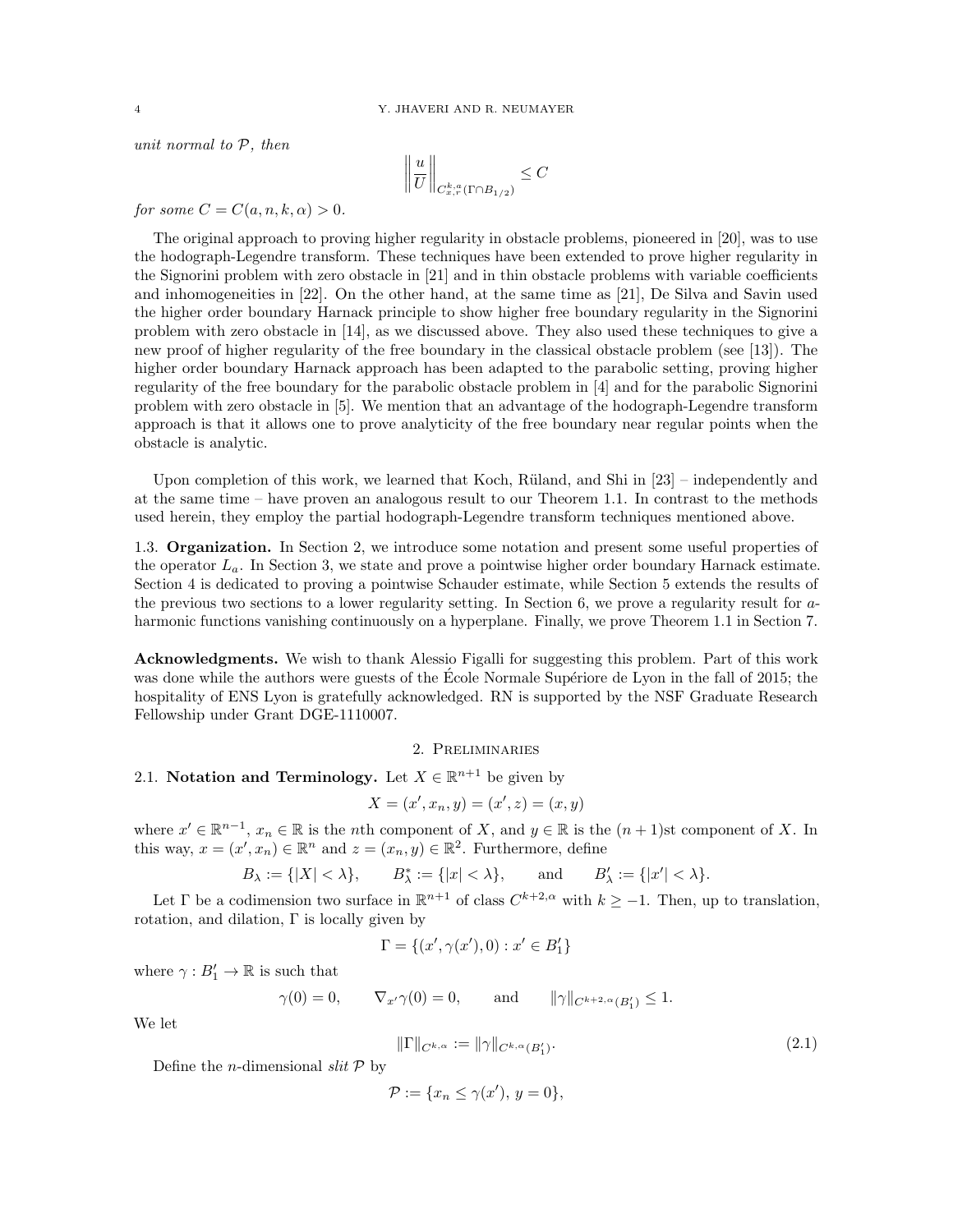*unit normal to $\mathcal{P}$, then*

$$\left\| \frac{u}{U} \right\|_{C^{k,\alpha}_{x,r}(\Gamma \cap B_{1/2})} \leq C$$

*for some $C = C(a, n, k, \alpha) > 0$.*

The original approach to proving higher regularity in obstacle problems, pioneered in [20], was to use the hodograph-Legendre transform. These techniques have been extended to prove higher regularity in the Signorini problem with zero obstacle in [21] and in thin obstacle problems with variable coefficients and inhomogeneities in [22]. On the other hand, at the same time as [21], De Silva and Savin used the higher order boundary Harnack principle to show higher free boundary regularity in the Signorini problem with zero obstacle in [14], as we discussed above. They also used these techniques to give a new proof of higher regularity of the free boundary in the classical obstacle problem (see [13]). The higher order boundary Harnack approach has been adapted to the parabolic setting, proving higher regularity of the free boundary for the parabolic obstacle problem in [4] and for the parabolic Signorini problem with zero obstacle in [5]. We mention that an advantage of the hodograph-Legendre transform approach is that it allows one to prove analyticity of the free boundary near regular points when the obstacle is analytic.

Upon completion of this work, we learned that Koch, Rüland, and Shi in [23] – independently and at the same time – have proven an analogous result to our Theorem 1.1. In contrast to the methods used herein, they employ the partial hodograph-Legendre transform techniques mentioned above.

1.3. **Organization.** In Section 2, we introduce some notation and present some useful properties of the operator $L_a$. In Section 3, we state and prove a pointwise higher order boundary Harnack estimate. Section 4 is dedicated to proving a pointwise Schauder estimate, while Section 5 extends the results of the previous two sections to a lower regularity setting. In Section 6, we prove a regularity result for $a$-harmonic functions vanishing continuously on a hyperplane. Finally, we prove Theorem 1.1 in Section 7.

**Acknowledgments.** We wish to thank Alessio Figalli for suggesting this problem. Part of this work was done while the authors were guests of the École Normale Supériore de Lyon in the fall of 2015; the hospitality of ENS Lyon is gratefully acknowledged. RN is supported by the NSF Graduate Research Fellowship under Grant DGE-1110007.

## 2. Preliminaries

2.1. **Notation and Terminology.** Let $X \in \mathbb{R}^{n+1}$ be given by

$$X = (x', x_n, y) = (x', z) = (x, y)$$

where $x' \in \mathbb{R}^{n-1}$, $x_n \in \mathbb{R}$ is the $n$th component of $X$, and $y \in \mathbb{R}$ is the $(n+1)$st component of $X$. In this way, $x = (x', x_n) \in \mathbb{R}^n$ and $z = (x_n, y) \in \mathbb{R}^2$. Furthermore, define

$$B_\lambda := \{|X| < \lambda\}, \qquad B^*_\lambda := \{|x| < \lambda\}, \qquad \text{and} \qquad B'_\lambda := \{|x'| < \lambda\}.$$

Let $\Gamma$ be a codimension two surface in $\mathbb{R}^{n+1}$ of class $C^{k+2,\alpha}$ with $k \geq -1$. Then, up to translation, rotation, and dilation, $\Gamma$ is locally given by

$$\Gamma = \{(x', \gamma(x'), 0) : x' \in B'_1\}$$

where $\gamma : B'_1 \to \mathbb{R}$ is such that

$$\gamma(0) = 0, \qquad \nabla_{x'}\gamma(0) = 0, \qquad \text{and} \qquad \|\gamma\|_{C^{k+2,\alpha}(B'_1)} \leq 1.$$

We let

$$\|\Gamma\|_{C^{k,\alpha}} := \|\gamma\|_{C^{k,\alpha}(B'_1)}. \tag{2.1}$$

Define the $n$-dimensional *slit* $\mathcal{P}$ by

$$\mathcal{P} := \{x_n \leq \gamma(x'),\ y = 0\},$$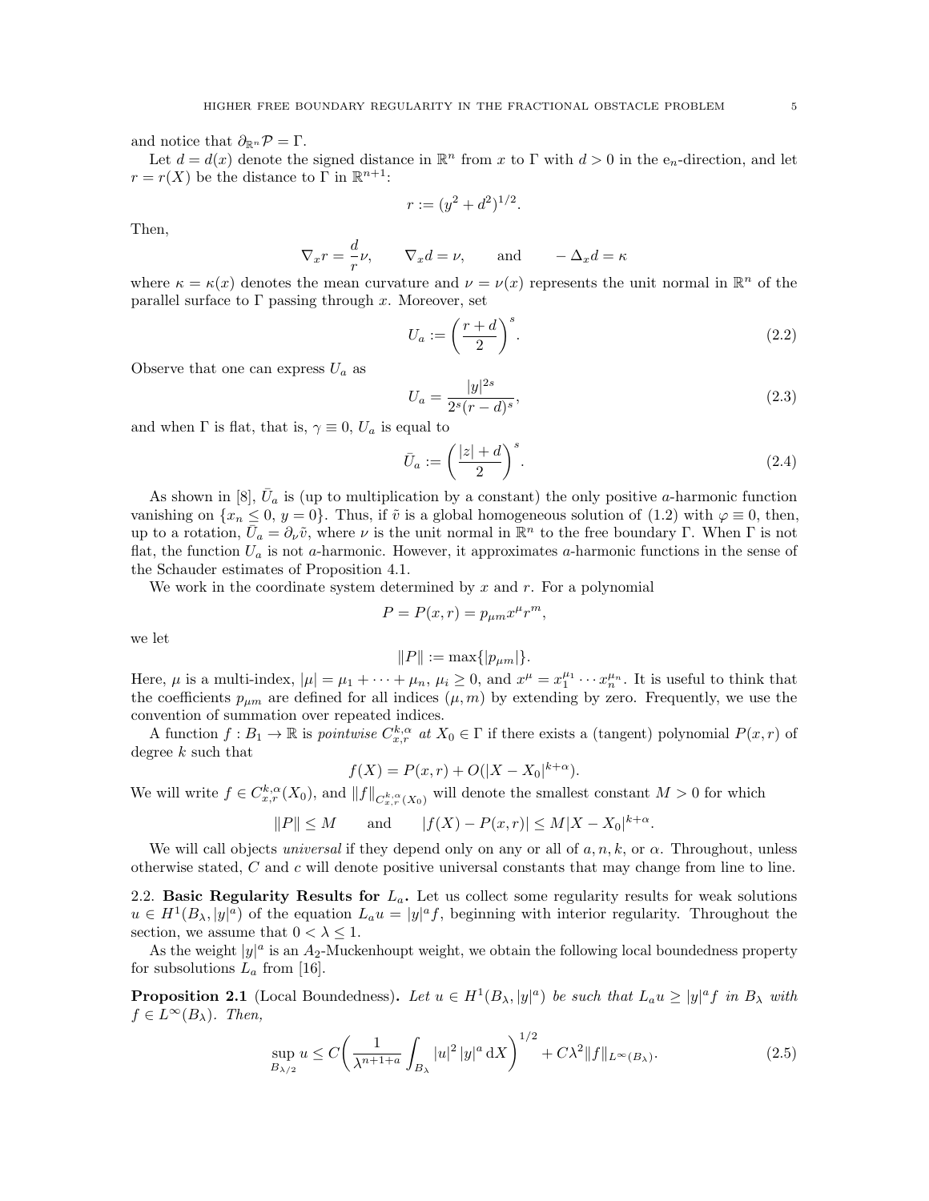and notice that $\partial_{\mathbb{R}^n} \mathcal{P} = \Gamma$.

Let $d = d(x)$ denote the signed distance in $\mathbb{R}^n$ from $x$ to $\Gamma$ with $d > 0$ in the $\mathrm{e}_n$-direction, and let $r = r(X)$ be the distance to $\Gamma$ in $\mathbb{R}^{n+1}$:

$$r := (y^2 + d^2)^{1/2}.$$

Then,

$$\nabla_x r = \frac{d}{r}\nu, \qquad \nabla_x d = \nu, \qquad \text{and} \qquad -\Delta_x d = \kappa$$

where $\kappa = \kappa(x)$ denotes the mean curvature and $\nu = \nu(x)$ represents the unit normal in $\mathbb{R}^n$ of the parallel surface to $\Gamma$ passing through $x$. Moreover, set

$$U_a := \left(\frac{r + d}{2}\right)^s. \tag{2.2}$$

Observe that one can express $U_a$ as

$$U_a = \frac{|y|^{2s}}{2^s(r - d)^s}, \tag{2.3}$$

and when $\Gamma$ is flat, that is, $\gamma \equiv 0$, $U_a$ is equal to

$$\bar{U}_a := \left(\frac{|z| + d}{2}\right)^s. \tag{2.4}$$

As shown in [8], $\bar{U}_a$ is (up to multiplication by a constant) the only positive $a$-harmonic function vanishing on $\{x_n \le 0,\, y = 0\}$. Thus, if $\tilde{v}$ is a global homogeneous solution of (1.2) with $\varphi \equiv 0$, then, up to a rotation, $\bar{U}_a = \partial_\nu \tilde{v}$, where $\nu$ is the unit normal in $\mathbb{R}^n$ to the free boundary $\Gamma$. When $\Gamma$ is not flat, the function $U_a$ is not $a$-harmonic. However, it approximates $a$-harmonic functions in the sense of the Schauder estimates of Proposition 4.1.

We work in the coordinate system determined by $x$ and $r$. For a polynomial

$$P = P(x, r) = p_{\mu m} x^\mu r^m,$$

we let

$$\|P\| := \max\{|p_{\mu m}|\}.$$

Here, $\mu$ is a multi-index, $|\mu| = \mu_1 + \cdots + \mu_n$, $\mu_i \ge 0$, and $x^\mu = x_1^{\mu_1} \cdots x_n^{\mu_n}$. It is useful to think that the coefficients $p_{\mu m}$ are defined for all indices $(\mu, m)$ by extending by zero. Frequently, we use the convention of summation over repeated indices.

A function $f : B_1 \to \mathbb{R}$ is *pointwise* $C^{k,\alpha}_{x,r}$ *at* $X_0 \in \Gamma$ if there exists a (tangent) polynomial $P(x, r)$ of degree $k$ such that

$$f(X) = P(x, r) + O(|X - X_0|^{k+\alpha}).$$

We will write $f \in C^{k,\alpha}_{x,r}(X_0)$, and $\|f\|_{C^{k,\alpha}_{x,r}(X_0)}$ will denote the smallest constant $M > 0$ for which

$$\|P\| \le M \qquad \text{and} \qquad |f(X) - P(x, r)| \le M|X - X_0|^{k+\alpha}.$$

We will call objects *universal* if they depend only on any or all of $a, n, k$, or $\alpha$. Throughout, unless otherwise stated, $C$ and $c$ will denote positive universal constants that may change from line to line.

### 2.2. Basic Regularity Results for $L_a$.

Let us collect some regularity results for weak solutions $u \in H^1(B_\lambda, |y|^a)$ of the equation $L_a u = |y|^a f$, beginning with interior regularity. Throughout the section, we assume that $0 < \lambda \le 1$.

As the weight $|y|^a$ is an $A_2$-Muckenhoupt weight, we obtain the following local boundedness property for subsolutions $L_a$ from [16].

**Proposition 2.1** (Local Boundedness)**.** *Let $u \in H^1(B_\lambda, |y|^a)$ be such that $L_a u \ge |y|^a f$ in $B_\lambda$ with $f \in L^\infty(B_\lambda)$. Then,*

$$\sup_{B_{\lambda/2}} u \le C\left(\frac{1}{\lambda^{n+1+a}} \int_{B_\lambda} |u|^2\, |y|^a \,\mathrm{d}X\right)^{1/2} + C\lambda^2 \|f\|_{L^\infty(B_\lambda)}. \tag{2.5}$$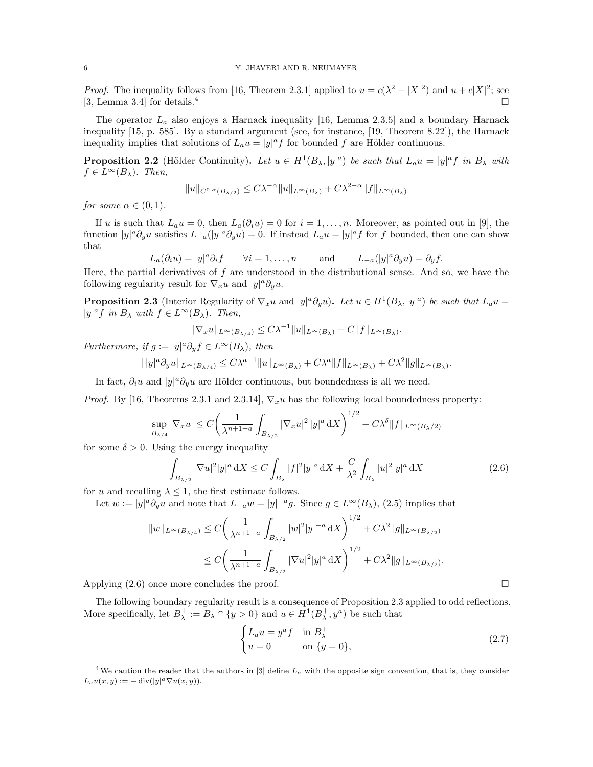*Proof.* The inequality follows from [16, Theorem 2.3.1] applied to $u = c(\lambda^2 - |X|^2)$ and $u + c|X|^2$; see [3, Lemma 3.4] for details.[4] $\square$

The operator $L_a$ also enjoys a Harnack inequality [16, Lemma 2.3.5] and a boundary Harnack inequality [15, p. 585]. By a standard argument (see, for instance, [19, Theorem 8.22]), the Harnack inequality implies that solutions of $L_a u = |y|^a f$ for bounded $f$ are Hölder continuous.

**Proposition 2.2** (Hölder Continuity)**.** *Let $u \in H^1(B_\lambda, |y|^a)$ be such that $L_a u = |y|^a f$ in $B_\lambda$ with $f \in L^\infty(B_\lambda)$. Then,*

$$\|u\|_{C^{0,\alpha}(B_{\lambda/2})} \leq C\lambda^{-\alpha}\|u\|_{L^\infty(B_\lambda)} + C\lambda^{2-\alpha}\|f\|_{L^\infty(B_\lambda)}$$

*for some $\alpha \in (0,1)$.*

If $u$ is such that $L_a u = 0$, then $L_a(\partial_i u) = 0$ for $i = 1, \dots, n$. Moreover, as pointed out in [9], the function $|y|^a \partial_y u$ satisfies $L_{-a}(|y|^a \partial_y u) = 0$. If instead $L_a u = |y|^a f$ for $f$ bounded, then one can show that

$$L_a(\partial_i u) = |y|^a \partial_i f \qquad \forall i = 1, \dots, n \qquad \text{and} \qquad L_{-a}(|y|^a \partial_y u) = \partial_y f.$$

Here, the partial derivatives of $f$ are understood in the distributional sense. And so, we have the following regularity result for $\nabla_x u$ and $|y|^a \partial_y u$.

**Proposition 2.3** (Interior Regularity of $\nabla_x u$ and $|y|^a \partial_y u$)**.** *Let $u \in H^1(B_\lambda, |y|^a)$ be such that $L_a u = |y|^a f$ in $B_\lambda$ with $f \in L^\infty(B_\lambda)$. Then,*

$$\|\nabla_x u\|_{L^\infty(B_{\lambda/4})} \leq C\lambda^{-1}\|u\|_{L^\infty(B_\lambda)} + C\|f\|_{L^\infty(B_\lambda)}.$$

*Furthermore, if $g := |y|^a \partial_y f \in L^\infty(B_\lambda)$, then*

$$\||y|^a \partial_y u\|_{L^\infty(B_{\lambda/4})} \leq C\lambda^{a-1}\|u\|_{L^\infty(B_\lambda)} + C\lambda^a\|f\|_{L^\infty(B_\lambda)} + C\lambda^2\|g\|_{L^\infty(B_\lambda)}.$$

In fact, $\partial_i u$ and $|y|^a \partial_y u$ are Hölder continuous, but boundedness is all we need.

*Proof.* By [16, Theorems 2.3.1 and 2.3.14], $\nabla_x u$ has the following local boundedness property:

$$\sup_{B_{\lambda/4}} |\nabla_x u| \leq C\left(\frac{1}{\lambda^{n+1+a}} \int_{B_{\lambda/2}} |\nabla_x u|^2 |y|^a \,\mathrm{d}X\right)^{1/2} + C\lambda^\delta \|f\|_{L^\infty(B_{\lambda/2})}$$

for some $\delta > 0$. Using the energy inequality

$$\int_{B_{\lambda/2}} |\nabla u|^2 |y|^a \,\mathrm{d}X \leq C\int_{B_\lambda} |f|^2 |y|^a \,\mathrm{d}X + \frac{C}{\lambda^2}\int_{B_\lambda} |u|^2 |y|^a \,\mathrm{d}X \tag{2.6}$$

for $u$ and recalling $\lambda \leq 1$, the first estimate follows.

Let $w := |y|^a \partial_y u$ and note that $L_{-a} w = |y|^{-a} g$. Since $g \in L^\infty(B_\lambda)$, (2.5) implies that

$$\begin{aligned}
\|w\|_{L^\infty(B_{\lambda/4})} &\leq C\left(\frac{1}{\lambda^{n+1-a}} \int_{B_{\lambda/2}} |w|^2 |y|^{-a} \,\mathrm{d}X\right)^{1/2} + C\lambda^2\|g\|_{L^\infty(B_{\lambda/2})} \\
&\leq C\left(\frac{1}{\lambda^{n+1-a}} \int_{B_{\lambda/2}} |\nabla u|^2 |y|^{a} \,\mathrm{d}X\right)^{1/2} + C\lambda^2\|g\|_{L^\infty(B_{\lambda/2})}.
\end{aligned}$$

Applying (2.6) once more concludes the proof. $\square$

The following boundary regularity result is a consequence of Proposition 2.3 applied to odd reflections. More specifically, let $B_\lambda^+ := B_\lambda \cap \{y > 0\}$ and $u \in H^1(B_\lambda^+, y^a)$ be such that

$$\begin{cases} L_a u = y^a f & \text{in } B_\lambda^+ \\ u = 0 & \text{on } \{y = 0\}, \end{cases} \tag{2.7}$$

---

[4] We caution the reader that the authors in [3] define $L_a$ with the opposite sign convention, that is, they consider $L_a u(x,y) := -\operatorname{div}(|y|^a \nabla u(x,y))$.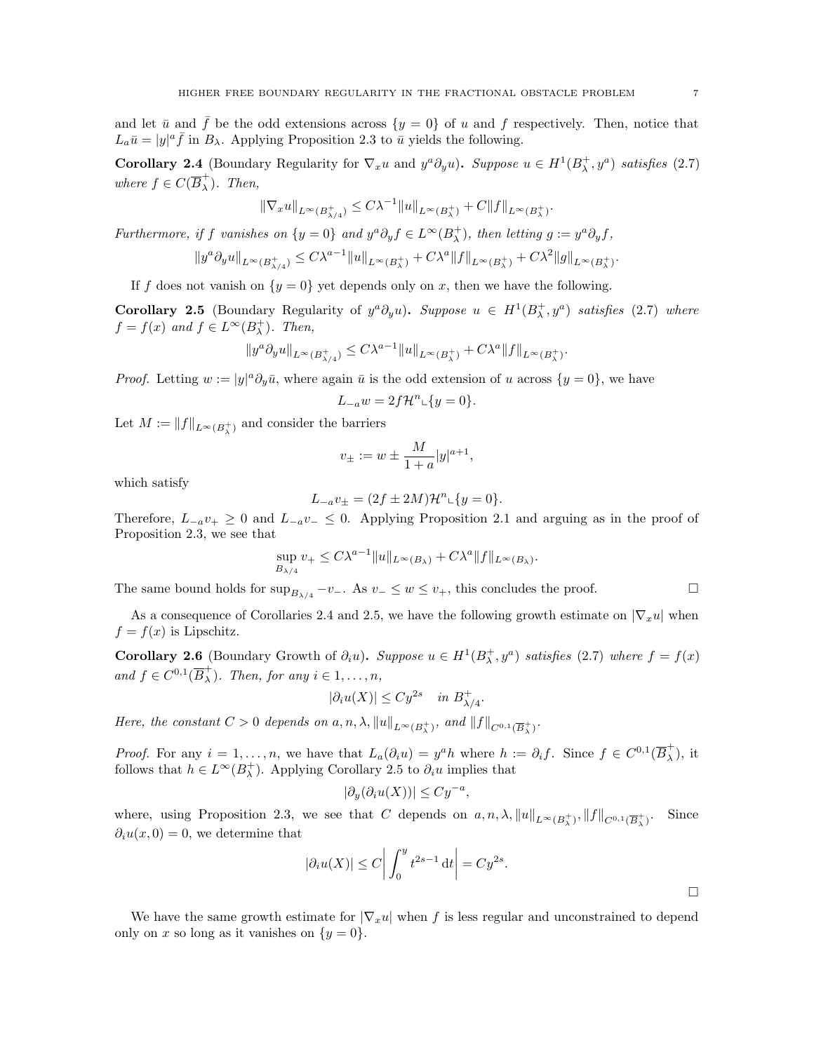and let $\bar{u}$ and $\bar{f}$ be the odd extensions across $\{y = 0\}$ of $u$ and $f$ respectively. Then, notice that $L_a \bar{u} = |y|^a \bar{f}$ in $B_\lambda$. Applying Proposition 2.3 to $\bar{u}$ yields the following.

**Corollary 2.4** (Boundary Regularity for $\nabla_x u$ and $y^a \partial_y u$)**.** *Suppose $u \in H^1(B_\lambda^+, y^a)$ satisfies (2.7) where $f \in C(\overline{B}_\lambda^+)$. Then,*

$$\|\nabla_x u\|_{L^\infty(B_{\lambda/4}^+)} \leq C\lambda^{-1}\|u\|_{L^\infty(B_\lambda^+)} + C\|f\|_{L^\infty(B_\lambda^+)}.$$

*Furthermore, if $f$ vanishes on $\{y = 0\}$ and $y^a \partial_y f \in L^\infty(B_\lambda^+)$, then letting $g := y^a \partial_y f$,*

$$\|y^a \partial_y u\|_{L^\infty(B_{\lambda/4}^+)} \leq C\lambda^{a-1}\|u\|_{L^\infty(B_\lambda^+)} + C\lambda^a\|f\|_{L^\infty(B_\lambda^+)} + C\lambda^2\|g\|_{L^\infty(B_\lambda^+)}.$$

If $f$ does not vanish on $\{y = 0\}$ yet depends only on $x$, then we have the following.

**Corollary 2.5** (Boundary Regularity of $y^a \partial_y u$)**.** *Suppose $u \in H^1(B_\lambda^+, y^a)$ satisfies (2.7) where $f = f(x)$ and $f \in L^\infty(B_\lambda^+)$. Then,*

$$\|y^a \partial_y u\|_{L^\infty(B_{\lambda/4}^+)} \leq C\lambda^{a-1}\|u\|_{L^\infty(B_\lambda^+)} + C\lambda^a\|f\|_{L^\infty(B_\lambda^+)}.$$

*Proof.* Letting $w := |y|^a \partial_y \bar{u}$, where again $\bar{u}$ is the odd extension of $u$ across $\{y = 0\}$, we have

$$L_{-a} w = 2f\mathcal{H}^n \llcorner \{y = 0\}.$$

Let $M := \|f\|_{L^\infty(B_\lambda^+)}$ and consider the barriers

$$v_\pm := w \pm \frac{M}{1+a}|y|^{a+1},$$

which satisfy

$$L_{-a} v_\pm = (2f \pm 2M)\mathcal{H}^n \llcorner \{y = 0\}.$$

Therefore, $L_{-a} v_+ \geq 0$ and $L_{-a} v_- \leq 0$. Applying Proposition 2.1 and arguing as in the proof of Proposition 2.3, we see that

$$\sup_{B_{\lambda/4}} v_+ \leq C\lambda^{a-1}\|u\|_{L^\infty(B_\lambda)} + C\lambda^a\|f\|_{L^\infty(B_\lambda)}.$$

The same bound holds for $\sup_{B_{\lambda/4}} -v_-$. As $v_- \leq w \leq v_+$, this concludes the proof. $\square$

As a consequence of Corollaries 2.4 and 2.5, we have the following growth estimate on $|\nabla_x u|$ when $f = f(x)$ is Lipschitz.

**Corollary 2.6** (Boundary Growth of $\partial_i u$)**.** *Suppose $u \in H^1(B_\lambda^+, y^a)$ satisfies (2.7) where $f = f(x)$ and $f \in C^{0,1}(\overline{B}_\lambda^+)$. Then, for any $i \in 1, \dots, n$,*

$$|\partial_i u(X)| \leq Cy^{2s} \quad \text{in } B_{\lambda/4}^+.$$

*Here, the constant $C > 0$ depends on $a, n, \lambda, \|u\|_{L^\infty(B_\lambda^+)}$, and $\|f\|_{C^{0,1}(\overline{B}_\lambda^+)}$.*

*Proof.* For any $i = 1, \dots, n$, we have that $L_a(\partial_i u) = y^a h$ where $h := \partial_i f$. Since $f \in C^{0,1}(\overline{B}_\lambda^+)$, it follows that $h \in L^\infty(B_\lambda^+)$. Applying Corollary 2.5 to $\partial_i u$ implies that

$$|\partial_y(\partial_i u(X))| \leq Cy^{-a},$$

where, using Proposition 2.3, we see that $C$ depends on $a, n, \lambda, \|u\|_{L^\infty(B_\lambda^+)}, \|f\|_{C^{0,1}(\overline{B}_\lambda^+)}$. Since $\partial_i u(x, 0) = 0$, we determine that

$$|\partial_i u(X)| \leq C\left|\int_0^y t^{2s-1}\,\mathrm{d}t\right| = Cy^{2s}.$$

$\square$

We have the same growth estimate for $|\nabla_x u|$ when $f$ is less regular and unconstrained to depend only on $x$ so long as it vanishes on $\{y = 0\}$.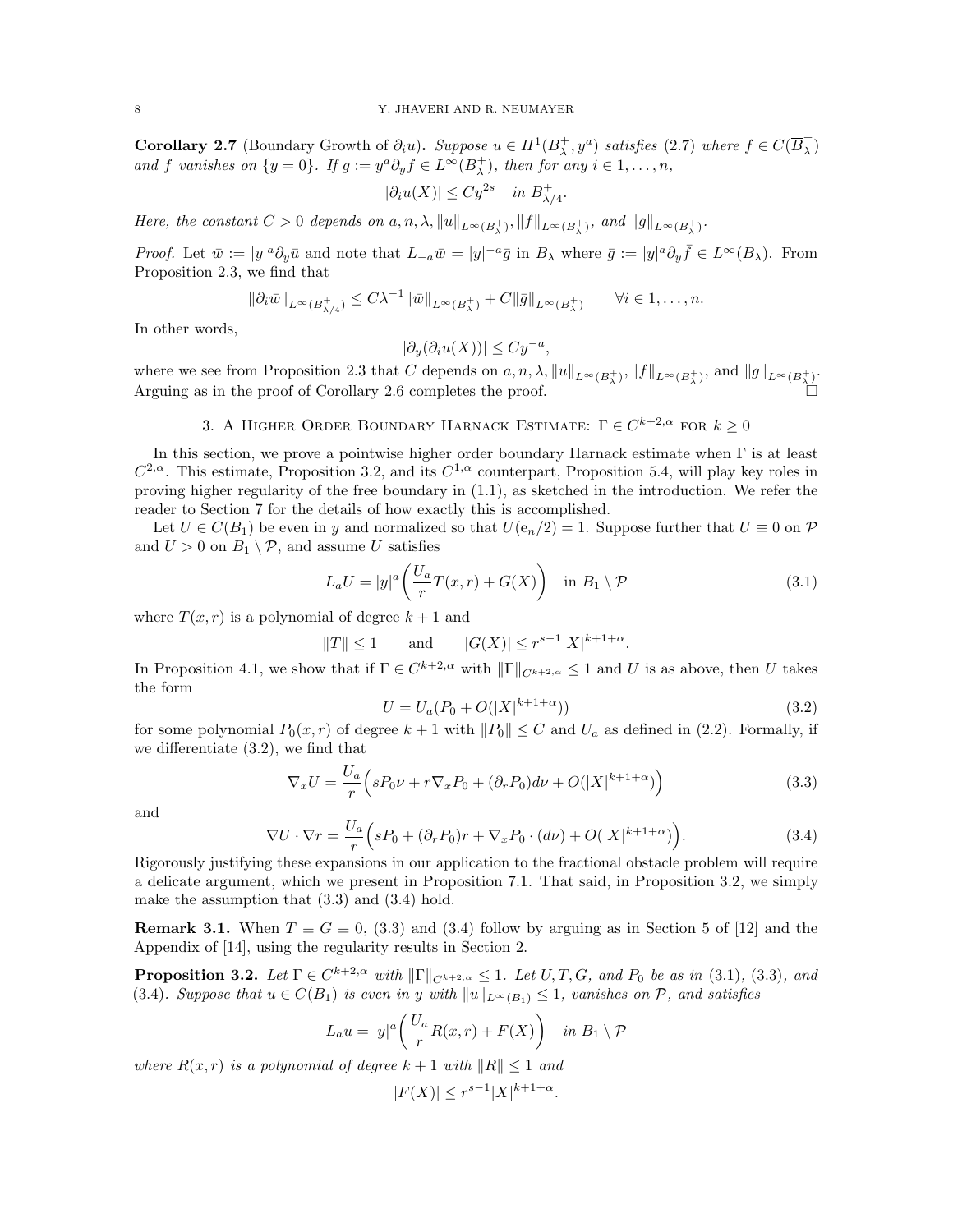**Corollary 2.7** (Boundary Growth of $\partial_i u$). *Suppose $u \in H^1(B^+_\lambda, y^a)$ satisfies (2.7) where $f \in C(\overline{B}^+_\lambda)$ and $f$ vanishes on $\{y = 0\}$. If $g := y^a \partial_y f \in L^\infty(B^+_\lambda)$, then for any $i \in 1, \dots, n$,*

$$|\partial_i u(X)| \leq C y^{2s} \quad \text{in } B^+_{\lambda/4}.$$

*Here, the constant $C > 0$ depends on $a, n, \lambda, \|u\|_{L^\infty(B^+_\lambda)}, \|f\|_{L^\infty(B^+_\lambda)}$, and $\|g\|_{L^\infty(B^+_\lambda)}$.*

*Proof.* Let $\bar{w} := |y|^a \partial_y \bar{u}$ and note that $L_{-a}\bar{w} = |y|^{-a}\bar{g}$ in $B_\lambda$ where $\bar{g} := |y|^a \partial_y \bar{f} \in L^\infty(B_\lambda)$. From Proposition 2.3, we find that

$$\|\partial_i \bar{w}\|_{L^\infty(B^+_{\lambda/4})} \leq C\lambda^{-1}\|\bar{w}\|_{L^\infty(B^+_\lambda)} + C\|\bar{g}\|_{L^\infty(B^+_\lambda)} \qquad \forall i \in 1, \dots, n.$$

In other words,

$$|\partial_y(\partial_i u(X))| \leq C y^{-a},$$

where we see from Proposition 2.3 that $C$ depends on $a, n, \lambda, \|u\|_{L^\infty(B^+_\lambda)}, \|f\|_{L^\infty(B^+_\lambda)}$, and $\|g\|_{L^\infty(B^+_\lambda)}$. Arguing as in the proof of Corollary 2.6 completes the proof. $\square$

## 3. A Higher Order Boundary Harnack Estimate: $\Gamma \in C^{k+2,\alpha}$ for $k \geq 0$

In this section, we prove a pointwise higher order boundary Harnack estimate when $\Gamma$ is at least $C^{2,\alpha}$. This estimate, Proposition 3.2, and its $C^{1,\alpha}$ counterpart, Proposition 5.4, will play key roles in proving higher regularity of the free boundary in (1.1), as sketched in the introduction. We refer the reader to Section 7 for the details of how exactly this is accomplished.

Let $U \in C(B_1)$ be even in $y$ and normalized so that $U(e_n/2) = 1$. Suppose further that $U \equiv 0$ on $\mathcal{P}$ and $U > 0$ on $B_1 \setminus \mathcal{P}$, and assume $U$ satisfies

$$L_a U = |y|^a\bigg(\frac{U_a}{r}T(x,r) + G(X)\bigg) \quad \text{in } B_1 \setminus \mathcal{P} \tag{3.1}$$

where $T(x,r)$ is a polynomial of degree $k+1$ and

$$\|T\| \leq 1 \qquad \text{and} \qquad |G(X)| \leq r^{s-1}|X|^{k+1+\alpha}.$$

In Proposition 4.1, we show that if $\Gamma \in C^{k+2,\alpha}$ with $\|\Gamma\|_{C^{k+2,\alpha}} \leq 1$ and $U$ is as above, then $U$ takes the form

$$U = U_a(P_0 + O(|X|^{k+1+\alpha})) \tag{3.2}$$

for some polynomial $P_0(x,r)$ of degree $k+1$ with $\|P_0\| \leq C$ and $U_a$ as defined in (2.2). Formally, if we differentiate (3.2), we find that

$$\nabla_x U = \frac{U_a}{r}\Big(sP_0\nu + r\nabla_x P_0 + (\partial_r P_0)d\nu + O(|X|^{k+1+\alpha})\Big) \tag{3.3}$$

and

$$\nabla U \cdot \nabla r = \frac{U_a}{r}\Big(sP_0 + (\partial_r P_0)r + \nabla_x P_0 \cdot (d\nu) + O(|X|^{k+1+\alpha})\Big). \tag{3.4}$$

Rigorously justifying these expansions in our application to the fractional obstacle problem will require a delicate argument, which we present in Proposition 7.1. That said, in Proposition 3.2, we simply make the assumption that (3.3) and (3.4) hold.

**Remark 3.1.** When $T \equiv G \equiv 0$, (3.3) and (3.4) follow by arguing as in Section 5 of [12] and the Appendix of [14], using the regularity results in Section 2.

**Proposition 3.2.** *Let $\Gamma \in C^{k+2,\alpha}$ with $\|\Gamma\|_{C^{k+2,\alpha}} \leq 1$. Let $U, T, G$, and $P_0$ be as in (3.1), (3.3), and (3.4). Suppose that $u \in C(B_1)$ is even in $y$ with $\|u\|_{L^\infty(B_1)} \leq 1$, vanishes on $\mathcal{P}$, and satisfies*

$$L_a u = |y|^a\bigg(\frac{U_a}{r}R(x,r) + F(X)\bigg) \quad \text{in } B_1 \setminus \mathcal{P}$$

*where $R(x,r)$ is a polynomial of degree $k+1$ with $\|R\| \leq 1$ and*

$$|F(X)| \leq r^{s-1}|X|^{k+1+\alpha}.$$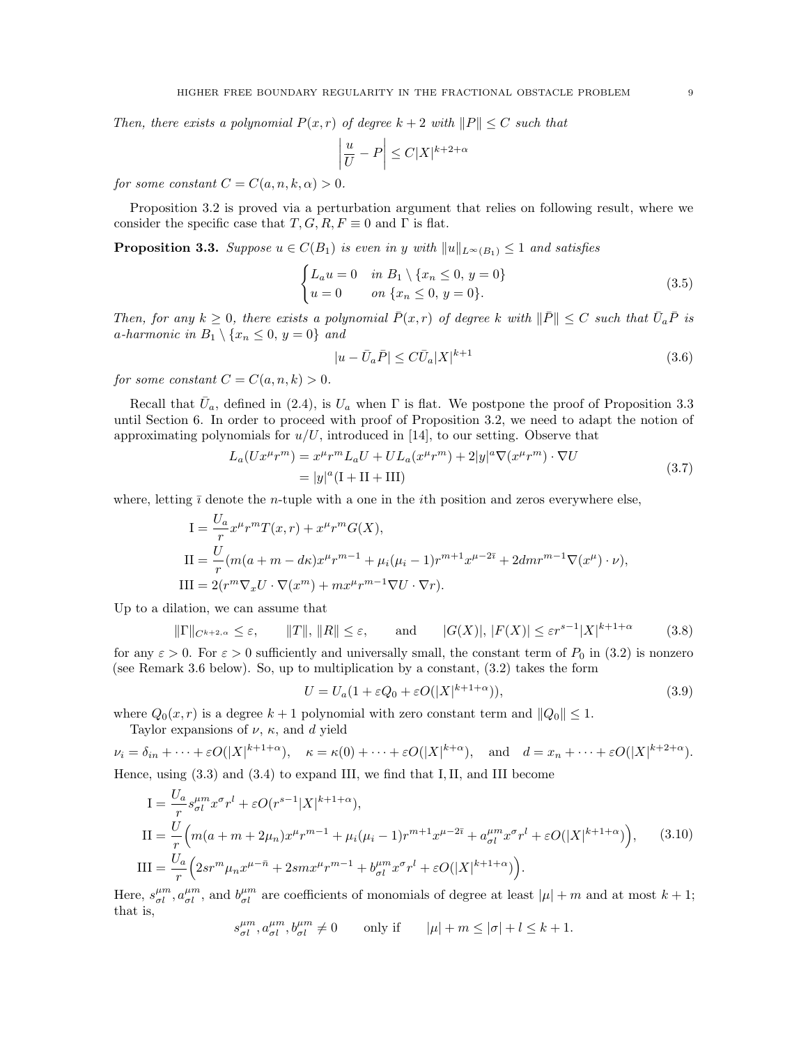*Then, there exists a polynomial $P(x,r)$ of degree $k+2$ with $\|P\| \le C$ such that*

$$\left| \frac{u}{U} - P \right| \le C|X|^{k+2+\alpha}$$

*for some constant $C = C(a,n,k,\alpha) > 0$.*

Proposition 3.2 is proved via a perturbation argument that relies on following result, where we consider the specific case that $T, G, R, F \equiv 0$ and $\Gamma$ is flat.

**Proposition 3.3.** *Suppose $u \in C(B_1)$ is even in $y$ with $\|u\|_{L^\infty(B_1)} \le 1$ and satisfies*

$$\begin{cases} L_a u = 0 & \text{in } B_1 \setminus \{x_n \le 0,\, y = 0\} \\ u = 0 & \text{on } \{x_n \le 0,\, y = 0\}. \end{cases} \tag{3.5}$$

*Then, for any $k \ge 0$, there exists a polynomial $\bar{P}(x,r)$ of degree $k$ with $\|\bar{P}\| \le C$ such that $\bar{U}_a \bar{P}$ is $a$-harmonic in $B_1 \setminus \{x_n \le 0,\, y = 0\}$ and*

$$|u - \bar{U}_a \bar{P}| \le C \bar{U}_a |X|^{k+1} \tag{3.6}$$

*for some constant $C = C(a,n,k) > 0$.*

Recall that $\bar{U}_a$, defined in (2.4), is $U_a$ when $\Gamma$ is flat. We postpone the proof of Proposition 3.3 until Section 6. In order to proceed with proof of Proposition 3.2, we need to adapt the notion of approximating polynomials for $u/U$, introduced in [14], to our setting. Observe that

$$\begin{aligned} L_a(Ux^\mu r^m) &= x^\mu r^m L_a U + U L_a(x^\mu r^m) + 2|y|^a \nabla(x^\mu r^m) \cdot \nabla U \\ &= |y|^a(\mathrm{I} + \mathrm{II} + \mathrm{III}) \end{aligned} \tag{3.7}$$

where, letting $\bar{\imath}$ denote the $n$-tuple with a one in the $i$th position and zeros everywhere else,

$$\begin{aligned} \mathrm{I} &= \frac{U_a}{r} x^\mu r^m T(x,r) + x^\mu r^m G(X), \\ \mathrm{II} &= \frac{U}{r}(m(a+m-d\kappa)x^\mu r^{m-1} + \mu_i(\mu_i - 1) r^{m+1} x^{\mu - 2\bar{\imath}} + 2dmr^{m-1}\nabla(x^\mu) \cdot \nu), \\ \mathrm{III} &= 2(r^m \nabla_x U \cdot \nabla(x^m) + m x^\mu r^{m-1} \nabla U \cdot \nabla r). \end{aligned}$$

Up to a dilation, we can assume that

$$\|\Gamma\|_{C^{k+2,\alpha}} \le \varepsilon, \qquad \|T\|,\, \|R\| \le \varepsilon, \qquad \text{and} \qquad |G(X)|,\, |F(X)| \le \varepsilon r^{s-1}|X|^{k+1+\alpha} \tag{3.8}$$

for any $\varepsilon > 0$. For $\varepsilon > 0$ sufficiently and universally small, the constant term of $P_0$ in (3.2) is nonzero (see Remark 3.6 below). So, up to multiplication by a constant, (3.2) takes the form

$$U = U_a(1 + \varepsilon Q_0 + \varepsilon O(|X|^{k+1+\alpha})), \tag{3.9}$$

where $Q_0(x,r)$ is a degree $k+1$ polynomial with zero constant term and $\|Q_0\| \le 1$.

Taylor expansions of $\nu$, $\kappa$, and $d$ yield

$$\nu_i = \delta_{in} + \dots + \varepsilon O(|X|^{k+1+\alpha}), \quad \kappa = \kappa(0) + \dots + \varepsilon O(|X|^{k+\alpha}), \quad \text{and} \quad d = x_n + \dots + \varepsilon O(|X|^{k+2+\alpha}).$$

Hence, using (3.3) and (3.4) to expand III, we find that I, II, and III become

$$\begin{aligned} \mathrm{I} &= \frac{U_a}{r} s_{\sigma l}^{\mu m} x^\sigma r^l + \varepsilon O(r^{s-1}|X|^{k+1+\alpha}), \\ \mathrm{II} &= \frac{U}{r}\Big(m(a+m+2\mu_n)x^\mu r^{m-1} + \mu_i(\mu_i-1)r^{m+1}x^{\mu-2\bar{\imath}} + a_{\sigma l}^{\mu m} x^\sigma r^l + \varepsilon O(|X|^{k+1+\alpha})\Big), \\ \mathrm{III} &= \frac{U_a}{r}\Big(2sr^m \mu_n x^{\mu - \bar{n}} + 2smx^\mu r^{m-1} + b_{\sigma l}^{\mu m} x^\sigma r^l + \varepsilon O(|X|^{k+1+\alpha})\Big). \end{aligned} \tag{3.10}$$

Here, $s_{\sigma l}^{\mu m}, a_{\sigma l}^{\mu m}$, and $b_{\sigma l}^{\mu m}$ are coefficients of monomials of degree at least $|\mu| + m$ and at most $k+1$; that is,

$$s_{\sigma l}^{\mu m}, a_{\sigma l}^{\mu m}, b_{\sigma l}^{\mu m} \neq 0 \qquad \text{only if} \qquad |\mu| + m \le |\sigma| + l \le k+1.$$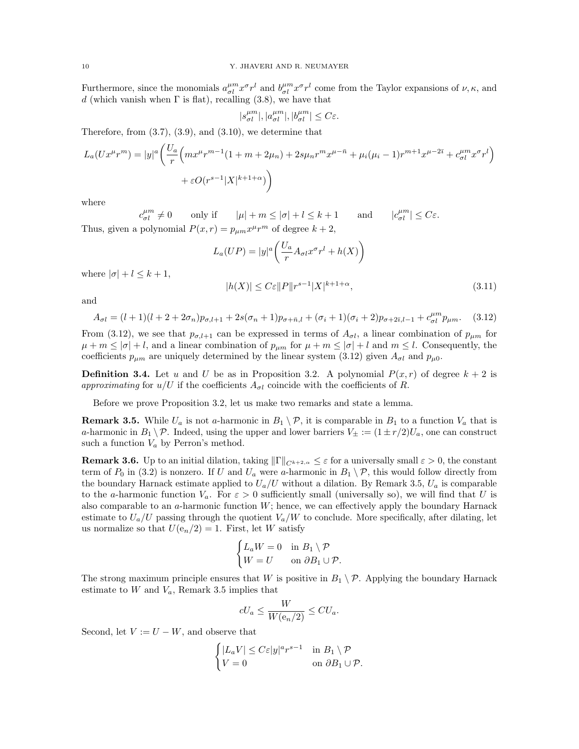Furthermore, since the monomials $a^{\mu m}_{\sigma l} x^\sigma r^l$ and $b^{\mu m}_{\sigma l} x^\sigma r^l$ come from the Taylor expansions of $\nu, \kappa$, and $d$ (which vanish when $\Gamma$ is flat), recalling (3.8), we have that

$$|s^{\mu m}_{\sigma l}|, |a^{\mu m}_{\sigma l}|, |b^{\mu m}_{\sigma l}| \leq C\varepsilon.$$

Therefore, from (3.7), (3.9), and (3.10), we determine that

$$L_a(Ux^\mu r^m) = |y|^a \bigg( \frac{U_a}{r}\Big( m x^\mu r^{m-1}(1 + m + 2\mu_n) + 2s\mu_n r^m x^{\mu - \bar{n}} + \mu_i(\mu_i - 1) r^{m+1} x^{\mu - 2\bar{\imath}} + c^{\mu m}_{\sigma l} x^\sigma r^l \Big) + \varepsilon O(r^{s-1}|X|^{k+1+\alpha}) \bigg)$$

where

$$c^{\mu m}_{\sigma l} \neq 0 \qquad \text{only if} \qquad |\mu| + m \leq |\sigma| + l \leq k+1 \qquad \text{and} \qquad |c^{\mu m}_{\sigma l}| \leq C\varepsilon.$$

Thus, given a polynomial $P(x, r) = p_{\mu m} x^\mu r^m$ of degree $k+2$,

$$L_a(UP) = |y|^a \bigg( \frac{U_a}{r} A_{\sigma l} x^\sigma r^l + h(X) \bigg)$$

where $|\sigma| + l \leq k+1$,

$$|h(X)| \leq C\varepsilon \|P\| r^{s-1} |X|^{k+1+\alpha}, \tag{3.11}$$

and

$$A_{\sigma l} = (l+1)(l+2+2\sigma_n) p_{\sigma, l+1} + 2s(\sigma_n + 1) p_{\sigma + \bar{n}, l} + (\sigma_i + 1)(\sigma_i + 2) p_{\sigma + 2\bar{\imath}, l-1} + c^{\mu m}_{\sigma l} p_{\mu m}. \tag{3.12}$$

From (3.12), we see that $p_{\sigma, l+1}$ can be expressed in terms of $A_{\sigma l}$, a linear combination of $p_{\mu m}$ for $\mu + m \leq |\sigma| + l$, and a linear combination of $p_{\mu m}$ for $\mu + m \leq |\sigma| + l$ and $m \leq l$. Consequently, the coefficients $p_{\mu m}$ are uniquely determined by the linear system (3.12) given $A_{\sigma l}$ and $p_{\mu 0}$.

**Definition 3.4.** Let $u$ and $U$ be as in Proposition 3.2. A polynomial $P(x, r)$ of degree $k+2$ is *approximating* for $u/U$ if the coefficients $A_{\sigma l}$ coincide with the coefficients of $R$.

Before we prove Proposition 3.2, let us make two remarks and state a lemma.

**Remark 3.5.** While $U_a$ is not $a$-harmonic in $B_1 \setminus \mathcal{P}$, it is comparable in $B_1$ to a function $V_a$ that is $a$-harmonic in $B_1 \setminus \mathcal{P}$. Indeed, using the upper and lower barriers $V_\pm := (1 \pm r/2) U_a$, one can construct such a function $V_a$ by Perron's method.

**Remark 3.6.** Up to an initial dilation, taking $\|\Gamma\|_{C^{k+2,\alpha}} \leq \varepsilon$ for a universally small $\varepsilon > 0$, the constant term of $P_0$ in (3.2) is nonzero. If $U$ and $U_a$ were $a$-harmonic in $B_1 \setminus \mathcal{P}$, this would follow directly from the boundary Harnack estimate applied to $U_a/U$ without a dilation. By Remark 3.5, $U_a$ is comparable to the $a$-harmonic function $V_a$. For $\varepsilon > 0$ sufficiently small (universally so), we will find that $U$ is also comparable to an $a$-harmonic function $W$; hence, we can effectively apply the boundary Harnack estimate to $U_a/U$ passing through the quotient $V_a/W$ to conclude. More specifically, after dilating, let us normalize so that $U(\mathrm{e}_n/2) = 1$. First, let $W$ satisfy

$$\begin{cases} L_a W = 0 & \text{in } B_1 \setminus \mathcal{P} \\ W = U & \text{on } \partial B_1 \cup \mathcal{P}. \end{cases}$$

The strong maximum principle ensures that $W$ is positive in $B_1 \setminus \mathcal{P}$. Applying the boundary Harnack estimate to $W$ and $V_a$, Remark 3.5 implies that

$$c U_a \leq \frac{W}{W(\mathrm{e}_n/2)} \leq C U_a.$$

Second, let $V := U - W$, and observe that

$$\begin{cases} |L_a V| \leq C\varepsilon |y|^a r^{s-1} & \text{in } B_1 \setminus \mathcal{P} \\ V = 0 & \text{on } \partial B_1 \cup \mathcal{P}. \end{cases}$$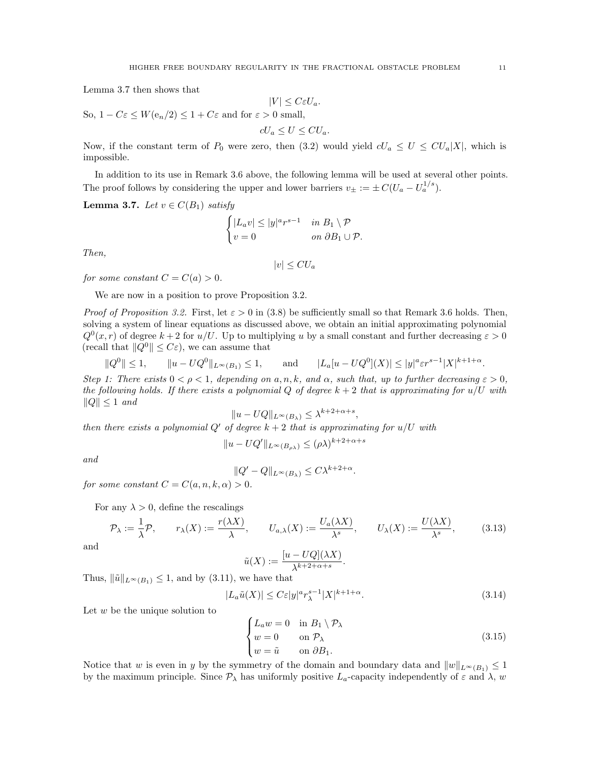Lemma 3.7 then shows that

$$|V| \le C\varepsilon U_a.$$

So, $1 - C\varepsilon \le W(\mathrm{e}_n/2) \le 1 + C\varepsilon$ and for $\varepsilon > 0$ small,

$$cU_a \le U \le CU_a.$$

Now, if the constant term of $P_0$ were zero, then (3.2) would yield $cU_a \le U \le CU_a|X|$, which is impossible.

In addition to its use in Remark 3.6 above, the following lemma will be used at several other points. The proof follows by considering the upper and lower barriers $v_\pm := \pm\, C(U_a - U_a^{1/s})$.

**Lemma 3.7.** *Let $v \in C(B_1)$ satisfy*

$$\begin{cases} |L_a v| \le |y|^a r^{s-1} & \text{in } B_1 \setminus \mathcal{P} \\ v = 0 & \text{on } \partial B_1 \cup \mathcal{P}. \end{cases}$$

*Then,*

$$|v| \le CU_a$$

*for some constant $C = C(a) > 0$.*

We are now in a position to prove Proposition 3.2.

*Proof of Proposition 3.2.* First, let $\varepsilon > 0$ in (3.8) be sufficiently small so that Remark 3.6 holds. Then, solving a system of linear equations as discussed above, we obtain an initial approximating polynomial $Q^0(x, r)$ of degree $k+2$ for $u/U$. Up to multiplying $u$ by a small constant and further decreasing $\varepsilon > 0$ (recall that $\|Q^0\| \le C\varepsilon$), we can assume that

$$\|Q^0\| \le 1, \qquad \|u - UQ^0\|_{L^\infty(B_1)} \le 1, \qquad \text{and} \qquad |L_a[u - UQ^0](X)| \le |y|^a \varepsilon r^{s-1}|X|^{k+1+\alpha}.$$

*Step 1: There exists $0 < \rho < 1$, depending on $a, n, k,$ and $\alpha$, such that, up to further decreasing $\varepsilon > 0$, the following holds. If there exists a polynomial $Q$ of degree $k+2$ that is approximating for $u/U$ with $\|Q\| \le 1$ and*

$$\|u - UQ\|_{L^\infty(B_\lambda)} \le \lambda^{k+2+\alpha+s},$$

*then there exists a polynomial $Q'$ of degree $k+2$ that is approximating for $u/U$ with*

$$\|u - UQ'\|_{L^\infty(B_{\rho\lambda})} \le (\rho\lambda)^{k+2+\alpha+s}$$

*and*

$$\|Q' - Q\|_{L^\infty(B_\lambda)} \le C\lambda^{k+2+\alpha}.$$

*for some constant $C = C(a, n, k, \alpha) > 0$.*

For any $\lambda > 0$, define the rescalings

$$\mathcal{P}_\lambda := \frac{1}{\lambda}\mathcal{P}, \qquad r_\lambda(X) := \frac{r(\lambda X)}{\lambda}, \qquad U_{a,\lambda}(X) := \frac{U_a(\lambda X)}{\lambda^s}, \qquad U_\lambda(X) := \frac{U(\lambda X)}{\lambda^s}, \tag{3.13}$$

and

$$\tilde{u}(X) := \frac{[u - UQ](\lambda X)}{\lambda^{k+2+\alpha+s}}.$$

Thus, $\|\tilde{u}\|_{L^\infty(B_1)} \le 1$, and by (3.11), we have that

$$|L_a \tilde{u}(X)| \le C\varepsilon |y|^a r_\lambda^{s-1}|X|^{k+1+\alpha}. \tag{3.14}$$

Let $w$ be the unique solution to

$$\begin{cases} L_a w = 0 & \text{in } B_1 \setminus \mathcal{P}_\lambda \\ w = 0 & \text{on } \mathcal{P}_\lambda \\ w = \tilde{u} & \text{on } \partial B_1. \end{cases} \tag{3.15}$$

Notice that $w$ is even in $y$ by the symmetry of the domain and boundary data and $\|w\|_{L^\infty(B_1)} \le 1$ by the maximum principle. Since $\mathcal{P}_\lambda$ has uniformly positive $L_a$-capacity independently of $\varepsilon$ and $\lambda$, $w$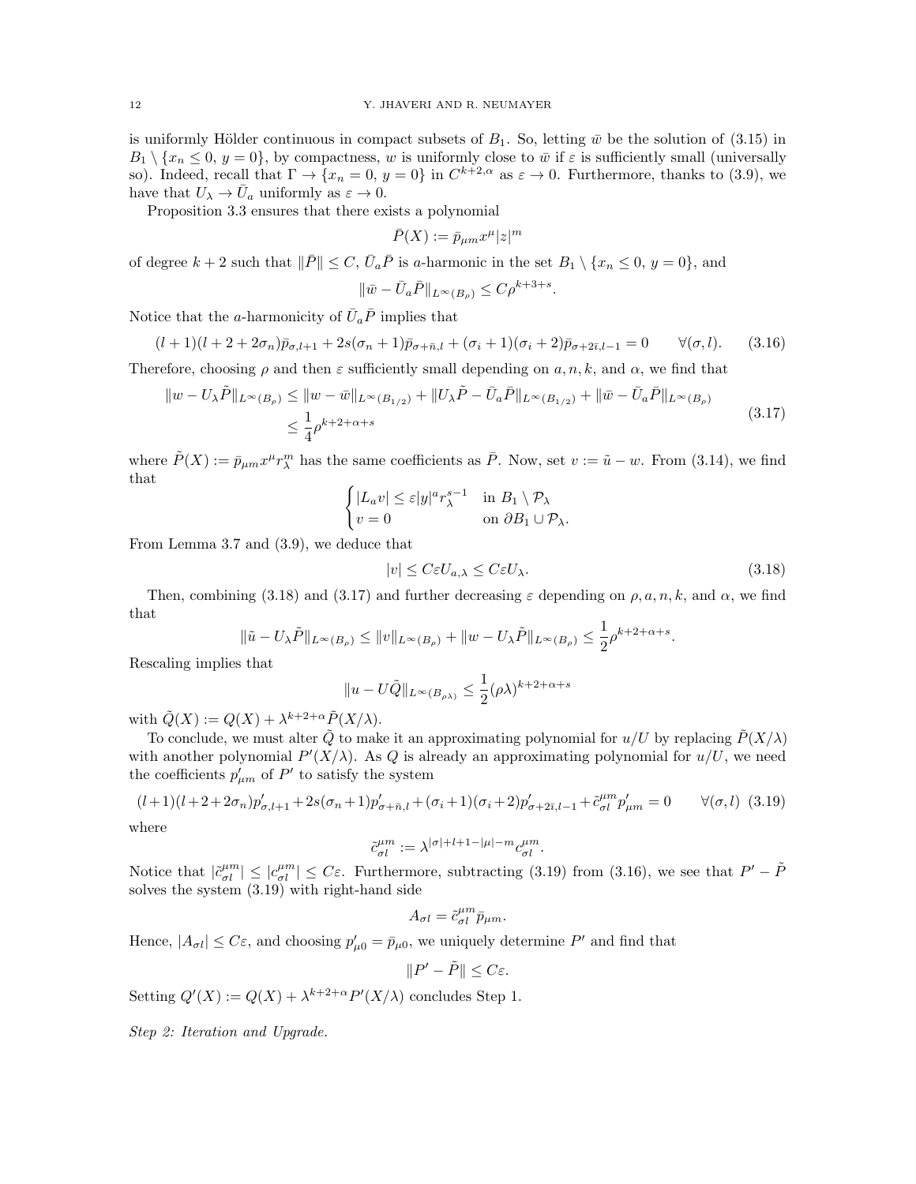is uniformly Hölder continuous in compact subsets of $B_1$. So, letting $\bar{w}$ be the solution of (3.15) in $B_1 \setminus \{x_n \leq 0,\ y = 0\}$, by compactness, $w$ is uniformly close to $\bar{w}$ if $\varepsilon$ is sufficiently small (universally so). Indeed, recall that $\Gamma \to \{x_n = 0,\ y = 0\}$ in $C^{k+2,\alpha}$ as $\varepsilon \to 0$. Furthermore, thanks to (3.9), we have that $U_\lambda \to \bar{U}_a$ uniformly as $\varepsilon \to 0$.

Proposition 3.3 ensures that there exists a polynomial

$$\bar{P}(X) := \bar{p}_{\mu m} x^\mu |z|^m$$

of degree $k+2$ such that $\|\bar{P}\| \leq C$, $\bar{U}_a \bar{P}$ is $a$-harmonic in the set $B_1 \setminus \{x_n \leq 0,\ y = 0\}$, and

$$\|\bar{w} - \bar{U}_a \bar{P}\|_{L^\infty(B_\rho)} \leq C\rho^{k+3+s}.$$

Notice that the $a$-harmonicity of $\bar{U}_a \bar{P}$ implies that

$$(l+1)(l+2+2\sigma_n)\bar{p}_{\sigma,l+1} + 2s(\sigma_n+1)\bar{p}_{\sigma+\bar{n},l} + (\sigma_i+1)(\sigma_i+2)\bar{p}_{\sigma+2\bar{\imath},l-1} = 0 \qquad \forall(\sigma, l). \tag{3.16}$$

Therefore, choosing $\rho$ and then $\varepsilon$ sufficiently small depending on $a, n, k$, and $\alpha$, we find that

$$\begin{aligned}\|w - U_\lambda \tilde{P}\|_{L^\infty(B_\rho)} &\leq \|w - \bar{w}\|_{L^\infty(B_{1/2})} + \|U_\lambda \tilde{P} - \bar{U}_a \bar{P}\|_{L^\infty(B_{1/2})} + \|\bar{w} - \bar{U}_a \bar{P}\|_{L^\infty(B_\rho)} \\ &\leq \frac{1}{4}\rho^{k+2+\alpha+s}\end{aligned} \tag{3.17}$$

where $\tilde{P}(X) := \bar{p}_{\mu m} x^\mu r_\lambda^m$ has the same coefficients as $\bar{P}$. Now, set $v := \tilde{u} - w$. From (3.14), we find that

$$\begin{cases} |L_a v| \leq \varepsilon |y|^a r_\lambda^{s-1} & \text{in } B_1 \setminus \mathcal{P}_\lambda \\ v = 0 & \text{on } \partial B_1 \cup \mathcal{P}_\lambda. \end{cases}$$

From Lemma 3.7 and (3.9), we deduce that

$$|v| \leq C\varepsilon U_{a,\lambda} \leq C\varepsilon U_\lambda. \tag{3.18}$$

Then, combining (3.18) and (3.17) and further decreasing $\varepsilon$ depending on $\rho, a, n, k$, and $\alpha$, we find that

$$\|\tilde{u} - U_\lambda \tilde{P}\|_{L^\infty(B_\rho)} \leq \|v\|_{L^\infty(B_\rho)} + \|w - U_\lambda \tilde{P}\|_{L^\infty(B_\rho)} \leq \frac{1}{2}\rho^{k+2+\alpha+s}.$$

Rescaling implies that

$$\|u - U\tilde{Q}\|_{L^\infty(B_{\rho\lambda})} \leq \frac{1}{2}(\rho\lambda)^{k+2+\alpha+s}$$

with $\tilde{Q}(X) := Q(X) + \lambda^{k+2+\alpha}\tilde{P}(X/\lambda)$.

To conclude, we must alter $\tilde{Q}$ to make it an approximating polynomial for $u/U$ by replacing $\tilde{P}(X/\lambda)$ with another polynomial $P'(X/\lambda)$. As $Q$ is already an approximating polynomial for $u/U$, we need the coefficients $p'_{\mu m}$ of $P'$ to satisfy the system

$$(l+1)(l+2+2\sigma_n)p'_{\sigma,l+1} + 2s(\sigma_n+1)p'_{\sigma+\bar{n},l} + (\sigma_i+1)(\sigma_i+2)p'_{\sigma+2\bar{\imath},l-1} + \tilde{c}_{\sigma l}^{\mu m} p'_{\mu m} = 0 \qquad \forall(\sigma, l) \tag{3.19}$$

where

$$\tilde{c}_{\sigma l}^{\mu m} := \lambda^{|\sigma|+l+1-|\mu|-m} c_{\sigma l}^{\mu m}.$$

Notice that $|\tilde{c}_{\sigma l}^{\mu m}| \leq |c_{\sigma l}^{\mu m}| \leq C\varepsilon$. Furthermore, subtracting (3.19) from (3.16), we see that $P' - \tilde{P}$ solves the system (3.19) with right-hand side

$$A_{\sigma l} = \tilde{c}_{\sigma l}^{\mu m} \bar{p}_{\mu m}.$$

Hence, $|A_{\sigma l}| \leq C\varepsilon$, and choosing $p'_{\mu 0} = \bar{p}_{\mu 0}$, we uniquely determine $P'$ and find that

$$\|P' - \tilde{P}\| \leq C\varepsilon.$$

Setting $Q'(X) := Q(X) + \lambda^{k+2+\alpha}P'(X/\lambda)$ concludes Step 1.

*Step 2: Iteration and Upgrade.*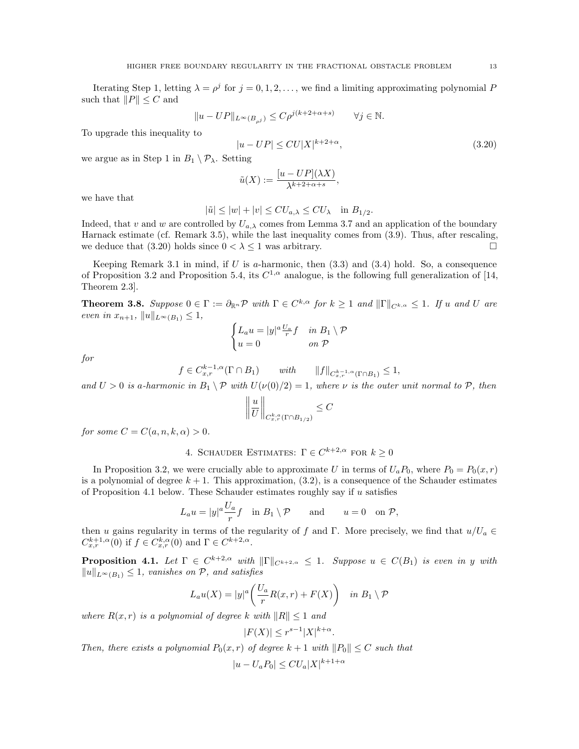Iterating Step 1, letting $\lambda = \rho^j$ for $j = 0, 1, 2, \ldots$, we find a limiting approximating polynomial $P$ such that $\|P\| \le C$ and

$$\|u - UP\|_{L^\infty(B_{\rho^j})} \le C\rho^{j(k+2+\alpha+s)} \qquad \forall j \in \mathbb{N}.$$

To upgrade this inequality to

$$|u - UP| \le CU|X|^{k+2+\alpha}, \tag{3.20}$$

we argue as in Step 1 in $B_1 \setminus \mathcal{P}_\lambda$. Setting

$$\tilde{u}(X) := \frac{[u - UP](\lambda X)}{\lambda^{k+2+\alpha+s}},$$

we have that

$$|\tilde{u}| \le |w| + |v| \le CU_{a,\lambda} \le CU_\lambda \quad \text{in } B_{1/2}.$$

Indeed, that $v$ and $w$ are controlled by $U_{a,\lambda}$ comes from Lemma 3.7 and an application of the boundary Harnack estimate (cf. Remark 3.5), while the last inequality comes from (3.9). Thus, after rescaling, we deduce that (3.20) holds since $0 < \lambda \le 1$ was arbitrary. $\square$

Keeping Remark 3.1 in mind, if $U$ is $a$-harmonic, then (3.3) and (3.4) hold. So, a consequence of Proposition 3.2 and Proposition 5.4, its $C^{1,\alpha}$ analogue, is the following full generalization of [14, Theorem 2.3].

**Theorem 3.8.** *Suppose $0 \in \Gamma := \partial_{\mathbb{R}^n}\mathcal{P}$ with $\Gamma \in C^{k,\alpha}$ for $k \ge 1$ and $\|\Gamma\|_{C^{k,\alpha}} \le 1$. If $u$ and $U$ are even in $x_{n+1}$, $\|u\|_{L^\infty(B_1)} \le 1$,*

$$\begin{cases} L_a u = |y|^a \frac{U_a}{r} f & \text{in } B_1 \setminus \mathcal{P} \\ u = 0 & \text{on } \mathcal{P} \end{cases}$$

*for*

$$f \in C^{k-1,\alpha}_{x,r}(\Gamma \cap B_1) \qquad \text{with} \qquad \|f\|_{C^{k-1,\alpha}_{x,r}(\Gamma\cap B_1)} \le 1,$$

*and $U > 0$ is $a$-harmonic in $B_1 \setminus \mathcal{P}$ with $U(\nu(0)/2) = 1$, where $\nu$ is the outer unit normal to $\mathcal{P}$, then*

$$\left\| \frac{u}{U} \right\|_{C^{k,\alpha}_{x,r}(\Gamma \cap B_{1/2})} \le C$$

*for some $C = C(a, n, k, \alpha) > 0$.*

## 4. Schauder Estimates: $\Gamma \in C^{k+2,\alpha}$ for $k \ge 0$

In Proposition 3.2, we were crucially able to approximate $U$ in terms of $U_a P_0$, where $P_0 = P_0(x, r)$ is a polynomial of degree $k+1$. This approximation, (3.2), is a consequence of the Schauder estimates of Proposition 4.1 below. These Schauder estimates roughly say if $u$ satisfies

$$L_a u = |y|^a \frac{U_a}{r} f \quad \text{in } B_1 \setminus \mathcal{P} \qquad \text{and} \qquad u = 0 \quad \text{on } \mathcal{P},$$

then $u$ gains regularity in terms of the regularity of $f$ and $\Gamma$. More precisely, we find that $u/U_a \in C^{k+1,\alpha}_{x,r}(0)$ if $f \in C^{k,\alpha}_{x,r}(0)$ and $\Gamma \in C^{k+2,\alpha}$.

**Proposition 4.1.** *Let $\Gamma \in C^{k+2,\alpha}$ with $\|\Gamma\|_{C^{k+2,\alpha}} \le 1$. Suppose $u \in C(B_1)$ is even in $y$ with $\|u\|_{L^\infty(B_1)} \le 1$, vanishes on $\mathcal{P}$, and satisfies*

$$L_a u(X) = |y|^a \left( \frac{U_a}{r} R(x, r) + F(X) \right) \quad \text{in } B_1 \setminus \mathcal{P}$$

*where $R(x, r)$ is a polynomial of degree $k$ with $\|R\| \le 1$ and*

$$|F(X)| \le r^{s-1}|X|^{k+\alpha}.$$

*Then, there exists a polynomial $P_0(x, r)$ of degree $k+1$ with $\|P_0\| \le C$ such that*

$$|u - U_a P_0| \le CU_a|X|^{k+1+\alpha}$$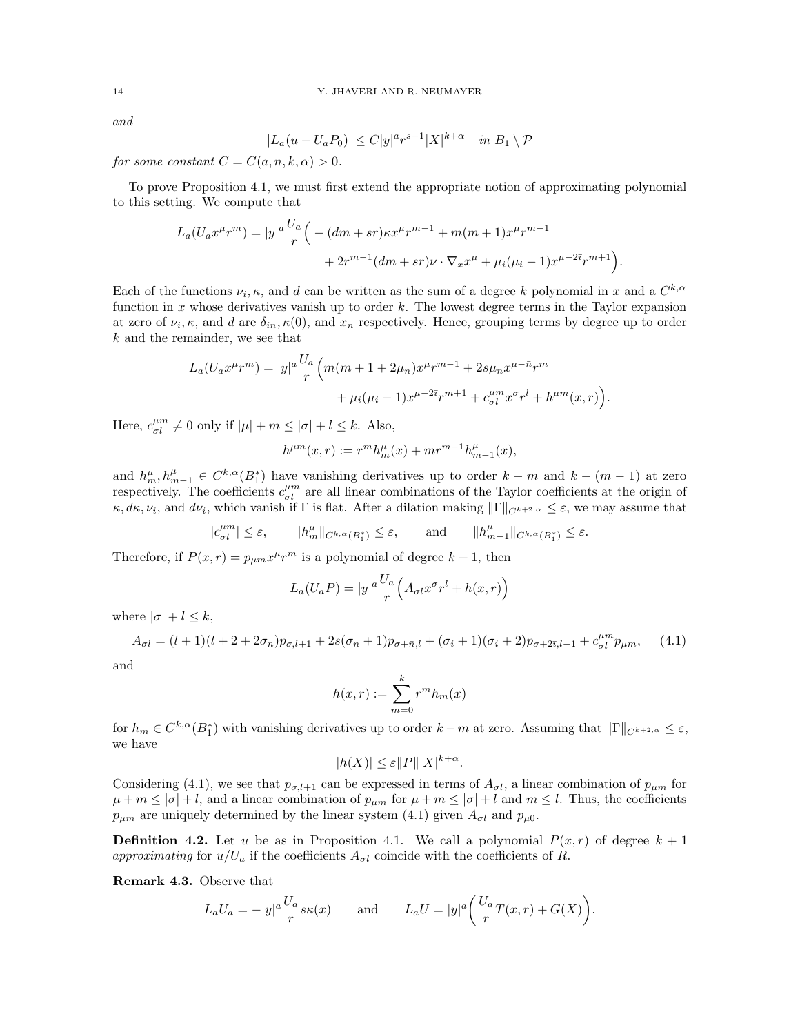*and*

$$|L_a(u - U_a P_0)| \leq C|y|^a r^{s-1}|X|^{k+\alpha} \quad \text{in } B_1 \setminus \mathcal{P}$$

*for some constant* $C = C(a, n, k, \alpha) > 0$.

To prove Proposition 4.1, we must first extend the appropriate notion of approximating polynomial to this setting. We compute that

$$L_a(U_a x^\mu r^m) = |y|^a \frac{U_a}{r}\Big( -(dm + sr)\kappa x^\mu r^{m-1} + m(m+1)x^\mu r^{m-1} + 2r^{m-1}(dm+sr)\nu \cdot \nabla_x x^\mu + \mu_i(\mu_i - 1)x^{\mu - 2\bar{i}} r^{m+1}\Big).$$

Each of the functions $\nu_i, \kappa$, and $d$ can be written as the sum of a degree $k$ polynomial in $x$ and a $C^{k,\alpha}$ function in $x$ whose derivatives vanish up to order $k$. The lowest degree terms in the Taylor expansion at zero of $\nu_i, \kappa$, and $d$ are $\delta_{in}, \kappa(0)$, and $x_n$ respectively. Hence, grouping terms by degree up to order $k$ and the remainder, we see that

$$L_a(U_a x^\mu r^m) = |y|^a \frac{U_a}{r}\Big( m(m+1+2\mu_n)x^\mu r^{m-1} + 2s\mu_n x^{\mu - \bar{n}} r^m + \mu_i(\mu_i - 1)x^{\mu - 2\bar{i}} r^{m+1} + c^{\mu m}_{\sigma l} x^\sigma r^l + h^{\mu m}(x,r)\Big).$$

Here, $c^{\mu m}_{\sigma l} \neq 0$ only if $|\mu| + m \leq |\sigma| + l \leq k$. Also,

$$h^{\mu m}(x,r) := r^m h^\mu_m(x) + m r^{m-1} h^\mu_{m-1}(x),$$

and $h^\mu_m, h^\mu_{m-1} \in C^{k,\alpha}(B_1^*)$ have vanishing derivatives up to order $k - m$ and $k - (m-1)$ at zero respectively. The coefficients $c^{\mu m}_{\sigma l}$ are all linear combinations of the Taylor coefficients at the origin of $\kappa, d\kappa, \nu_i$, and $d\nu_i$, which vanish if $\Gamma$ is flat. After a dilation making $\|\Gamma\|_{C^{k+2,\alpha}} \leq \varepsilon$, we may assume that

$$|c^{\mu m}_{\sigma l}| \leq \varepsilon, \qquad \|h^\mu_m\|_{C^{k,\alpha}(B_1^*)} \leq \varepsilon, \qquad \text{and} \qquad \|h^\mu_{m-1}\|_{C^{k,\alpha}(B_1^*)} \leq \varepsilon.$$

Therefore, if $P(x,r) = p_{\mu m} x^\mu r^m$ is a polynomial of degree $k+1$, then

$$L_a(U_a P) = |y|^a \frac{U_a}{r}\Big( A_{\sigma l} x^\sigma r^l + h(x,r)\Big)$$

where $|\sigma| + l \leq k$,

$$A_{\sigma l} = (l+1)(l+2+2\sigma_n)p_{\sigma, l+1} + 2s(\sigma_n + 1)p_{\sigma + \bar{n}, l} + (\sigma_i + 1)(\sigma_i + 2)p_{\sigma + 2\bar{i}, l-1} + c^{\mu m}_{\sigma l} p_{\mu m}, \tag{4.1}$$

and

$$h(x,r) := \sum_{m=0}^{k} r^m h_m(x)$$

for $h_m \in C^{k,\alpha}(B_1^*)$ with vanishing derivatives up to order $k - m$ at zero. Assuming that $\|\Gamma\|_{C^{k+2,\alpha}} \leq \varepsilon$, we have

$$|h(X)| \leq \varepsilon \|P\| |X|^{k+\alpha}.$$

Considering (4.1), we see that $p_{\sigma, l+1}$ can be expressed in terms of $A_{\sigma l}$, a linear combination of $p_{\mu m}$ for $\mu + m \leq |\sigma| + l$, and a linear combination of $p_{\mu m}$ for $\mu + m \leq |\sigma| + l$ and $m \leq l$. Thus, the coefficients $p_{\mu m}$ are uniquely determined by the linear system (4.1) given $A_{\sigma l}$ and $p_{\mu 0}$.

**Definition 4.2.** Let $u$ be as in Proposition 4.1. We call a polynomial $P(x,r)$ of degree $k+1$ *approximating* for $u/U_a$ if the coefficients $A_{\sigma l}$ coincide with the coefficients of $R$.

**Remark 4.3.** Observe that

$$L_a U_a = -|y|^a \frac{U_a}{r} s\kappa(x) \qquad \text{and} \qquad L_a U = |y|^a \bigg( \frac{U_a}{r} T(x,r) + G(X)\bigg).$$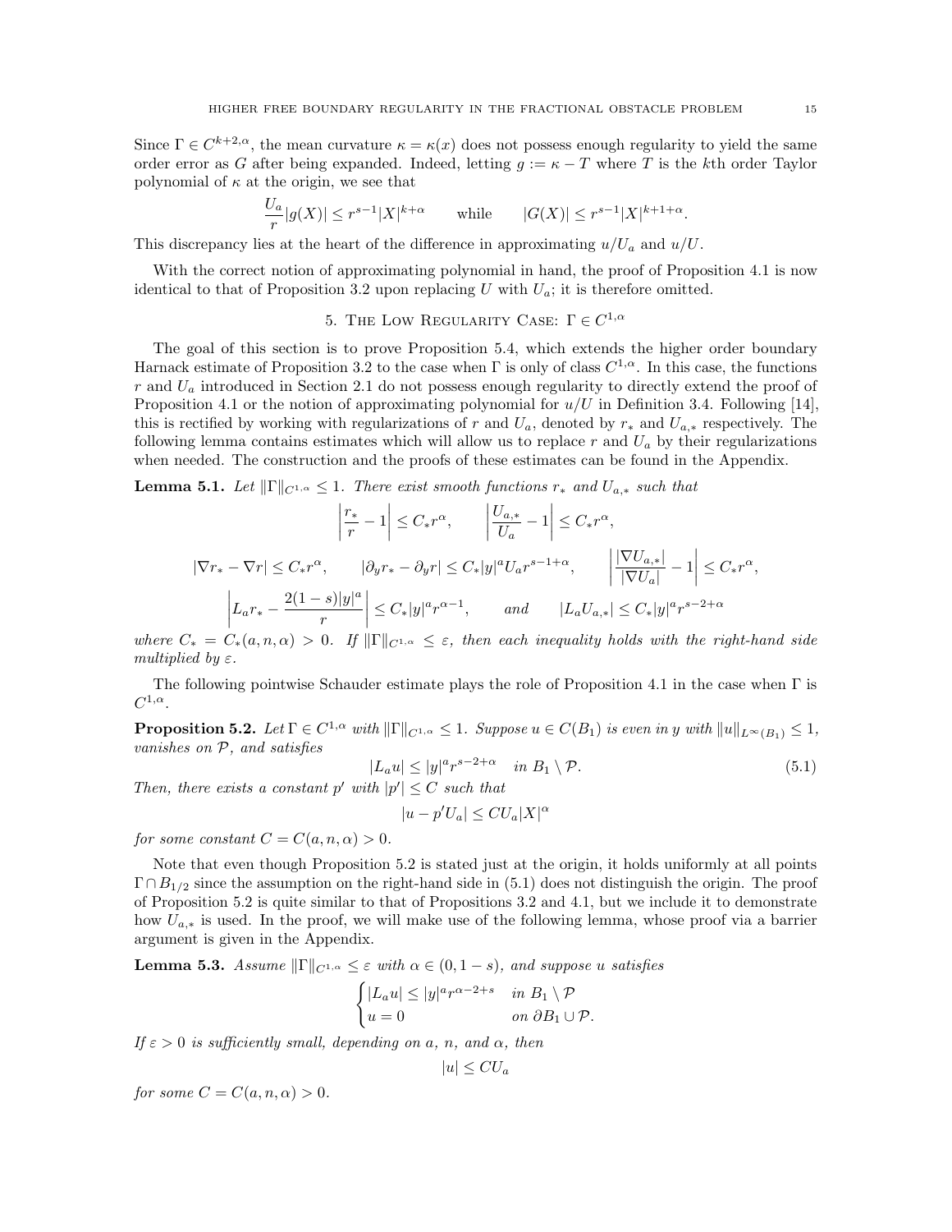Since $\Gamma \in C^{k+2,\alpha}$, the mean curvature $\kappa = \kappa(x)$ does not possess enough regularity to yield the same order error as $G$ after being expanded. Indeed, letting $g := \kappa - T$ where $T$ is the $k$th order Taylor polynomial of $\kappa$ at the origin, we see that

$$\frac{U_a}{r}|g(X)| \le r^{s-1}|X|^{k+\alpha} \qquad \text{while} \qquad |G(X)| \le r^{s-1}|X|^{k+1+\alpha}.$$

This discrepancy lies at the heart of the difference in approximating $u/U_a$ and $u/U$.

With the correct notion of approximating polynomial in hand, the proof of Proposition 4.1 is now identical to that of Proposition 3.2 upon replacing $U$ with $U_a$; it is therefore omitted.

## 5. The Low Regularity Case: $\Gamma \in C^{1,\alpha}$

The goal of this section is to prove Proposition 5.4, which extends the higher order boundary Harnack estimate of Proposition 3.2 to the case when $\Gamma$ is only of class $C^{1,\alpha}$. In this case, the functions $r$ and $U_a$ introduced in Section 2.1 do not possess enough regularity to directly extend the proof of Proposition 4.1 or the notion of approximating polynomial for $u/U$ in Definition 3.4. Following [14], this is rectified by working with regularizations of $r$ and $U_a$, denoted by $r_*$ and $U_{a,*}$ respectively. The following lemma contains estimates which will allow us to replace $r$ and $U_a$ by their regularizations when needed. The construction and the proofs of these estimates can be found in the Appendix.

**Lemma 5.1.** *Let $\|\Gamma\|_{C^{1,\alpha}} \le 1$. There exist smooth functions $r_*$ and $U_{a,*}$ such that*

$$\left|\frac{r_*}{r} - 1\right| \le C_* r^\alpha, \qquad \left|\frac{U_{a,*}}{U_a} - 1\right| \le C_* r^\alpha,$$

$$|\nabla r_* - \nabla r| \le C_* r^\alpha, \qquad |\partial_y r_* - \partial_y r| \le C_*|y|^a U_a r^{s-1+\alpha}, \qquad \left|\frac{|\nabla U_{a,*}|}{|\nabla U_a|} - 1\right| \le C_* r^\alpha,$$

$$\left|L_a r_* - \frac{2(1-s)|y|^a}{r}\right| \le C_*|y|^a r^{\alpha-1}, \qquad \text{and} \qquad |L_a U_{a,*}| \le C_*|y|^a r^{s-2+\alpha}$$

*where $C_* = C_*(a,n,\alpha) > 0$. If $\|\Gamma\|_{C^{1,\alpha}} \le \varepsilon$, then each inequality holds with the right-hand side multiplied by $\varepsilon$.*

The following pointwise Schauder estimate plays the role of Proposition 4.1 in the case when $\Gamma$ is $C^{1,\alpha}$.

**Proposition 5.2.** *Let $\Gamma \in C^{1,\alpha}$ with $\|\Gamma\|_{C^{1,\alpha}} \le 1$. Suppose $u \in C(B_1)$ is even in $y$ with $\|u\|_{L^\infty(B_1)} \le 1$, vanishes on $\mathcal{P}$, and satisfies*

$$|L_a u| \le |y|^a r^{s-2+\alpha} \quad \text{in } B_1 \setminus \mathcal{P}. \tag{5.1}$$

*Then, there exists a constant $p'$ with $|p'| \le C$ such that*

$$|u - p'U_a| \le CU_a|X|^\alpha$$

*for some constant $C = C(a,n,\alpha) > 0$.*

Note that even though Proposition 5.2 is stated just at the origin, it holds uniformly at all points $\Gamma \cap B_{1/2}$ since the assumption on the right-hand side in (5.1) does not distinguish the origin. The proof of Proposition 5.2 is quite similar to that of Propositions 3.2 and 4.1, but we include it to demonstrate how $U_{a,*}$ is used. In the proof, we will make use of the following lemma, whose proof via a barrier argument is given in the Appendix.

**Lemma 5.3.** *Assume $\|\Gamma\|_{C^{1,\alpha}} \le \varepsilon$ with $\alpha \in (0, 1-s)$, and suppose $u$ satisfies*

$$\begin{cases} |L_a u| \le |y|^a r^{\alpha-2+s} & \text{in } B_1 \setminus \mathcal{P} \\ u = 0 & \text{on } \partial B_1 \cup \mathcal{P}. \end{cases}$$

*If $\varepsilon > 0$ is sufficiently small, depending on $a$, $n$, and $\alpha$, then*

$$|u| \le CU_a$$

*for some $C = C(a,n,\alpha) > 0$.*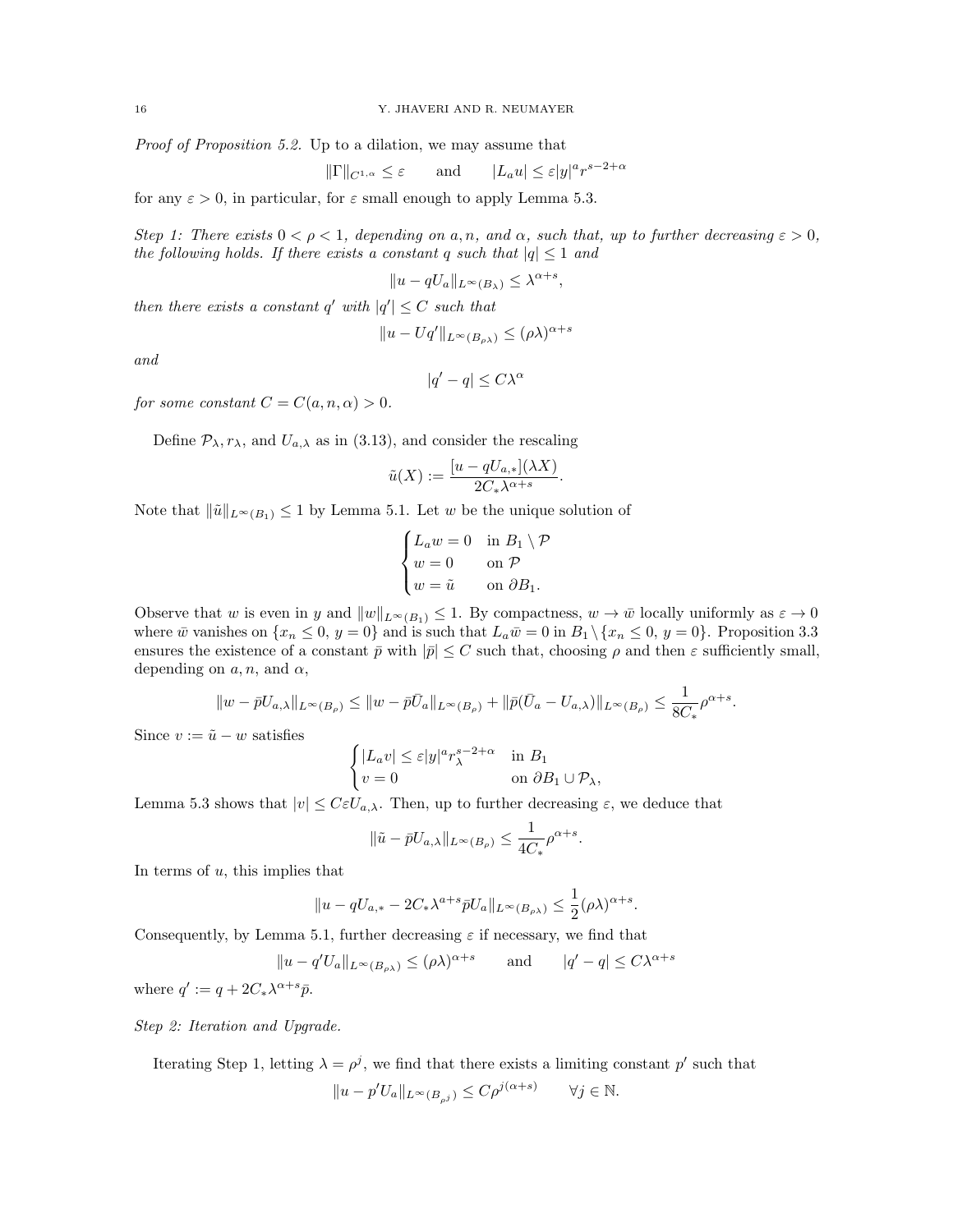*Proof of Proposition 5.2.* Up to a dilation, we may assume that

$$\|\Gamma\|_{C^{1,\alpha}} \leq \varepsilon \qquad \text{and} \qquad |L_a u| \leq \varepsilon |y|^a r^{s-2+\alpha}$$

for any $\varepsilon > 0$, in particular, for $\varepsilon$ small enough to apply Lemma 5.3.

*Step 1: There exists $0 < \rho < 1$, depending on $a, n,$ and $\alpha$, such that, up to further decreasing $\varepsilon > 0$, the following holds. If there exists a constant $q$ such that $|q| \leq 1$ and*

$$\|u - qU_a\|_{L^\infty(B_\lambda)} \leq \lambda^{\alpha+s},$$

*then there exists a constant $q'$ with $|q'| \leq C$ such that*

$$\|u - Uq'\|_{L^\infty(B_{\rho\lambda})} \leq (\rho\lambda)^{\alpha+s}$$

*and*

$$|q' - q| \leq C\lambda^\alpha$$

*for some constant $C = C(a, n, \alpha) > 0$.*

Define $\mathcal{P}_\lambda$, $r_\lambda$, and $U_{a,\lambda}$ as in (3.13), and consider the rescaling

$$\tilde{u}(X) := \frac{[u - qU_{a,*}](\lambda X)}{2C_* \lambda^{\alpha+s}}.$$

Note that $\|\tilde{u}\|_{L^\infty(B_1)} \leq 1$ by Lemma 5.1. Let $w$ be the unique solution of

$$\begin{cases} L_a w = 0 & \text{in } B_1 \setminus \mathcal{P} \\ w = 0 & \text{on } \mathcal{P} \\ w = \tilde{u} & \text{on } \partial B_1. \end{cases}$$

Observe that $w$ is even in $y$ and $\|w\|_{L^\infty(B_1)} \leq 1$. By compactness, $w \to \bar{w}$ locally uniformly as $\varepsilon \to 0$ where $\bar{w}$ vanishes on $\{x_n \leq 0,\ y = 0\}$ and is such that $L_a \bar{w} = 0$ in $B_1 \setminus \{x_n \leq 0,\ y = 0\}$. Proposition 3.3 ensures the existence of a constant $\bar{p}$ with $|\bar{p}| \leq C$ such that, choosing $\rho$ and then $\varepsilon$ sufficiently small, depending on $a, n,$ and $\alpha$,

$$\|w - \bar{p}U_{a,\lambda}\|_{L^\infty(B_\rho)} \leq \|w - \bar{p}\bar{U}_a\|_{L^\infty(B_\rho)} + \|\bar{p}(\bar{U}_a - U_{a,\lambda})\|_{L^\infty(B_\rho)} \leq \frac{1}{8C_*}\rho^{\alpha+s}.$$

Since $v := \tilde{u} - w$ satisfies

$$\begin{cases} |L_a v| \leq \varepsilon |y|^a r_\lambda^{s-2+\alpha} & \text{in } B_1 \\ v = 0 & \text{on } \partial B_1 \cup \mathcal{P}_\lambda, \end{cases}$$

Lemma 5.3 shows that $|v| \leq C\varepsilon U_{a,\lambda}$. Then, up to further decreasing $\varepsilon$, we deduce that

$$\|\tilde{u} - \bar{p}U_{a,\lambda}\|_{L^\infty(B_\rho)} \leq \frac{1}{4C_*}\rho^{\alpha+s}.$$

In terms of $u$, this implies that

$$\|u - qU_{a,*} - 2C_*\lambda^{a+s}\bar{p}U_a\|_{L^\infty(B_{\rho\lambda})} \leq \frac{1}{2}(\rho\lambda)^{\alpha+s}.$$

Consequently, by Lemma 5.1, further decreasing $\varepsilon$ if necessary, we find that

$$\|u - q'U_a\|_{L^\infty(B_{\rho\lambda})} \leq (\rho\lambda)^{\alpha+s} \qquad \text{and} \qquad |q' - q| \leq C\lambda^{\alpha+s}$$

where $q' := q + 2C_*\lambda^{\alpha+s}\bar{p}$.

*Step 2: Iteration and Upgrade.*

Iterating Step 1, letting $\lambda = \rho^j$, we find that there exists a limiting constant $p'$ such that

$$\|u - p'U_a\|_{L^\infty(B_{\rho^j})} \leq C\rho^{j(\alpha+s)} \qquad \forall j \in \mathbb{N}.$$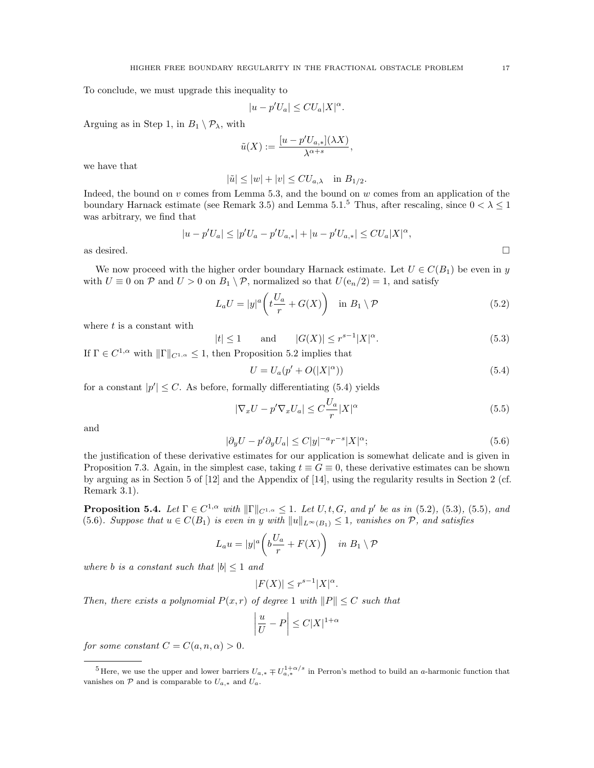To conclude, we must upgrade this inequality to

$$|u - p'U_a| \leq CU_a|X|^\alpha.$$

Arguing as in Step 1, in $B_1 \setminus \mathcal{P}_\lambda$, with

$$\tilde{u}(X) := \frac{[u - p'U_{a,*}](\lambda X)}{\lambda^{\alpha+s}},$$

we have that

$$|\tilde{u}| \leq |w| + |v| \leq CU_{a,\lambda} \quad \text{in } B_{1/2}.$$

Indeed, the bound on $v$ comes from Lemma 5.3, and the bound on $w$ comes from an application of the boundary Harnack estimate (see Remark 3.5) and Lemma 5.1.[5] Thus, after rescaling, since $0 < \lambda \leq 1$ was arbitrary, we find that

$$|u - p'U_a| \leq |p'U_a - p'U_{a,*}| + |u - p'U_{a,*}| \leq CU_a|X|^\alpha,$$

as desired. □

We now proceed with the higher order boundary Harnack estimate. Let $U \in C(B_1)$ be even in $y$ with $U \equiv 0$ on $\mathcal{P}$ and $U > 0$ on $B_1 \setminus \mathcal{P}$, normalized so that $U(\mathrm{e}_n/2) = 1$, and satisfy

$$L_a U = |y|^a \left( t\frac{U_a}{r} + G(X) \right) \quad \text{in } B_1 \setminus \mathcal{P} \tag{5.2}$$

where $t$ is a constant with

$$|t| \leq 1 \qquad \text{and} \qquad |G(X)| \leq r^{s-1}|X|^\alpha. \tag{5.3}$$

If $\Gamma \in C^{1,\alpha}$ with $\|\Gamma\|_{C^{1,\alpha}} \leq 1$, then Proposition 5.2 implies that

$$U = U_a(p' + O(|X|^\alpha)) \tag{5.4}$$

for a constant $|p'| \leq C$. As before, formally differentiating (5.4) yields

$$|\nabla_x U - p'\nabla_x U_a| \leq C\frac{U_a}{r}|X|^\alpha \tag{5.5}$$

and

$$|\partial_y U - p'\partial_y U_a| \leq C|y|^{-a}r^{-s}|X|^\alpha; \tag{5.6}$$

the justification of these derivative estimates for our application is somewhat delicate and is given in Proposition 7.3. Again, in the simplest case, taking $t \equiv G \equiv 0$, these derivative estimates can be shown by arguing as in Section 5 of [12] and the Appendix of [14], using the regularity results in Section 2 (cf. Remark 3.1).

**Proposition 5.4.** *Let $\Gamma \in C^{1,\alpha}$ with $\|\Gamma\|_{C^{1,\alpha}} \leq 1$. Let $U, t, G$, and $p'$ be as in (5.2), (5.3), (5.5), and (5.6). Suppose that $u \in C(B_1)$ is even in $y$ with $\|u\|_{L^\infty(B_1)} \leq 1$, vanishes on $\mathcal{P}$, and satisfies*

$$L_a u = |y|^a \left( b\frac{U_a}{r} + F(X) \right) \quad \text{in } B_1 \setminus \mathcal{P}$$

*where $b$ is a constant such that $|b| \leq 1$ and*

$$|F(X)| \leq r^{s-1}|X|^\alpha.$$

*Then, there exists a polynomial $P(x, r)$ of degree 1 with $\|P\| \leq C$ such that*

$$\left| \frac{u}{U} - P \right| \leq C|X|^{1+\alpha}$$

*for some constant $C = C(a, n, \alpha) > 0$.*

---

[5] Here, we use the upper and lower barriers $U_{a,*} \mp U_{a,*}^{1+\alpha/s}$ in Perron's method to build an $a$-harmonic function that vanishes on $\mathcal{P}$ and is comparable to $U_{a,*}$ and $U_a$.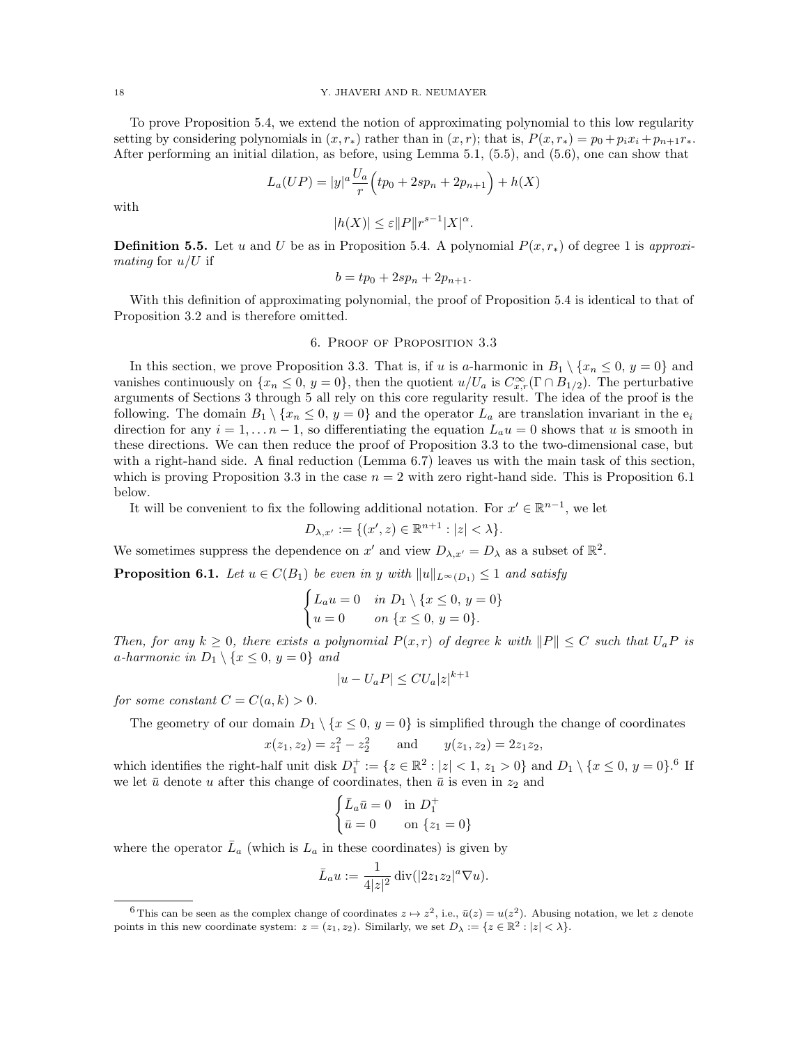To prove Proposition 5.4, we extend the notion of approximating polynomial to this low regularity setting by considering polynomials in $(x, r_*)$ rather than in $(x, r)$; that is, $P(x, r_*) = p_0 + p_i x_i + p_{n+1} r_*$. After performing an initial dilation, as before, using Lemma 5.1, (5.5), and (5.6), one can show that

$$L_a(UP) = |y|^a \frac{U_a}{r}\Big(tp_0 + 2sp_n + 2p_{n+1}\Big) + h(X)$$

with

$$|h(X)| \leq \varepsilon \|P\| r^{s-1} |X|^\alpha.$$

**Definition 5.5.** Let $u$ and $U$ be as in Proposition 5.4. A polynomial $P(x, r_*)$ of degree 1 is *approximating* for $u/U$ if

$$b = tp_0 + 2sp_n + 2p_{n+1}.$$

With this definition of approximating polynomial, the proof of Proposition 5.4 is identical to that of Proposition 3.2 and is therefore omitted.

## 6. Proof of Proposition 3.3

In this section, we prove Proposition 3.3. That is, if $u$ is $a$-harmonic in $B_1 \setminus \{x_n \leq 0,\, y = 0\}$ and vanishes continuously on $\{x_n \leq 0,\, y = 0\}$, then the quotient $u/U_a$ is $C^\infty_{x,r}(\Gamma \cap B_{1/2})$. The perturbative arguments of Sections 3 through 5 all rely on this core regularity result. The idea of the proof is the following. The domain $B_1 \setminus \{x_n \leq 0,\, y = 0\}$ and the operator $L_a$ are translation invariant in the $\mathrm{e}_i$ direction for any $i = 1, \dots n-1$, so differentiating the equation $L_a u = 0$ shows that $u$ is smooth in these directions. We can then reduce the proof of Proposition 3.3 to the two-dimensional case, but with a right-hand side. A final reduction (Lemma 6.7) leaves us with the main task of this section, which is proving Proposition 3.3 in the case $n = 2$ with zero right-hand side. This is Proposition 6.1 below.

It will be convenient to fix the following additional notation. For $x' \in \mathbb{R}^{n-1}$, we let

$$D_{\lambda, x'} := \{(x', z) \in \mathbb{R}^{n+1} : |z| < \lambda\}.$$

We sometimes suppress the dependence on $x'$ and view $D_{\lambda, x'} = D_\lambda$ as a subset of $\mathbb{R}^2$.

**Proposition 6.1.** *Let $u \in C(B_1)$ be even in $y$ with $\|u\|_{L^\infty(D_1)} \leq 1$ and satisfy*

$$\begin{cases} L_a u = 0 & \text{in } D_1 \setminus \{x \leq 0,\, y = 0\} \\ u = 0 & \text{on } \{x \leq 0,\, y = 0\}. \end{cases}$$

*Then, for any $k \geq 0$, there exists a polynomial $P(x, r)$ of degree $k$ with $\|P\| \leq C$ such that $U_a P$ is $a$-harmonic in $D_1 \setminus \{x \leq 0,\, y = 0\}$ and*

$$|u - U_a P| \leq C U_a |z|^{k+1}$$

*for some constant $C = C(a, k) > 0$.*

The geometry of our domain $D_1 \setminus \{x \leq 0,\, y = 0\}$ is simplified through the change of coordinates

$$x(z_1, z_2) = z_1^2 - z_2^2 \qquad \text{and} \qquad y(z_1, z_2) = 2z_1 z_2,$$

which identifies the right-half unit disk $D_1^+ := \{z \in \mathbb{R}^2 : |z| < 1,\, z_1 > 0\}$ and $D_1 \setminus \{x \leq 0,\, y = 0\}$.[6] If we let $\bar{u}$ denote $u$ after this change of coordinates, then $\bar{u}$ is even in $z_2$ and

$$\begin{cases} \bar{L}_a \bar{u} = 0 & \text{in } D_1^+ \\ \bar{u} = 0 & \text{on } \{z_1 = 0\} \end{cases}$$

where the operator $\bar{L}_a$ (which is $L_a$ in these coordinates) is given by

$$\bar{L}_a u := \frac{1}{4|z|^2} \operatorname{div}(|2z_1 z_2|^a \nabla u).$$

---

[6] This can be seen as the complex change of coordinates $z \mapsto z^2$, i.e., $\bar{u}(z) = u(z^2)$. Abusing notation, we let $z$ denote points in this new coordinate system: $z = (z_1, z_2)$. Similarly, we set $D_\lambda := \{z \in \mathbb{R}^2 : |z| < \lambda\}$.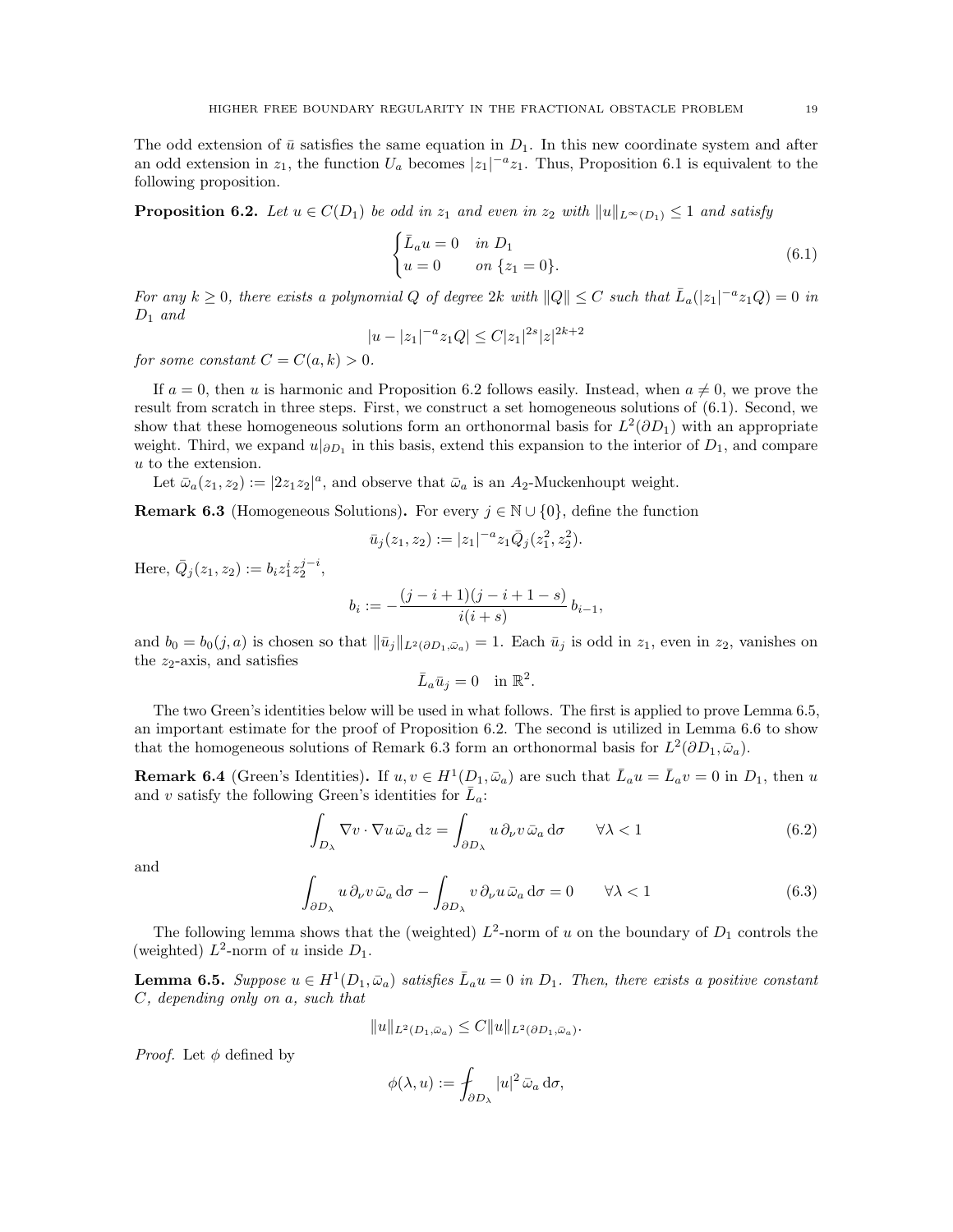The odd extension of $\bar{u}$ satisfies the same equation in $D_1$. In this new coordinate system and after an odd extension in $z_1$, the function $U_a$ becomes $|z_1|^{-a}z_1$. Thus, Proposition 6.1 is equivalent to the following proposition.

**Proposition 6.2.** *Let $u \in C(D_1)$ be odd in $z_1$ and even in $z_2$ with $\|u\|_{L^\infty(D_1)} \le 1$ and satisfy*

$$\begin{cases} \bar{L}_a u = 0 & \text{in } D_1 \\ u = 0 & \text{on } \{z_1 = 0\}. \end{cases} \tag{6.1}$$

*For any $k \ge 0$, there exists a polynomial $Q$ of degree $2k$ with $\|Q\| \le C$ such that $\bar{L}_a(|z_1|^{-a}z_1 Q) = 0$ in $D_1$ and*

$$|u - |z_1|^{-a}z_1 Q| \le C|z_1|^{2s}|z|^{2k+2}$$

*for some constant $C = C(a,k) > 0$.*

If $a = 0$, then $u$ is harmonic and Proposition 6.2 follows easily. Instead, when $a \neq 0$, we prove the result from scratch in three steps. First, we construct a set homogeneous solutions of (6.1). Second, we show that these homogeneous solutions form an orthonormal basis for $L^2(\partial D_1)$ with an appropriate weight. Third, we expand $u|_{\partial D_1}$ in this basis, extend this expansion to the interior of $D_1$, and compare $u$ to the extension.

Let $\bar{\omega}_a(z_1, z_2) := |2z_1z_2|^a$, and observe that $\bar{\omega}_a$ is an $A_2$-Muckenhoupt weight.

**Remark 6.3** (Homogeneous Solutions)**.** For every $j \in \mathbb{N} \cup \{0\}$, define the function

$$\bar{u}_j(z_1, z_2) := |z_1|^{-a}z_1 \bar{Q}_j(z_1^2, z_2^2).$$

Here, $\bar{Q}_j(z_1, z_2) := b_i z_1^i z_2^{j-i}$,

$$b_i := -\frac{(j-i+1)(j-i+1-s)}{i(i+s)}\, b_{i-1},$$

and $b_0 = b_0(j,a)$ is chosen so that $\|\bar{u}_j\|_{L^2(\partial D_1, \bar{\omega}_a)} = 1$. Each $\bar{u}_j$ is odd in $z_1$, even in $z_2$, vanishes on the $z_2$-axis, and satisfies

$$\bar{L}_a \bar{u}_j = 0 \quad \text{in } \mathbb{R}^2.$$

The two Green's identities below will be used in what follows. The first is applied to prove Lemma 6.5, an important estimate for the proof of Proposition 6.2. The second is utilized in Lemma 6.6 to show that the homogeneous solutions of Remark 6.3 form an orthonormal basis for $L^2(\partial D_1, \bar{\omega}_a)$.

**Remark 6.4** (Green's Identities)**.** If $u, v \in H^1(D_1, \bar{\omega}_a)$ are such that $\bar{L}_a u = \bar{L}_a v = 0$ in $D_1$, then $u$ and $v$ satisfy the following Green's identities for $\bar{L}_a$:

$$\int_{D_\lambda} \nabla v \cdot \nabla u \, \bar{\omega}_a \, \mathrm{d}z = \int_{\partial D_\lambda} u \, \partial_\nu v \, \bar{\omega}_a \, \mathrm{d}\sigma \qquad \forall \lambda < 1 \tag{6.2}$$

and

$$\int_{\partial D_\lambda} u \, \partial_\nu v \, \bar{\omega}_a \, \mathrm{d}\sigma - \int_{\partial D_\lambda} v \, \partial_\nu u \, \bar{\omega}_a \, \mathrm{d}\sigma = 0 \qquad \forall \lambda < 1 \tag{6.3}$$

The following lemma shows that the (weighted) $L^2$-norm of $u$ on the boundary of $D_1$ controls the (weighted) $L^2$-norm of $u$ inside $D_1$.

**Lemma 6.5.** *Suppose $u \in H^1(D_1, \bar{\omega}_a)$ satisfies $\bar{L}_a u = 0$ in $D_1$. Then, there exists a positive constant $C$, depending only on $a$, such that*

$$\|u\|_{L^2(D_1, \bar{\omega}_a)} \le C\|u\|_{L^2(\partial D_1, \bar{\omega}_a)}.$$

*Proof.* Let $\phi$ defined by

$$\phi(\lambda, u) := \fint_{\partial D_\lambda} |u|^2 \, \bar{\omega}_a \, \mathrm{d}\sigma,$$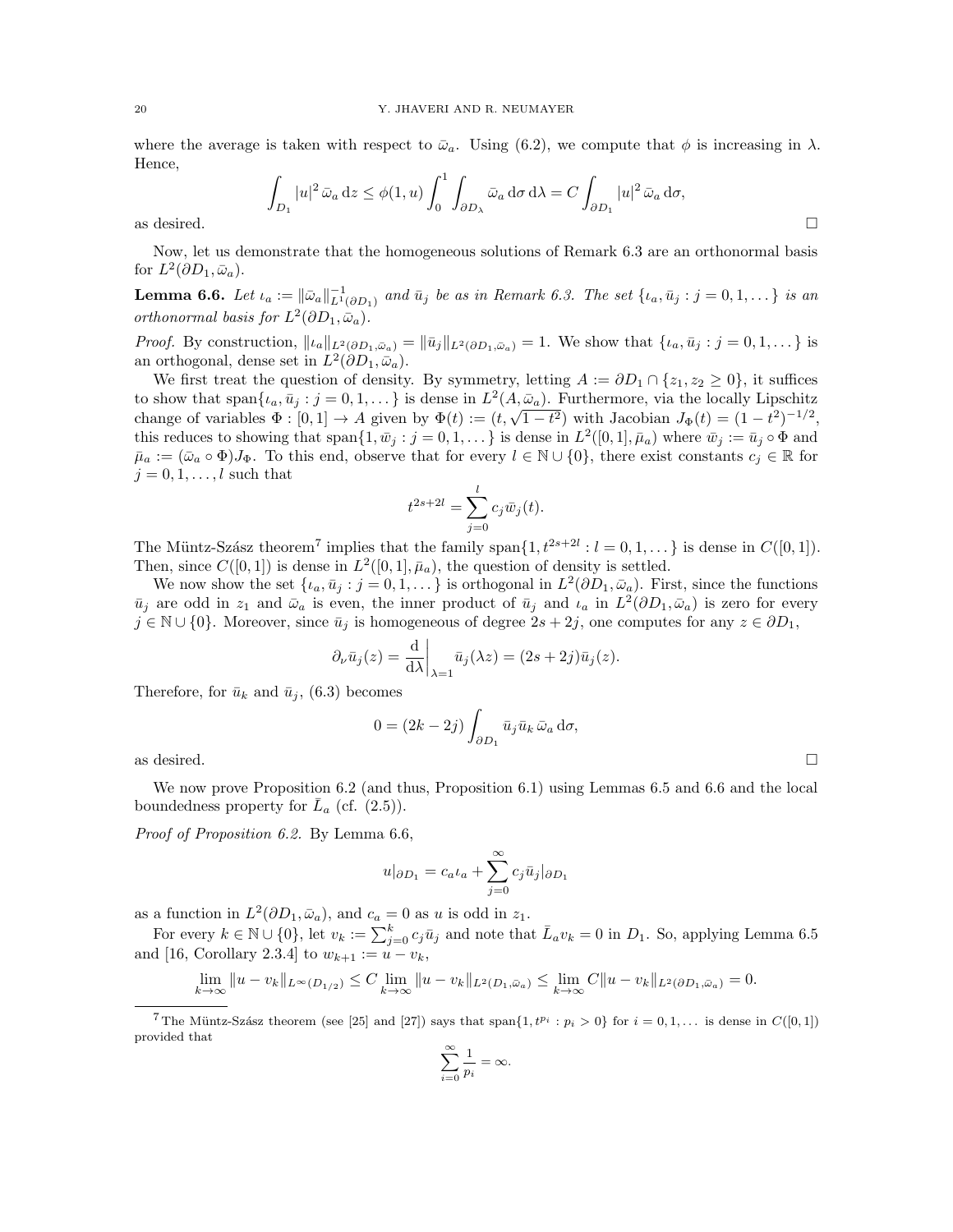where the average is taken with respect to $\bar{\omega}_a$. Using (6.2), we compute that $\phi$ is increasing in $\lambda$. Hence,

$$\int_{D_1} |u|^2 \,\bar{\omega}_a \,\mathrm{d}z \leq \phi(1,u) \int_0^1 \int_{\partial D_\lambda} \bar{\omega}_a \,\mathrm{d}\sigma \,\mathrm{d}\lambda = C \int_{\partial D_1} |u|^2 \,\bar{\omega}_a \,\mathrm{d}\sigma,$$

as desired. $\square$

Now, let us demonstrate that the homogeneous solutions of Remark 6.3 are an orthonormal basis for $L^2(\partial D_1, \bar{\omega}_a)$.

**Lemma 6.6.** *Let $\iota_a := \|\bar{\omega}_a\|^{-1}_{L^1(\partial D_1)}$ and $\bar{u}_j$ be as in Remark 6.3. The set $\{\iota_a, \bar{u}_j : j = 0, 1, \dots\}$ is an orthonormal basis for $L^2(\partial D_1, \bar{\omega}_a)$.*

*Proof.* By construction, $\|\iota_a\|_{L^2(\partial D_1, \bar{\omega}_a)} = \|\bar{u}_j\|_{L^2(\partial D_1, \bar{\omega}_a)} = 1$. We show that $\{\iota_a, \bar{u}_j : j = 0, 1, \dots\}$ is an orthogonal, dense set in $L^2(\partial D_1, \bar{\omega}_a)$.

We first treat the question of density. By symmetry, letting $A := \partial D_1 \cap \{z_1, z_2 \geq 0\}$, it suffices to show that $\operatorname{span}\{\iota_a, \bar{u}_j : j = 0, 1, \dots\}$ is dense in $L^2(A, \bar{\omega}_a)$. Furthermore, via the locally Lipschitz change of variables $\Phi : [0,1] \to A$ given by $\Phi(t) := (t, \sqrt{1-t^2})$ with Jacobian $J_\Phi(t) = (1-t^2)^{-1/2}$, this reduces to showing that $\operatorname{span}\{1, \bar{w}_j : j = 0, 1, \dots\}$ is dense in $L^2([0,1], \bar{\mu}_a)$ where $\bar{w}_j := \bar{u}_j \circ \Phi$ and $\bar{\mu}_a := (\bar{\omega}_a \circ \Phi) J_\Phi$. To this end, observe that for every $l \in \mathbb{N} \cup \{0\}$, there exist constants $c_j \in \mathbb{R}$ for $j = 0, 1, \dots, l$ such that

$$t^{2s+2l} = \sum_{j=0}^{l} c_j \bar{w}_j(t).$$

The Müntz-Szász theorem[7] implies that the family $\operatorname{span}\{1, t^{2s+2l} : l = 0, 1, \dots\}$ is dense in $C([0,1])$. Then, since $C([0,1])$ is dense in $L^2([0,1], \bar{\mu}_a)$, the question of density is settled.

We now show the set $\{\iota_a, \bar{u}_j : j = 0, 1, \dots\}$ is orthogonal in $L^2(\partial D_1, \bar{\omega}_a)$. First, since the functions $\bar{u}_j$ are odd in $z_1$ and $\bar{\omega}_a$ is even, the inner product of $\bar{u}_j$ and $\iota_a$ in $L^2(\partial D_1, \bar{\omega}_a)$ is zero for every $j \in \mathbb{N} \cup \{0\}$. Moreover, since $\bar{u}_j$ is homogeneous of degree $2s + 2j$, one computes for any $z \in \partial D_1$,

$$\partial_\nu \bar{u}_j(z) = \frac{\mathrm{d}}{\mathrm{d}\lambda}\bigg|_{\lambda=1} \bar{u}_j(\lambda z) = (2s + 2j)\bar{u}_j(z).$$

Therefore, for $\bar{u}_k$ and $\bar{u}_j$, (6.3) becomes

$$0 = (2k - 2j) \int_{\partial D_1} \bar{u}_j \bar{u}_k \,\bar{\omega}_a \,\mathrm{d}\sigma,$$

as desired. $\square$

We now prove Proposition 6.2 (and thus, Proposition 6.1) using Lemmas 6.5 and 6.6 and the local boundedness property for $\bar{L}_a$ (cf. (2.5)).

*Proof of Proposition 6.2.* By Lemma 6.6,

$$u|_{\partial D_1} = c_a \iota_a + \sum_{j=0}^{\infty} c_j \bar{u}_j|_{\partial D_1}$$

as a function in $L^2(\partial D_1, \bar{\omega}_a)$, and $c_a = 0$ as $u$ is odd in $z_1$.

For every $k \in \mathbb{N} \cup \{0\}$, let $v_k := \sum_{j=0}^{k} c_j \bar{u}_j$ and note that $\bar{L}_a v_k = 0$ in $D_1$. So, applying Lemma 6.5 and [16, Corollary 2.3.4] to $w_{k+1} := u - v_k$,

$$\lim_{k\to\infty} \|u - v_k\|_{L^\infty(D_{1/2})} \leq C \lim_{k\to\infty} \|u - v_k\|_{L^2(D_1, \bar{\omega}_a)} \leq \lim_{k\to\infty} C\|u - v_k\|_{L^2(\partial D_1, \bar{\omega}_a)} = 0.$$

---

[7] The Müntz-Szász theorem (see [25] and [27]) says that $\operatorname{span}\{1, t^{p_i} : p_i > 0\}$ for $i = 0, 1, \dots$ is dense in $C([0,1])$ provided that

$$\sum_{i=0}^{\infty} \frac{1}{p_i} = \infty.$$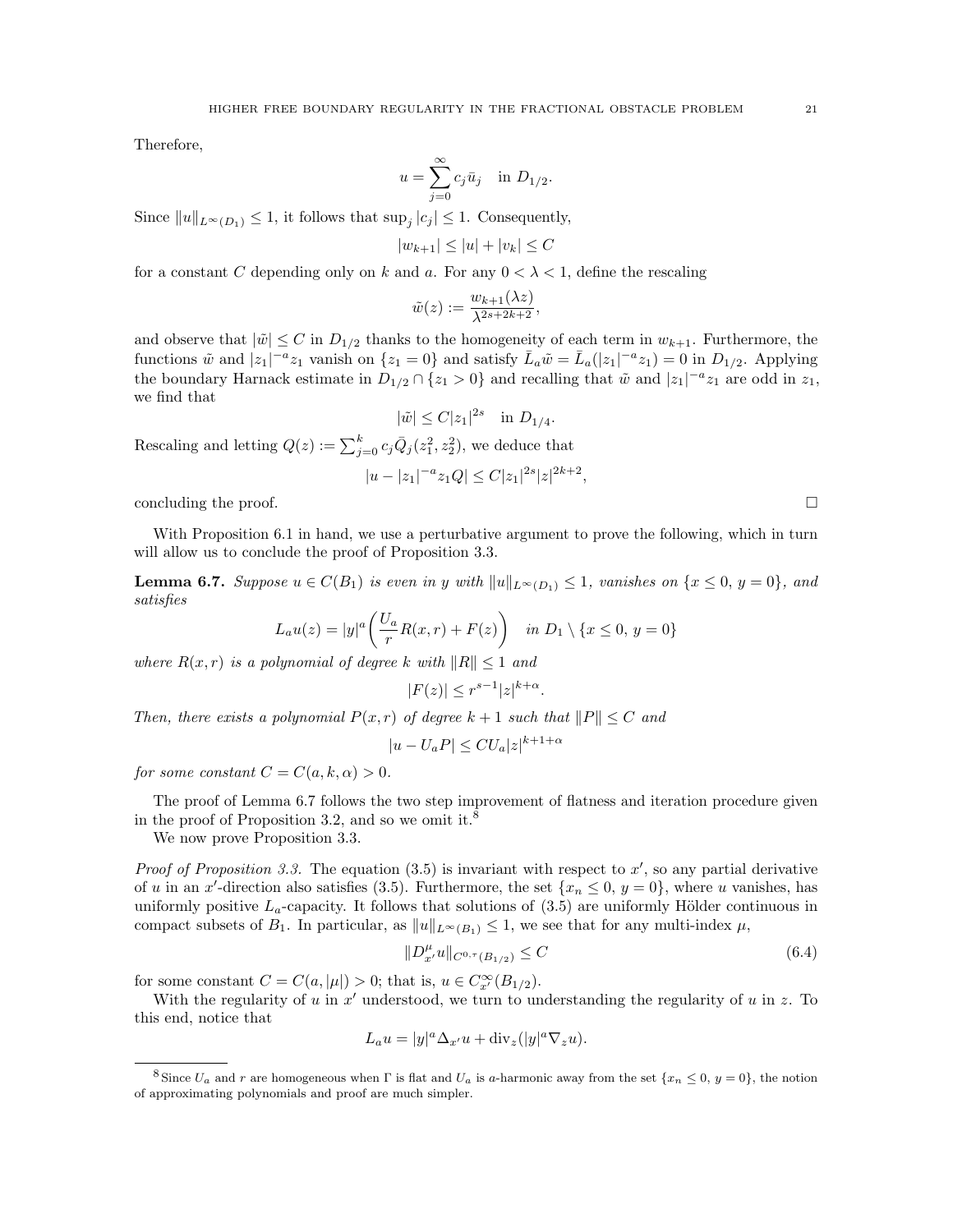Therefore,

$$u = \sum_{j=0}^{\infty} c_j \bar{u}_j \quad \text{in } D_{1/2}.$$

Since $\|u\|_{L^\infty(D_1)} \le 1$, it follows that $\sup_j |c_j| \le 1$. Consequently,

$$|w_{k+1}| \le |u| + |v_k| \le C$$

for a constant $C$ depending only on $k$ and $a$. For any $0 < \lambda < 1$, define the rescaling

$$\tilde{w}(z) := \frac{w_{k+1}(\lambda z)}{\lambda^{2s+2k+2}},$$

and observe that $|\tilde{w}| \le C$ in $D_{1/2}$ thanks to the homogeneity of each term in $w_{k+1}$. Furthermore, the functions $\tilde{w}$ and $|z_1|^{-a}z_1$ vanish on $\{z_1 = 0\}$ and satisfy $\bar{L}_a \tilde{w} = \bar{L}_a(|z_1|^{-a}z_1) = 0$ in $D_{1/2}$. Applying the boundary Harnack estimate in $D_{1/2} \cap \{z_1 > 0\}$ and recalling that $\tilde{w}$ and $|z_1|^{-a}z_1$ are odd in $z_1$, we find that

$$|\tilde{w}| \le C|z_1|^{2s} \quad \text{in } D_{1/4}.$$

Rescaling and letting $Q(z) := \sum_{j=0}^{k} c_j \bar{Q}_j(z_1^2, z_2^2)$, we deduce that

$$|u - |z_1|^{-a}z_1 Q| \le C|z_1|^{2s}|z|^{2k+2},$$

concluding the proof. □

With Proposition 6.1 in hand, we use a perturbative argument to prove the following, which in turn will allow us to conclude the proof of Proposition 3.3.

**Lemma 6.7.** *Suppose $u \in C(B_1)$ is even in $y$ with $\|u\|_{L^\infty(D_1)} \le 1$, vanishes on $\{x \le 0,\, y = 0\}$, and satisfies*

$$L_a u(z) = |y|^a \left( \frac{U_a}{r} R(x, r) + F(z) \right) \quad \text{in } D_1 \setminus \{x \le 0,\, y = 0\}$$

*where $R(x, r)$ is a polynomial of degree $k$ with $\|R\| \le 1$ and*

$$|F(z)| \le r^{s-1}|z|^{k+\alpha}.$$

*Then, there exists a polynomial $P(x, r)$ of degree $k+1$ such that $\|P\| \le C$ and*

$$|u - U_a P| \le CU_a|z|^{k+1+\alpha}$$

*for some constant $C = C(a, k, \alpha) > 0$.*

The proof of Lemma 6.7 follows the two step improvement of flatness and iteration procedure given in the proof of Proposition 3.2, and so we omit it.[8]

We now prove Proposition 3.3.

*Proof of Proposition 3.3.* The equation (3.5) is invariant with respect to $x'$, so any partial derivative of $u$ in an $x'$-direction also satisfies (3.5). Furthermore, the set $\{x_n \le 0,\, y = 0\}$, where $u$ vanishes, has uniformly positive $L_a$-capacity. It follows that solutions of (3.5) are uniformly Hölder continuous in compact subsets of $B_1$. In particular, as $\|u\|_{L^\infty(B_1)} \le 1$, we see that for any multi-index $\mu$,

$$\|D^\mu_{x'} u\|_{C^{0,\tau}(B_{1/2})} \le C \tag{6.4}$$

for some constant $C = C(a, |\mu|) > 0$; that is, $u \in C^\infty_{x'}(B_{1/2})$.

With the regularity of $u$ in $x'$ understood, we turn to understanding the regularity of $u$ in $z$. To this end, notice that

$$L_a u = |y|^a \Delta_{x'} u + \operatorname{div}_z(|y|^a \nabla_z u).$$

[8] Since $U_a$ and $r$ are homogeneous when $\Gamma$ is flat and $U_a$ is $a$-harmonic away from the set $\{x_n \le 0,\, y = 0\}$, the notion of approximating polynomials and proof are much simpler.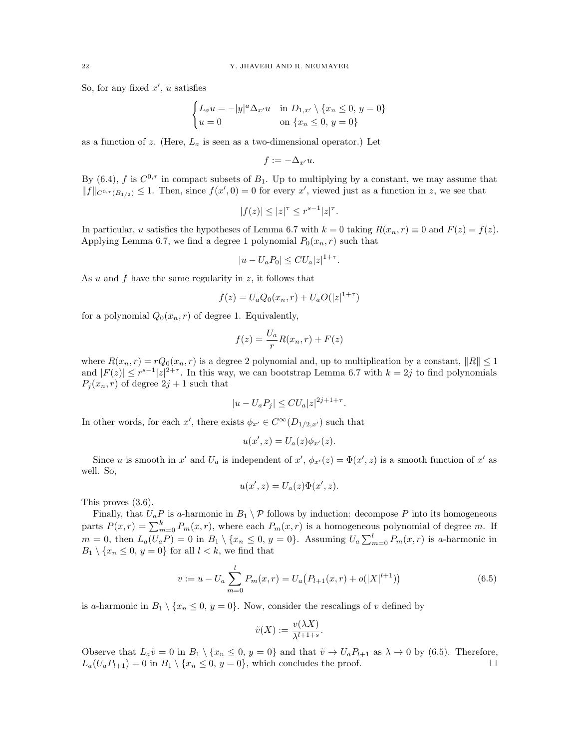So, for any fixed $x'$, $u$ satisfies

$$\begin{cases} L_a u = -|y|^a \Delta_{x'} u & \text{in } D_{1,x'} \setminus \{x_n \leq 0,\, y = 0\} \\ u = 0 & \text{on } \{x_n \leq 0,\, y = 0\} \end{cases}$$

as a function of $z$. (Here, $L_a$ is seen as a two-dimensional operator.) Let

$$f := -\Delta_{x'} u.$$

By (6.4), $f$ is $C^{0,\tau}$ in compact subsets of $B_1$. Up to multiplying by a constant, we may assume that $\|f\|_{C^{0,\tau}(B_{1/2})} \leq 1$. Then, since $f(x', 0) = 0$ for every $x'$, viewed just as a function in $z$, we see that

$$|f(z)| \leq |z|^\tau \leq r^{s-1}|z|^\tau.$$

In particular, $u$ satisfies the hypotheses of Lemma 6.7 with $k = 0$ taking $R(x_n, r) \equiv 0$ and $F(z) = f(z)$. Applying Lemma 6.7, we find a degree 1 polynomial $P_0(x_n, r)$ such that

$$|u - U_a P_0| \leq C U_a |z|^{1+\tau}.$$

As $u$ and $f$ have the same regularity in $z$, it follows that

$$f(z) = U_a Q_0(x_n, r) + U_a O(|z|^{1+\tau})$$

for a polynomial $Q_0(x_n, r)$ of degree 1. Equivalently,

$$f(z) = \frac{U_a}{r} R(x_n, r) + F(z)$$

where $R(x_n, r) = r Q_0(x_n, r)$ is a degree 2 polynomial and, up to multiplication by a constant, $\|R\| \leq 1$ and $|F(z)| \leq r^{s-1}|z|^{2+\tau}$. In this way, we can bootstrap Lemma 6.7 with $k = 2j$ to find polynomials $P_j(x_n, r)$ of degree $2j + 1$ such that

$$|u - U_a P_j| \leq C U_a |z|^{2j+1+\tau}.$$

In other words, for each $x'$, there exists $\phi_{x'} \in C^\infty(D_{1/2,x'})$ such that

$$u(x', z) = U_a(z)\phi_{x'}(z).$$

Since $u$ is smooth in $x'$ and $U_a$ is independent of $x'$, $\phi_{x'}(z) = \Phi(x', z)$ is a smooth function of $x'$ as well. So,

$$u(x', z) = U_a(z)\Phi(x', z).$$

This proves (3.6).

Finally, that $U_a P$ is $a$-harmonic in $B_1 \setminus \mathcal{P}$ follows by induction: decompose $P$ into its homogeneous parts $P(x, r) = \sum_{m=0}^k P_m(x, r)$, where each $P_m(x, r)$ is a homogeneous polynomial of degree $m$. If $m = 0$, then $L_a(U_a P) = 0$ in $B_1 \setminus \{x_n \leq 0,\, y = 0\}$. Assuming $U_a \sum_{m=0}^l P_m(x, r)$ is $a$-harmonic in $B_1 \setminus \{x_n \leq 0,\, y = 0\}$ for all $l < k$, we find that

$$v := u - U_a \sum_{m=0}^{l} P_m(x, r) = U_a\big(P_{l+1}(x, r) + o(|X|^{l+1})\big) \tag{6.5}$$

is $a$-harmonic in $B_1 \setminus \{x_n \leq 0,\, y = 0\}$. Now, consider the rescalings of $v$ defined by

$$\tilde{v}(X) := \frac{v(\lambda X)}{\lambda^{l+1+s}}.$$

Observe that $L_a \tilde{v} = 0$ in $B_1 \setminus \{x_n \leq 0,\, y = 0\}$ and that $\tilde{v} \to U_a P_{l+1}$ as $\lambda \to 0$ by (6.5). Therefore, $L_a(U_a P_{l+1}) = 0$ in $B_1 \setminus \{x_n \leq 0,\, y = 0\}$, which concludes the proof. $\square$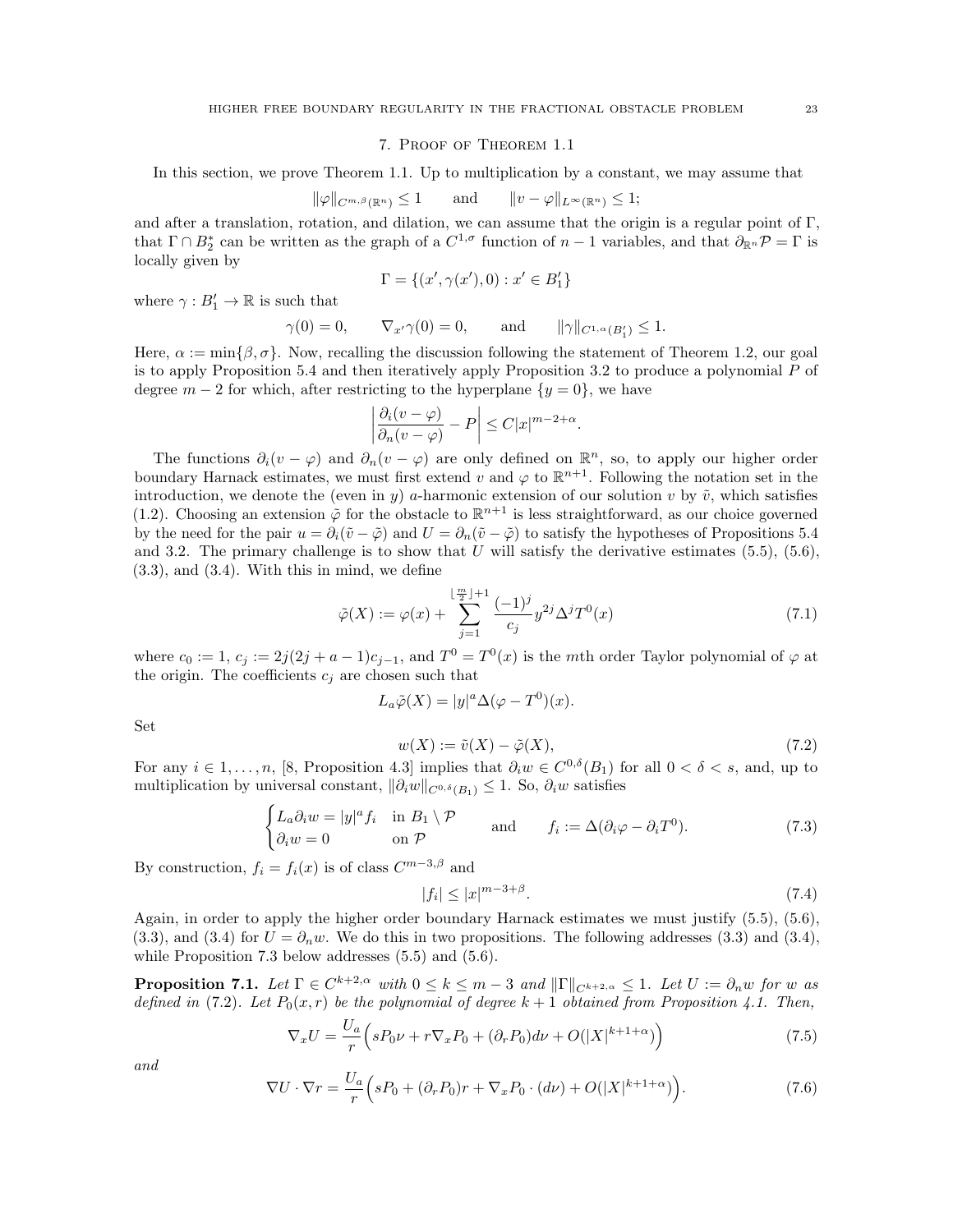## 7. Proof of Theorem 1.1

In this section, we prove Theorem 1.1. Up to multiplication by a constant, we may assume that

$$\|\varphi\|_{C^{m,\beta}(\mathbb{R}^n)} \leq 1 \qquad \text{and} \qquad \|v - \varphi\|_{L^\infty(\mathbb{R}^n)} \leq 1;$$

and after a translation, rotation, and dilation, we can assume that the origin is a regular point of $\Gamma$, that $\Gamma \cap B_2^*$ can be written as the graph of a $C^{1,\sigma}$ function of $n-1$ variables, and that $\partial_{\mathbb{R}^n}\mathcal{P} = \Gamma$ is locally given by

$$\Gamma = \{(x', \gamma(x'), 0) : x' \in B_1'\}$$

where $\gamma : B_1' \to \mathbb{R}$ is such that

$$\gamma(0) = 0, \qquad \nabla_{x'}\gamma(0) = 0, \qquad \text{and} \qquad \|\gamma\|_{C^{1,\alpha}(B_1')} \leq 1.$$

Here, $\alpha := \min\{\beta, \sigma\}$. Now, recalling the discussion following the statement of Theorem 1.2, our goal is to apply Proposition 5.4 and then iteratively apply Proposition 3.2 to produce a polynomial $P$ of degree $m-2$ for which, after restricting to the hyperplane $\{y = 0\}$, we have

$$\left| \frac{\partial_i(v-\varphi)}{\partial_n(v-\varphi)} - P \right| \leq C|x|^{m-2+\alpha}.$$

The functions $\partial_i(v - \varphi)$ and $\partial_n(v - \varphi)$ are only defined on $\mathbb{R}^n$, so, to apply our higher order boundary Harnack estimates, we must first extend $v$ and $\varphi$ to $\mathbb{R}^{n+1}$. Following the notation set in the introduction, we denote the (even in $y$) $a$-harmonic extension of our solution $v$ by $\tilde{v}$, which satisfies (1.2). Choosing an extension $\tilde{\varphi}$ for the obstacle to $\mathbb{R}^{n+1}$ is less straightforward, as our choice governed by the need for the pair $u = \partial_i(\tilde{v} - \tilde{\varphi})$ and $U = \partial_n(\tilde{v} - \tilde{\varphi})$ to satisfy the hypotheses of Propositions 5.4 and 3.2. The primary challenge is to show that $U$ will satisfy the derivative estimates (5.5), (5.6), (3.3), and (3.4). With this in mind, we define

$$\tilde{\varphi}(X) := \varphi(x) + \sum_{j=1}^{\lfloor \frac{m}{2} \rfloor + 1} \frac{(-1)^j}{c_j} y^{2j} \Delta^j T^0(x) \tag{7.1}$$

where $c_0 := 1$, $c_j := 2j(2j + a - 1)c_{j-1}$, and $T^0 = T^0(x)$ is the $m$th order Taylor polynomial of $\varphi$ at the origin. The coefficients $c_j$ are chosen such that

$$L_a\tilde{\varphi}(X) = |y|^a \Delta(\varphi - T^0)(x).$$

Set

$$w(X) := \tilde{v}(X) - \tilde{\varphi}(X), \tag{7.2}$$

For any $i \in 1, \dots, n$, [8, Proposition 4.3] implies that $\partial_i w \in C^{0,\delta}(B_1)$ for all $0 < \delta < s$, and, up to multiplication by universal constant, $\|\partial_i w\|_{C^{0,\delta}(B_1)} \leq 1$. So, $\partial_i w$ satisfies

$$\begin{cases} L_a \partial_i w = |y|^a f_i & \text{in } B_1 \setminus \mathcal{P} \\ \partial_i w = 0 & \text{on } \mathcal{P} \end{cases} \qquad \text{and} \qquad f_i := \Delta(\partial_i\varphi - \partial_i T^0). \tag{7.3}$$

By construction, $f_i = f_i(x)$ is of class $C^{m-3,\beta}$ and

$$|f_i| \leq |x|^{m-3+\beta}. \tag{7.4}$$

Again, in order to apply the higher order boundary Harnack estimates we must justify (5.5), (5.6), (3.3), and (3.4) for $U = \partial_n w$. We do this in two propositions. The following addresses (3.3) and (3.4), while Proposition 7.3 below addresses (5.5) and (5.6).

**Proposition 7.1.** *Let $\Gamma \in C^{k+2,\alpha}$ with $0 \leq k \leq m-3$ and $\|\Gamma\|_{C^{k+2,\alpha}} \leq 1$. Let $U := \partial_n w$ for $w$ as defined in (7.2). Let $P_0(x, r)$ be the polynomial of degree $k+1$ obtained from Proposition 4.1. Then,*

$$\nabla_x U = \frac{U_a}{r}\Big(sP_0\nu + r\nabla_x P_0 + (\partial_r P_0)d\nu + O(|X|^{k+1+\alpha})\Big) \tag{7.5}$$

*and*

$$\nabla U \cdot \nabla r = \frac{U_a}{r}\Big(sP_0 + (\partial_r P_0)r + \nabla_x P_0 \cdot (d\nu) + O(|X|^{k+1+\alpha})\Big). \tag{7.6}$$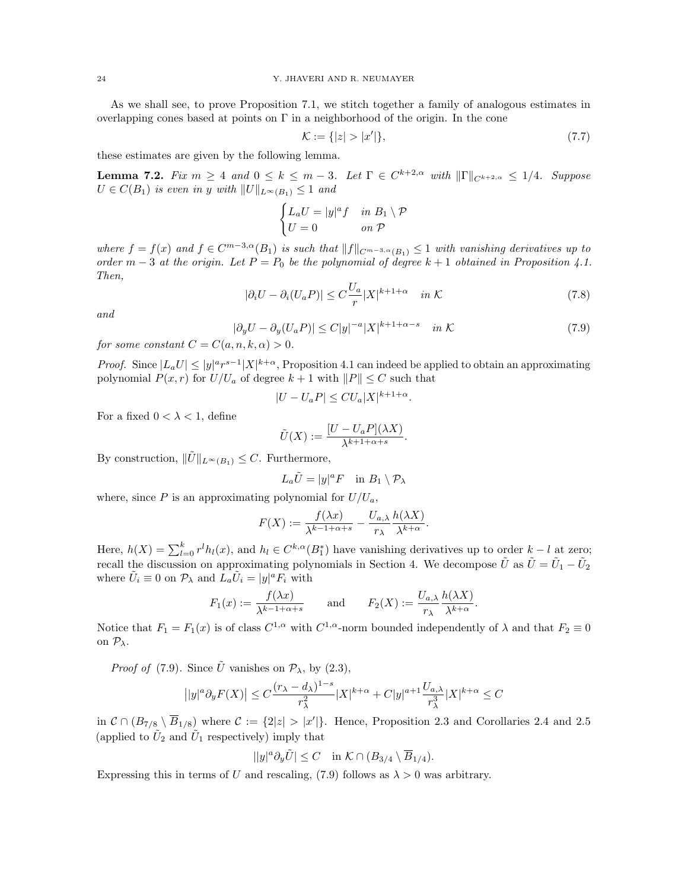As we shall see, to prove Proposition 7.1, we stitch together a family of analogous estimates in overlapping cones based at points on $\Gamma$ in a neighborhood of the origin. In the cone

$$\mathcal{K} := \{|z| > |x'|\}, \tag{7.7}$$

these estimates are given by the following lemma.

**Lemma 7.2.** *Fix $m \geq 4$ and $0 \leq k \leq m-3$. Let $\Gamma \in C^{k+2,\alpha}$ with $\|\Gamma\|_{C^{k+2,\alpha}} \leq 1/4$. Suppose $U \in C(B_1)$ is even in $y$ with $\|U\|_{L^\infty(B_1)} \leq 1$ and*

$$\begin{cases} L_a U = |y|^a f & \text{in } B_1 \setminus \mathcal{P} \\ U = 0 & \text{on } \mathcal{P} \end{cases}$$

*where $f = f(x)$ and $f \in C^{m-3,\alpha}(B_1)$ is such that $\|f\|_{C^{m-3,\alpha}(B_1)} \leq 1$ with vanishing derivatives up to order $m-3$ at the origin. Let $P = P_0$ be the polynomial of degree $k+1$ obtained in Proposition 4.1. Then,*

$$|\partial_i U - \partial_i (U_a P)| \leq C \frac{U_a}{r} |X|^{k+1+\alpha} \quad \text{in } \mathcal{K} \tag{7.8}$$

*and*

$$|\partial_y U - \partial_y (U_a P)| \leq C |y|^{-a} |X|^{k+1+\alpha - s} \quad \text{in } \mathcal{K} \tag{7.9}$$

*for some constant $C = C(a, n, k, \alpha) > 0$.*

*Proof.* Since $|L_a U| \leq |y|^a r^{s-1} |X|^{k+\alpha}$, Proposition 4.1 can indeed be applied to obtain an approximating polynomial $P(x, r)$ for $U/U_a$ of degree $k+1$ with $\|P\| \leq C$ such that

$$|U - U_a P| \leq C U_a |X|^{k+1+\alpha}.$$

For a fixed $0 < \lambda < 1$, define

$$\tilde{U}(X) := \frac{[U - U_a P](\lambda X)}{\lambda^{k+1+\alpha+s}}.$$

By construction, $\|\tilde{U}\|_{L^\infty(B_1)} \leq C$. Furthermore,

$$L_a \tilde{U} = |y|^a F \quad \text{in } B_1 \setminus \mathcal{P}_\lambda$$

where, since $P$ is an approximating polynomial for $U/U_a$,

$$F(X) := \frac{f(\lambda x)}{\lambda^{k-1+\alpha+s}} - \frac{U_{a,\lambda}}{r_\lambda} \frac{h(\lambda X)}{\lambda^{k+\alpha}}.$$

Here, $h(X) = \sum_{l=0}^{k} r^l h_l(x)$, and $h_l \in C^{k,\alpha}(B_1^*)$ have vanishing derivatives up to order $k-l$ at zero; recall the discussion on approximating polynomials in Section 4. We decompose $\tilde{U}$ as $\tilde{U} = \tilde{U}_1 - \tilde{U}_2$ where $\tilde{U}_i \equiv 0$ on $\mathcal{P}_\lambda$ and $L_a \tilde{U}_i = |y|^a F_i$ with

$$F_1(x) := \frac{f(\lambda x)}{\lambda^{k-1+\alpha+s}} \qquad \text{and} \qquad F_2(X) := \frac{U_{a,\lambda}}{r_\lambda} \frac{h(\lambda X)}{\lambda^{k+\alpha}}.$$

Notice that $F_1 = F_1(x)$ is of class $C^{1,\alpha}$ with $C^{1,\alpha}$-norm bounded independently of $\lambda$ and that $F_2 \equiv 0$ on $\mathcal{P}_\lambda$.

*Proof of* (7.9). Since $\tilde{U}$ vanishes on $\mathcal{P}_\lambda$, by (2.3),

$$\big||y|^a \partial_y F(X)\big| \leq C \frac{(r_\lambda - d_\lambda)^{1-s}}{r_\lambda^2} |X|^{k+\alpha} + C|y|^{a+1} \frac{U_{a,\lambda}}{r_\lambda^3} |X|^{k+\alpha} \leq C$$

in $\mathcal{C} \cap (B_{7/8} \setminus \overline{B}_{1/8})$ where $\mathcal{C} := \{2|z| > |x'|\}$. Hence, Proposition 2.3 and Corollaries 2.4 and 2.5 (applied to $\tilde{U}_2$ and $\tilde{U}_1$ respectively) imply that

$$||y|^a \partial_y \tilde{U}| \leq C \quad \text{in } \mathcal{K} \cap (B_{3/4} \setminus \overline{B}_{1/4}).$$

Expressing this in terms of $U$ and rescaling, (7.9) follows as $\lambda > 0$ was arbitrary.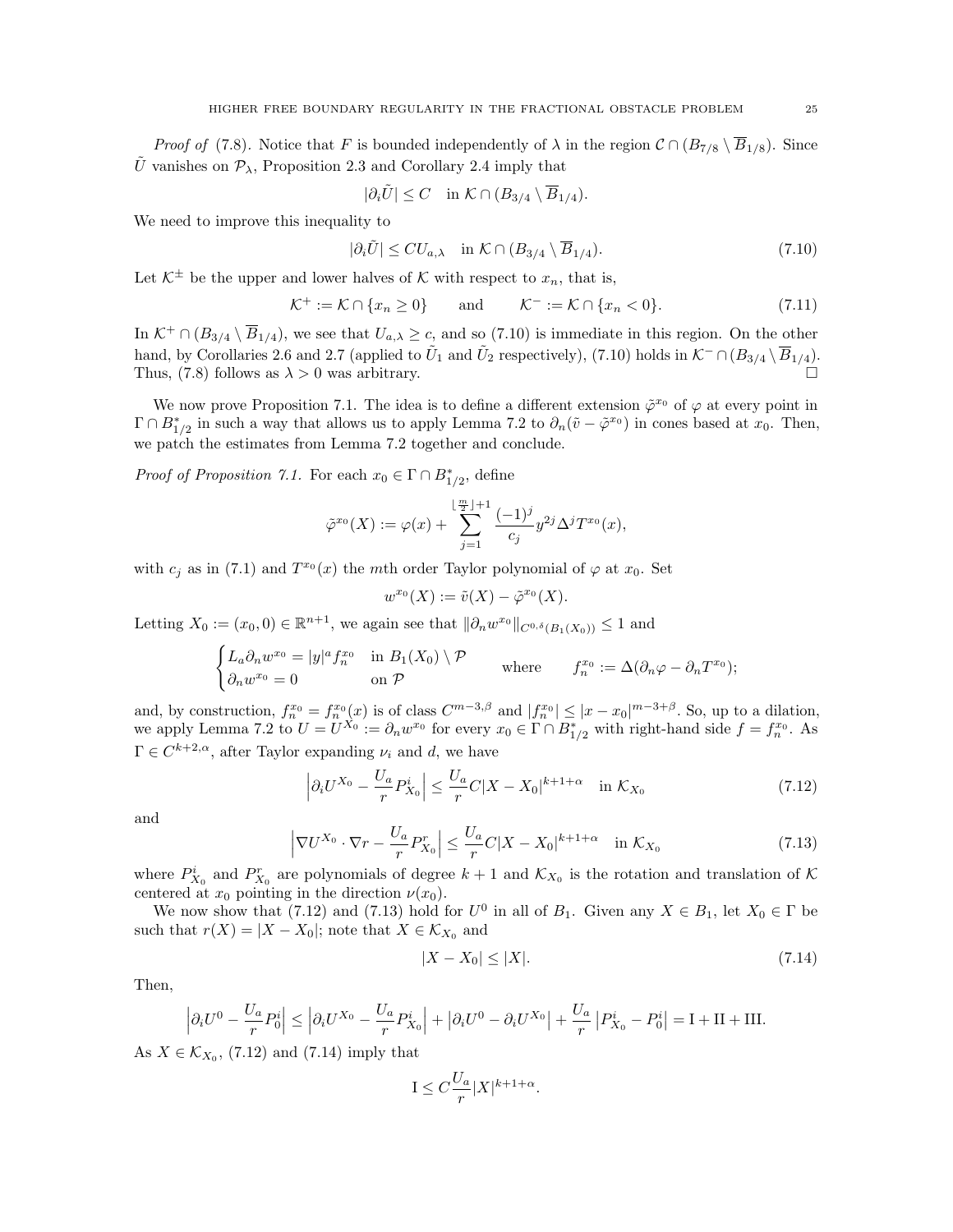*Proof of* (7.8). Notice that $F$ is bounded independently of $\lambda$ in the region $\mathcal{C} \cap (B_{7/8} \setminus \overline{B}_{1/8})$. Since $\tilde{U}$ vanishes on $\mathcal{P}_\lambda$, Proposition 2.3 and Corollary 2.4 imply that

$$|\partial_i \tilde{U}| \leq C \quad \text{in } \mathcal{K} \cap (B_{3/4} \setminus \overline{B}_{1/4}).$$

We need to improve this inequality to

$$|\partial_i \tilde{U}| \leq C U_{a,\lambda} \quad \text{in } \mathcal{K} \cap (B_{3/4} \setminus \overline{B}_{1/4}). \tag{7.10}$$

Let $\mathcal{K}^\pm$ be the upper and lower halves of $\mathcal{K}$ with respect to $x_n$, that is,

$$\mathcal{K}^+ := \mathcal{K} \cap \{x_n \geq 0\} \qquad \text{and} \qquad \mathcal{K}^- := \mathcal{K} \cap \{x_n < 0\}. \tag{7.11}$$

In $\mathcal{K}^+ \cap (B_{3/4} \setminus \overline{B}_{1/4})$, we see that $U_{a,\lambda} \geq c$, and so (7.10) is immediate in this region. On the other hand, by Corollaries 2.6 and 2.7 (applied to $\tilde{U}_1$ and $\tilde{U}_2$ respectively), (7.10) holds in $\mathcal{K}^- \cap (B_{3/4} \setminus \overline{B}_{1/4})$. Thus, (7.8) follows as $\lambda > 0$ was arbitrary. $\square$

We now prove Proposition 7.1. The idea is to define a different extension $\tilde{\varphi}^{x_0}$ of $\varphi$ at every point in $\Gamma \cap B^*_{1/2}$ in such a way that allows us to apply Lemma 7.2 to $\partial_n(\tilde{v} - \tilde{\varphi}^{x_0})$ in cones based at $x_0$. Then, we patch the estimates from Lemma 7.2 together and conclude.

*Proof of Proposition 7.1.* For each $x_0 \in \Gamma \cap B^*_{1/2}$, define

$$\tilde{\varphi}^{x_0}(X) := \varphi(x) + \sum_{j=1}^{\lfloor \frac{m}{2} \rfloor + 1} \frac{(-1)^j}{c_j} y^{2j} \Delta^j T^{x_0}(x),$$

with $c_j$ as in (7.1) and $T^{x_0}(x)$ the $m$th order Taylor polynomial of $\varphi$ at $x_0$. Set

$$w^{x_0}(X) := \tilde{v}(X) - \tilde{\varphi}^{x_0}(X).$$

Letting $X_0 := (x_0, 0) \in \mathbb{R}^{n+1}$, we again see that $\|\partial_n w^{x_0}\|_{C^{0,\delta}(B_1(X_0))} \leq 1$ and

$$\begin{cases} L_a \partial_n w^{x_0} = |y|^a f_n^{x_0} & \text{in } B_1(X_0) \setminus \mathcal{P} \\ \partial_n w^{x_0} = 0 & \text{on } \mathcal{P} \end{cases} \qquad \text{where} \qquad f_n^{x_0} := \Delta(\partial_n \varphi - \partial_n T^{x_0});$$

and, by construction, $f_n^{x_0} = f_n^{x_0}(x)$ is of class $C^{m-3,\beta}$ and $|f_n^{x_0}| \leq |x - x_0|^{m-3+\beta}$. So, up to a dilation, we apply Lemma 7.2 to $U = U^{X_0} := \partial_n w^{x_0}$ for every $x_0 \in \Gamma \cap B^*_{1/2}$ with right-hand side $f = f_n^{x_0}$. As $\Gamma \in C^{k+2,\alpha}$, after Taylor expanding $\nu_i$ and $d$, we have

$$\left| \partial_i U^{X_0} - \frac{U_a}{r} P^i_{X_0} \right| \leq \frac{U_a}{r} C |X - X_0|^{k+1+\alpha} \quad \text{in } \mathcal{K}_{X_0} \tag{7.12}$$

and

$$\left| \nabla U^{X_0} \cdot \nabla r - \frac{U_a}{r} P^r_{X_0} \right| \leq \frac{U_a}{r} C |X - X_0|^{k+1+\alpha} \quad \text{in } \mathcal{K}_{X_0} \tag{7.13}$$

where $P^i_{X_0}$ and $P^r_{X_0}$ are polynomials of degree $k+1$ and $\mathcal{K}_{X_0}$ is the rotation and translation of $\mathcal{K}$ centered at $x_0$ pointing in the direction $\nu(x_0)$.

We now show that (7.12) and (7.13) hold for $U^0$ in all of $B_1$. Given any $X \in B_1$, let $X_0 \in \Gamma$ be such that $r(X) = |X - X_0|$; note that $X \in \mathcal{K}_{X_0}$ and

$$|X - X_0| \leq |X|. \tag{7.14}$$

Then,

$$\left| \partial_i U^0 - \frac{U_a}{r} P^i_0 \right| \leq \left| \partial_i U^{X_0} - \frac{U_a}{r} P^i_{X_0} \right| + \left| \partial_i U^0 - \partial_i U^{X_0} \right| + \frac{U_a}{r} \left| P^i_{X_0} - P^i_0 \right| = \mathrm{I} + \mathrm{II} + \mathrm{III}.$$

As $X \in \mathcal{K}_{X_0}$, (7.12) and (7.14) imply that

$$\mathrm{I} \leq C \frac{U_a}{r} |X|^{k+1+\alpha}.$$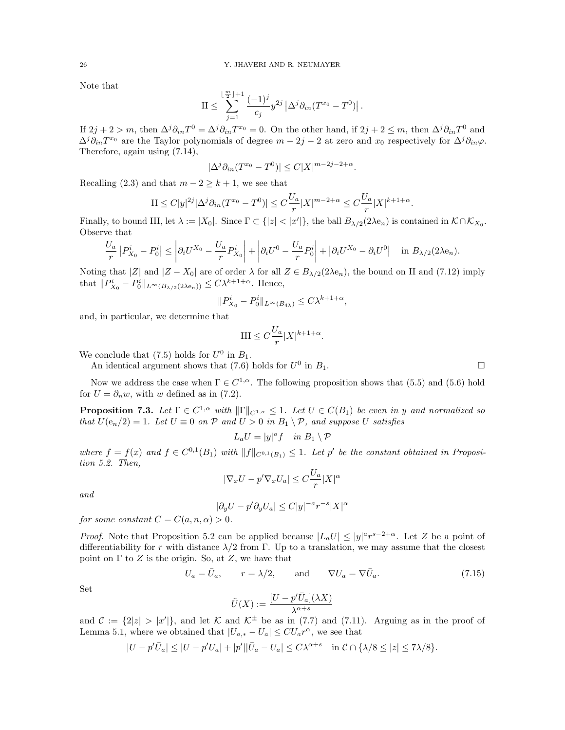Note that

$$\mathrm{II} \leq \sum_{j=1}^{\lfloor \frac{m}{2} \rfloor + 1} \frac{(-1)^j}{c_j} y^{2j} \left| \Delta^j \partial_{in} (T^{x_0} - T^0) \right|.$$

If $2j+2 > m$, then $\Delta^j \partial_{in} T^0 = \Delta^j \partial_{in} T^{x_0} = 0$. On the other hand, if $2j+2 \leq m$, then $\Delta^j \partial_{in} T^0$ and $\Delta^j \partial_{in} T^{x_0}$ are the Taylor polynomials of degree $m-2j-2$ at zero and $x_0$ respectively for $\Delta^j \partial_{in} \varphi$. Therefore, again using (7.14),

$$|\Delta^j \partial_{in}(T^{x_0} - T^0)| \leq C|X|^{m-2j-2+\alpha}.$$

Recalling (2.3) and that $m-2 \geq k+1$, we see that

$$\mathrm{II} \leq C|y|^{2j} |\Delta^j \partial_{in}(T^{x_0} - T^0)| \leq C\frac{U_a}{r}|X|^{m-2+\alpha} \leq C\frac{U_a}{r}|X|^{k+1+\alpha}.$$

Finally, to bound III, let $\lambda := |X_0|$. Since $\Gamma \subset \{|z| < |x'|\}$, the ball $B_{\lambda/2}(2\lambda \mathrm{e}_n)$ is contained in $\mathcal{K} \cap \mathcal{K}_{X_0}$. Observe that

$$\frac{U_a}{r}\left|P^i_{X_0} - P^i_0\right| \leq \left|\partial_i U^{X_0} - \frac{U_a}{r}P^i_{X_0}\right| + \left|\partial_i U^0 - \frac{U_a}{r}P^i_0\right| + \left|\partial_i U^{X_0} - \partial_i U^0\right| \quad \text{in } B_{\lambda/2}(2\lambda \mathrm{e}_n).$$

Noting that $|Z|$ and $|Z - X_0|$ are of order $\lambda$ for all $Z \in B_{\lambda/2}(2\lambda \mathrm{e}_n)$, the bound on II and (7.12) imply that $\|P^i_{X_0} - P^i_0\|_{L^\infty(B_{\lambda/2}(2\lambda \mathrm{e}_n))} \leq C\lambda^{k+1+\alpha}$. Hence,

$$\|P^i_{X_0} - P^i_0\|_{L^\infty(B_{4\lambda})} \leq C\lambda^{k+1+\alpha},$$

and, in particular, we determine that

$$\mathrm{III} \leq C\frac{U_a}{r}|X|^{k+1+\alpha}.$$

We conclude that (7.5) holds for $U^0$ in $B_1$.

An identical argument shows that (7.6) holds for $U^0$ in $B_1$. □

Now we address the case when $\Gamma \in C^{1,\alpha}$. The following proposition shows that (5.5) and (5.6) hold for $U = \partial_n w$, with $w$ defined as in (7.2).

**Proposition 7.3.** *Let $\Gamma \in C^{1,\alpha}$ with $\|\Gamma\|_{C^{1,\alpha}} \leq 1$. Let $U \in C(B_1)$ be even in $y$ and normalized so that $U(\mathrm{e}_n/2) = 1$. Let $U \equiv 0$ on $\mathcal{P}$ and $U > 0$ in $B_1 \setminus \mathcal{P}$, and suppose $U$ satisfies*

$$L_a U = |y|^a f \quad \text{in } B_1 \setminus \mathcal{P}$$

*where $f = f(x)$ and $f \in C^{0,1}(B_1)$ with $\|f\|_{C^{0,1}(B_1)} \leq 1$. Let $p'$ be the constant obtained in Proposition 5.2. Then,*

$$|\nabla_x U - p' \nabla_x U_a| \leq C\frac{U_a}{r}|X|^\alpha$$

*and*

$$|\partial_y U - p' \partial_y U_a| \leq C|y|^{-a} r^{-s} |X|^\alpha$$

*for some constant $C = C(a, n, \alpha) > 0$.*

*Proof.* Note that Proposition 5.2 can be applied because $|L_a U| \leq |y|^a r^{s-2+\alpha}$. Let $Z$ be a point of differentiability for $r$ with distance $\lambda/2$ from $\Gamma$. Up to a translation, we may assume that the closest point on $\Gamma$ to $Z$ is the origin. So, at $Z$, we have that

$$U_a = \bar{U}_a, \qquad r = \lambda/2, \qquad \text{and} \qquad \nabla U_a = \nabla \bar{U}_a. \tag{7.15}$$

Set

$$\tilde{U}(X) := \frac{[U - p'\bar{U}_a](\lambda X)}{\lambda^{\alpha+s}}$$

and $\mathcal{C} := \{2|z| > |x'|\}$, and let $\mathcal{K}$ and $\mathcal{K}^\pm$ be as in (7.7) and (7.11). Arguing as in the proof of Lemma 5.1, where we obtained that $|U_{a,*} - U_a| \leq CU_a r^\alpha$, we see that

$$|U - p'\bar{U}_a| \leq |U - p'U_a| + |p'||\bar{U}_a - U_a| \leq C\lambda^{\alpha+s} \quad \text{in } \mathcal{C} \cap \{\lambda/8 \leq |z| \leq 7\lambda/8\}.$$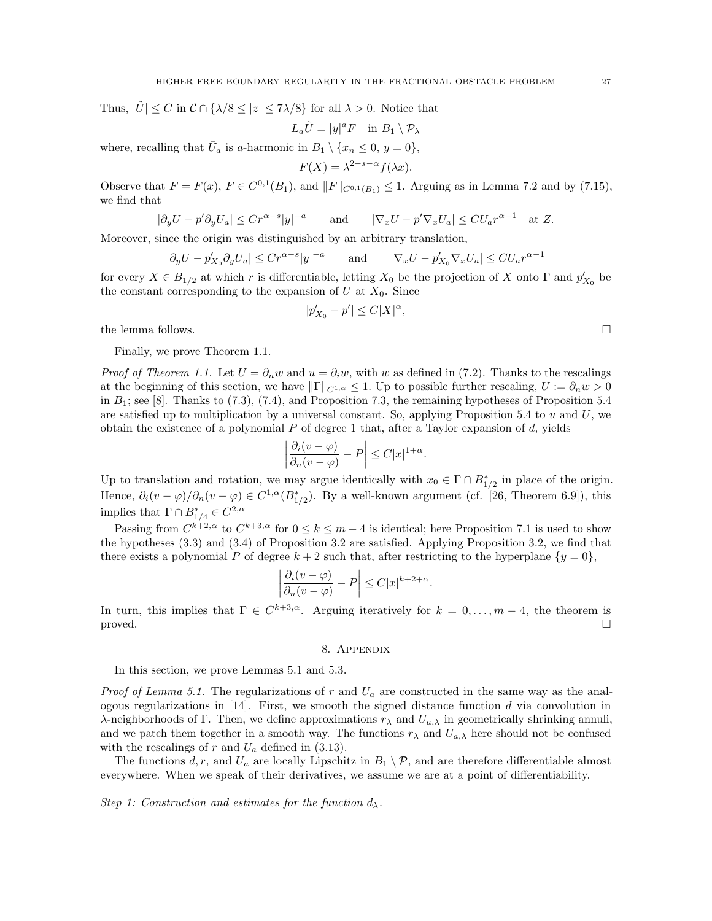Thus, $|\tilde{U}| \leq C$ in $\mathcal{C} \cap \{\lambda/8 \leq |z| \leq 7\lambda/8\}$ for all $\lambda > 0$. Notice that

$$L_a \tilde{U} = |y|^a F \quad \text{in } B_1 \setminus \mathcal{P}_\lambda$$

where, recalling that $\bar{U}_a$ is $a$-harmonic in $B_1 \setminus \{x_n \leq 0, \, y = 0\}$,

$$F(X) = \lambda^{2-s-\alpha} f(\lambda x).$$

Observe that $F = F(x)$, $F \in C^{0,1}(B_1)$, and $\|F\|_{C^{0,1}(B_1)} \leq 1$. Arguing as in Lemma 7.2 and by (7.15), we find that

$$|\partial_y U - p' \partial_y U_a| \leq C r^{\alpha - s} |y|^{-a} \qquad \text{and} \qquad |\nabla_x U - p' \nabla_x U_a| \leq C U_a r^{\alpha - 1} \quad \text{at } Z.$$

Moreover, since the origin was distinguished by an arbitrary translation,

$$|\partial_y U - p'_{X_0} \partial_y U_a| \leq C r^{\alpha - s} |y|^{-a} \qquad \text{and} \qquad |\nabla_x U - p'_{X_0} \nabla_x U_a| \leq C U_a r^{\alpha - 1}$$

for every $X \in B_{1/2}$ at which $r$ is differentiable, letting $X_0$ be the projection of $X$ onto $\Gamma$ and $p'_{X_0}$ be the constant corresponding to the expansion of $U$ at $X_0$. Since

$$|p'_{X_0} - p'| \leq C|X|^\alpha,$$

the lemma follows. $\square$

Finally, we prove Theorem 1.1.

*Proof of Theorem 1.1.* Let $U = \partial_n w$ and $u = \partial_i w$, with $w$ as defined in (7.2). Thanks to the rescalings at the beginning of this section, we have $\|\Gamma\|_{C^{1,\alpha}} \leq 1$. Up to possible further rescaling, $U := \partial_n w > 0$ in $B_1$; see [8]. Thanks to (7.3), (7.4), and Proposition 7.3, the remaining hypotheses of Proposition 5.4 are satisfied up to multiplication by a universal constant. So, applying Proposition 5.4 to $u$ and $U$, we obtain the existence of a polynomial $P$ of degree 1 that, after a Taylor expansion of $d$, yields

$$\left| \frac{\partial_i (v - \varphi)}{\partial_n (v - \varphi)} - P \right| \leq C|x|^{1+\alpha}.$$

Up to translation and rotation, we may argue identically with $x_0 \in \Gamma \cap B^*_{1/2}$ in place of the origin. Hence, $\partial_i (v - \varphi)/\partial_n (v - \varphi) \in C^{1,\alpha}(B^*_{1/2})$. By a well-known argument (cf. [26, Theorem 6.9]), this implies that $\Gamma \cap B^*_{1/4} \in C^{2,\alpha}$

Passing from $C^{k+2,\alpha}$ to $C^{k+3,\alpha}$ for $0 \leq k \leq m-4$ is identical; here Proposition 7.1 is used to show the hypotheses (3.3) and (3.4) of Proposition 3.2 are satisfied. Applying Proposition 3.2, we find that there exists a polynomial $P$ of degree $k+2$ such that, after restricting to the hyperplane $\{y = 0\}$,

$$\left| \frac{\partial_i (v - \varphi)}{\partial_n (v - \varphi)} - P \right| \leq C|x|^{k+2+\alpha}.$$

In turn, this implies that $\Gamma \in C^{k+3,\alpha}$. Arguing iteratively for $k = 0, \ldots, m-4$, the theorem is proved. $\square$

## 8. Appendix

In this section, we prove Lemmas 5.1 and 5.3.

*Proof of Lemma 5.1.* The regularizations of $r$ and $U_a$ are constructed in the same way as the analogous regularizations in [14]. First, we smooth the signed distance function $d$ via convolution in $\lambda$-neighborhoods of $\Gamma$. Then, we define approximations $r_\lambda$ and $U_{a,\lambda}$ in geometrically shrinking annuli, and we patch them together in a smooth way. The functions $r_\lambda$ and $U_{a,\lambda}$ here should not be confused with the rescalings of $r$ and $U_a$ defined in (3.13).

The functions $d, r$, and $U_a$ are locally Lipschitz in $B_1 \setminus \mathcal{P}$, and are therefore differentiable almost everywhere. When we speak of their derivatives, we assume we are at a point of differentiability.

*Step 1: Construction and estimates for the function $d_\lambda$.*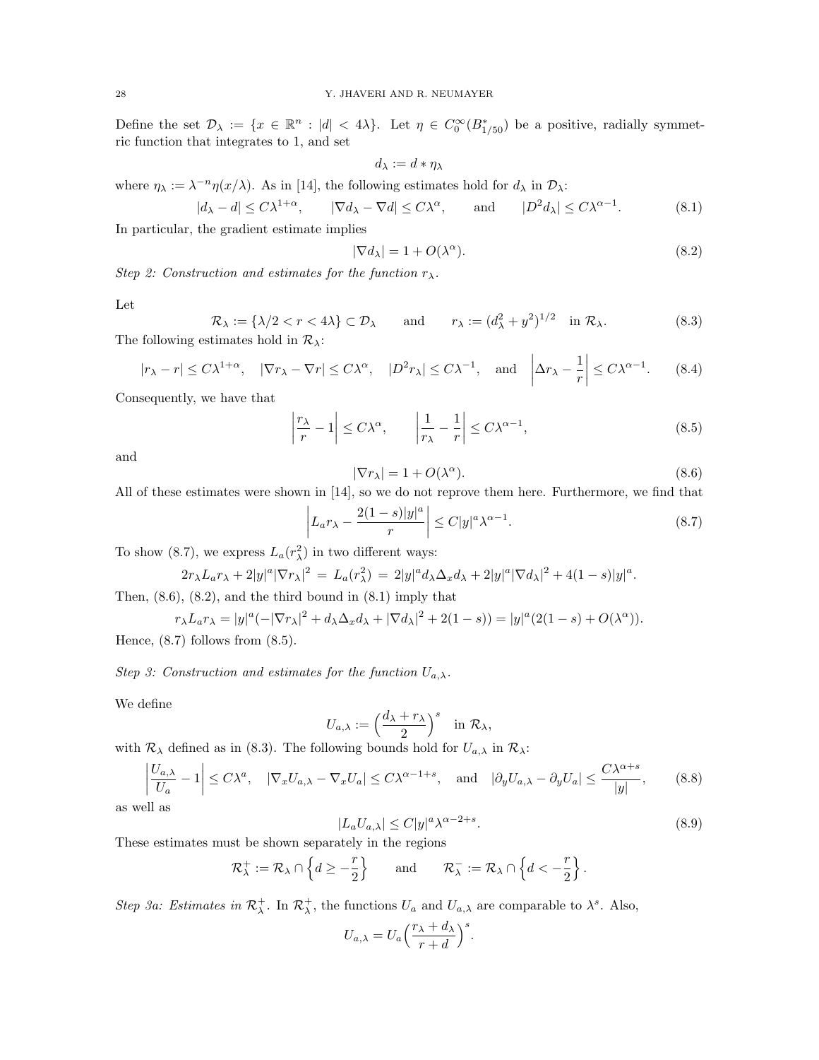Define the set $\mathcal{D}_\lambda := \{x \in \mathbb{R}^n : |d| < 4\lambda\}$. Let $\eta \in C_0^\infty(B^*_{1/50})$ be a positive, radially symmetric function that integrates to 1, and set

$$d_\lambda := d * \eta_\lambda$$

where $\eta_\lambda := \lambda^{-n}\eta(x/\lambda)$. As in [14], the following estimates hold for $d_\lambda$ in $\mathcal{D}_\lambda$:

$$|d_\lambda - d| \le C\lambda^{1+\alpha}, \qquad |\nabla d_\lambda - \nabla d| \le C\lambda^{\alpha}, \qquad \text{and} \qquad |D^2 d_\lambda| \le C\lambda^{\alpha-1}. \tag{8.1}$$

In particular, the gradient estimate implies

$$|\nabla d_\lambda| = 1 + O(\lambda^\alpha). \tag{8.2}$$

*Step 2: Construction and estimates for the function $r_\lambda$.*

Let

$$\mathcal{R}_\lambda := \{\lambda/2 < r < 4\lambda\} \subset \mathcal{D}_\lambda \qquad \text{and} \qquad r_\lambda := (d_\lambda^2 + y^2)^{1/2} \quad \text{in } \mathcal{R}_\lambda. \tag{8.3}$$

The following estimates hold in $\mathcal{R}_\lambda$:

$$|r_\lambda - r| \le C\lambda^{1+\alpha}, \quad |\nabla r_\lambda - \nabla r| \le C\lambda^{\alpha}, \quad |D^2 r_\lambda| \le C\lambda^{-1}, \quad \text{and} \quad \left|\Delta r_\lambda - \frac{1}{r}\right| \le C\lambda^{\alpha-1}. \tag{8.4}$$

Consequently, we have that

$$\left|\frac{r_\lambda}{r} - 1\right| \le C\lambda^{\alpha}, \qquad \left|\frac{1}{r_\lambda} - \frac{1}{r}\right| \le C\lambda^{\alpha-1}, \tag{8.5}$$

and

$$|\nabla r_\lambda| = 1 + O(\lambda^\alpha). \tag{8.6}$$

All of these estimates were shown in [14], so we do not reprove them here. Furthermore, we find that

$$\left|L_a r_\lambda - \frac{2(1-s)|y|^a}{r}\right| \le C|y|^a\lambda^{\alpha-1}. \tag{8.7}$$

To show (8.7), we express $L_a(r_\lambda^2)$ in two different ways:

$$2r_\lambda L_a r_\lambda + 2|y|^a|\nabla r_\lambda|^2 \;=\; L_a(r_\lambda^2) \;=\; 2|y|^a d_\lambda \Delta_x d_\lambda + 2|y|^a|\nabla d_\lambda|^2 + 4(1-s)|y|^a.$$

Then, (8.6), (8.2), and the third bound in (8.1) imply that

$$r_\lambda L_a r_\lambda = |y|^a(-|\nabla r_\lambda|^2 + d_\lambda \Delta_x d_\lambda + |\nabla d_\lambda|^2 + 2(1-s)) = |y|^a(2(1-s) + O(\lambda^\alpha)).$$

Hence, (8.7) follows from (8.5).

*Step 3: Construction and estimates for the function $U_{a,\lambda}$.*

We define

$$U_{a,\lambda} := \Big(\frac{d_\lambda + r_\lambda}{2}\Big)^s \quad \text{in } \mathcal{R}_\lambda,$$

with $\mathcal{R}_\lambda$ defined as in (8.3). The following bounds hold for $U_{a,\lambda}$ in $\mathcal{R}_\lambda$:

$$\left|\frac{U_{a,\lambda}}{U_a} - 1\right| \le C\lambda^{a}, \quad |\nabla_x U_{a,\lambda} - \nabla_x U_a| \le C\lambda^{\alpha-1+s}, \quad \text{and} \quad |\partial_y U_{a,\lambda} - \partial_y U_a| \le \frac{C\lambda^{\alpha+s}}{|y|}, \tag{8.8}$$

as well as

$$|L_a U_{a,\lambda}| \le C|y|^a\lambda^{\alpha-2+s}. \tag{8.9}$$

These estimates must be shown separately in the regions

$$\mathcal{R}_\lambda^+ := \mathcal{R}_\lambda \cap \Big\{d \ge -\frac{r}{2}\Big\} \qquad \text{and} \qquad \mathcal{R}_\lambda^- := \mathcal{R}_\lambda \cap \Big\{d < -\frac{r}{2}\Big\}.$$

*Step 3a: Estimates in $\mathcal{R}_\lambda^+$.* In $\mathcal{R}_\lambda^+$, the functions $U_a$ and $U_{a,\lambda}$ are comparable to $\lambda^s$. Also,

$$U_{a,\lambda} = U_a\Big(\frac{r_\lambda + d_\lambda}{r + d}\Big)^s.$$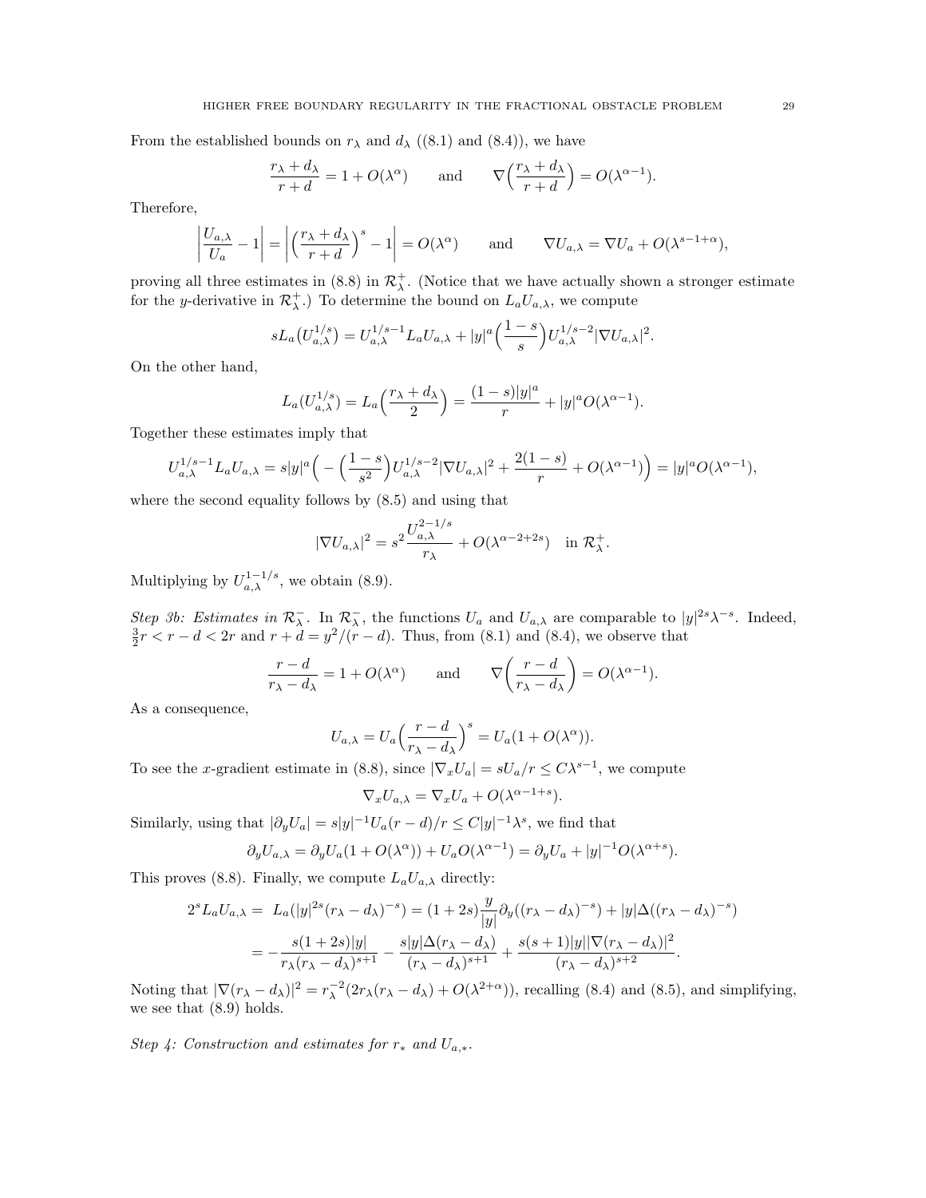From the established bounds on $r_\lambda$ and $d_\lambda$ ((8.1) and (8.4)), we have

$$\frac{r_\lambda + d_\lambda}{r+d} = 1 + O(\lambda^\alpha) \qquad \text{and} \qquad \nabla\Big(\frac{r_\lambda + d_\lambda}{r+d}\Big) = O(\lambda^{\alpha-1}).$$

Therefore,

$$\left|\frac{U_{a,\lambda}}{U_a} - 1\right| = \left|\Big(\frac{r_\lambda + d_\lambda}{r+d}\Big)^s - 1\right| = O(\lambda^\alpha) \qquad \text{and} \qquad \nabla U_{a,\lambda} = \nabla U_a + O(\lambda^{s-1+\alpha}),$$

proving all three estimates in (8.8) in $\mathcal{R}_\lambda^+$. (Notice that we have actually shown a stronger estimate for the $y$-derivative in $\mathcal{R}_\lambda^+$.) To determine the bound on $L_a U_{a,\lambda}$, we compute

$$sL_a\big(U_{a,\lambda}^{1/s}\big) = U_{a,\lambda}^{1/s-1} L_a U_{a,\lambda} + |y|^a\Big(\frac{1-s}{s}\Big)U_{a,\lambda}^{1/s-2}|\nabla U_{a,\lambda}|^2.$$

On the other hand,

$$L_a(U_{a,\lambda}^{1/s}) = L_a\Big(\frac{r_\lambda + d_\lambda}{2}\Big) = \frac{(1-s)|y|^a}{r} + |y|^a O(\lambda^{\alpha-1}).$$

Together these estimates imply that

$$U_{a,\lambda}^{1/s-1} L_a U_{a,\lambda} = s|y|^a\Big(-\Big(\frac{1-s}{s^2}\Big)U_{a,\lambda}^{1/s-2}|\nabla U_{a,\lambda}|^2 + \frac{2(1-s)}{r} + O(\lambda^{\alpha-1})\Big) = |y|^a O(\lambda^{\alpha-1}),$$

where the second equality follows by (8.5) and using that

$$|\nabla U_{a,\lambda}|^2 = s^2\frac{U_{a,\lambda}^{2-1/s}}{r_\lambda} + O(\lambda^{\alpha-2+2s}) \quad \text{in } \mathcal{R}_\lambda^+.$$

Multiplying by $U_{a,\lambda}^{1-1/s}$, we obtain (8.9).

*Step 3b: Estimates in $\mathcal{R}_\lambda^-$.* In $\mathcal{R}_\lambda^-$, the functions $U_a$ and $U_{a,\lambda}$ are comparable to $|y|^{2s}\lambda^{-s}$. Indeed, $\frac{3}{2}r < r-d < 2r$ and $r+d = y^2/(r-d)$. Thus, from (8.1) and (8.4), we observe that

$$\frac{r-d}{r_\lambda - d_\lambda} = 1 + O(\lambda^\alpha) \qquad \text{and} \qquad \nabla\bigg(\frac{r-d}{r_\lambda - d_\lambda}\bigg) = O(\lambda^{\alpha-1}).$$

As a consequence,

$$U_{a,\lambda} = U_a\Big(\frac{r-d}{r_\lambda - d_\lambda}\Big)^s = U_a(1 + O(\lambda^\alpha)).$$

To see the $x$-gradient estimate in (8.8), since $|\nabla_x U_a| = sU_a/r \le C\lambda^{s-1}$, we compute

$$\nabla_x U_{a,\lambda} = \nabla_x U_a + O(\lambda^{\alpha-1+s}).$$

Similarly, using that $|\partial_y U_a| = s|y|^{-1}U_a(r-d)/r \le C|y|^{-1}\lambda^s$, we find that

$$\partial_y U_{a,\lambda} = \partial_y U_a(1 + O(\lambda^\alpha)) + U_a O(\lambda^{\alpha-1}) = \partial_y U_a + |y|^{-1}O(\lambda^{\alpha+s}).$$

This proves (8.8). Finally, we compute $L_a U_{a,\lambda}$ directly:

$$\begin{aligned}
2^s L_a U_{a,\lambda} =&\ L_a(|y|^{2s}(r_\lambda - d_\lambda)^{-s}) = (1+2s)\frac{y}{|y|}\partial_y((r_\lambda - d_\lambda)^{-s}) + |y|\Delta((r_\lambda - d_\lambda)^{-s}) \\
=&\ -\frac{s(1+2s)|y|}{r_\lambda(r_\lambda - d_\lambda)^{s+1}} - \frac{s|y|\Delta(r_\lambda - d_\lambda)}{(r_\lambda - d_\lambda)^{s+1}} + \frac{s(s+1)|y||\nabla(r_\lambda - d_\lambda)|^2}{(r_\lambda - d_\lambda)^{s+2}}.
\end{aligned}$$

Noting that $|\nabla(r_\lambda - d_\lambda)|^2 = r_\lambda^{-2}(2r_\lambda(r_\lambda - d_\lambda) + O(\lambda^{2+\alpha}))$, recalling (8.4) and (8.5), and simplifying, we see that (8.9) holds.

*Step 4: Construction and estimates for $r_*$ and $U_{a,*}$.*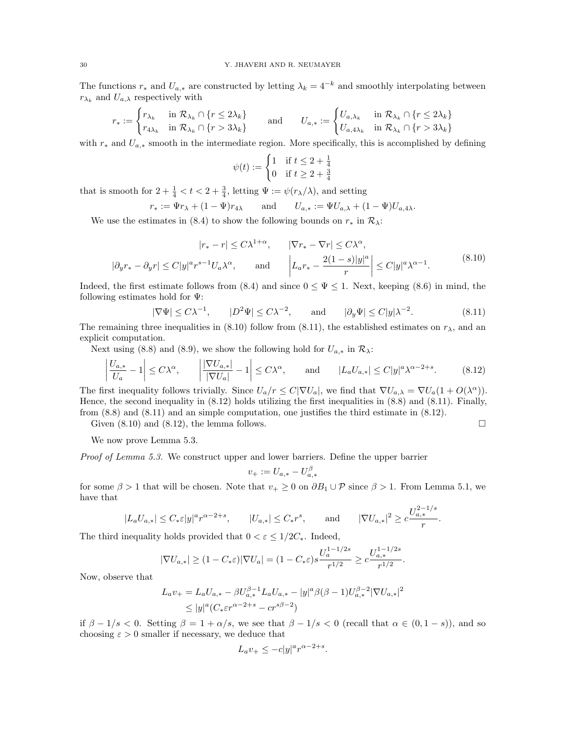The functions $r_*$ and $U_{a,*}$ are constructed by letting $\lambda_k = 4^{-k}$ and smoothly interpolating between $r_{\lambda_k}$ and $U_{a,\lambda}$ respectively with

$$r_* := \begin{cases} r_{\lambda_k} & \text{in } \mathcal{R}_{\lambda_k} \cap \{r \leq 2\lambda_k\} \\ r_{4\lambda_k} & \text{in } \mathcal{R}_{\lambda_k} \cap \{r > 3\lambda_k\} \end{cases} \qquad \text{and} \qquad U_{a,*} := \begin{cases} U_{a,\lambda_k} & \text{in } \mathcal{R}_{\lambda_k} \cap \{r \leq 2\lambda_k\} \\ U_{a,4\lambda_k} & \text{in } \mathcal{R}_{\lambda_k} \cap \{r > 3\lambda_k\} \end{cases}$$

with $r_*$ and $U_{a,*}$ smooth in the intermediate region. More specifically, this is accomplished by defining

$$\psi(t) := \begin{cases} 1 & \text{if } t \leq 2 + \frac{1}{4} \\ 0 & \text{if } t \geq 2 + \frac{3}{4} \end{cases}$$

that is smooth for $2 + \frac{1}{4} < t < 2 + \frac{3}{4}$, letting $\Psi := \psi(r_\lambda/\lambda)$, and setting

$$r_* := \Psi r_\lambda + (1 - \Psi) r_{4\lambda} \qquad \text{and} \qquad U_{a,*} := \Psi U_{a,\lambda} + (1 - \Psi) U_{a,4\lambda}.$$

We use the estimates in (8.4) to show the following bounds on $r_*$ in $\mathcal{R}_\lambda$:

$$\begin{gathered} |r_* - r| \leq C\lambda^{1+\alpha}, \qquad |\nabla r_* - \nabla r| \leq C\lambda^\alpha, \\ |\partial_y r_* - \partial_y r| \leq C|y|^a r^{s-1} U_a \lambda^\alpha, \qquad \text{and} \qquad \left| L_a r_* - \frac{2(1-s)|y|^a}{r} \right| \leq C|y|^a \lambda^{\alpha-1}. \end{gathered} \tag{8.10}$$

Indeed, the first estimate follows from (8.4) and since $0 \leq \Psi \leq 1$. Next, keeping (8.6) in mind, the following estimates hold for $\Psi$:

$$|\nabla \Psi| \leq C\lambda^{-1}, \qquad |D^2 \Psi| \leq C\lambda^{-2}, \qquad \text{and} \qquad |\partial_y \Psi| \leq C|y|\lambda^{-2}. \tag{8.11}$$

The remaining three inequalities in (8.10) follow from (8.11), the established estimates on $r_\lambda$, and an explicit computation.

Next using (8.8) and (8.9), we show the following hold for $U_{a,*}$ in $\mathcal{R}_\lambda$:

$$\left| \frac{U_{a,*}}{U_a} - 1 \right| \leq C\lambda^\alpha, \qquad \left| \frac{|\nabla U_{a,*}|}{|\nabla U_a|} - 1 \right| \leq C\lambda^\alpha, \qquad \text{and} \qquad |L_a U_{a,*}| \leq C|y|^a \lambda^{\alpha-2+s}. \tag{8.12}$$

The first inequality follows trivially. Since $U_a/r \leq C|\nabla U_a|$, we find that $\nabla U_{a,\lambda} = \nabla U_a(1 + O(\lambda^\alpha))$. Hence, the second inequality in (8.12) holds utilizing the first inequalities in (8.8) and (8.11). Finally, from (8.8) and (8.11) and an simple computation, one justifies the third estimate in (8.12).

Given (8.10) and (8.12), the lemma follows. $\square$

We now prove Lemma 5.3.

*Proof of Lemma 5.3.* We construct upper and lower barriers. Define the upper barrier

$$v_+ := U_{a,*} - U_{a,*}^\beta$$

for some $\beta > 1$ that will be chosen. Note that $v_+ \geq 0$ on $\partial B_1 \cup \mathcal{P}$ since $\beta > 1$. From Lemma 5.1, we have that

$$|L_a U_{a,*}| \leq C_* \varepsilon |y|^a r^{\alpha-2+s}, \qquad |U_{a,*}| \leq C_* r^s, \qquad \text{and} \qquad |\nabla U_{a,*}|^2 \geq c\frac{U_{a,*}^{2-1/s}}{r}.$$

The third inequality holds provided that $0 < \varepsilon \leq 1/2C_*$. Indeed,

$$|\nabla U_{a,*}| \geq (1 - C_*\varepsilon)|\nabla U_a| = (1 - C_*\varepsilon)s\frac{U_a^{1-1/2s}}{r^{1/2}} \geq c\frac{U_{a,*}^{1-1/2s}}{r^{1/2}}.$$

Now, observe that

$$\begin{aligned} L_a v_+ &= L_a U_{a,*} - \beta U_{a,*}^{\beta-1} L_a U_{a,*} - |y|^a \beta(\beta - 1) U_{a,*}^{\beta-2} |\nabla U_{a,*}|^2 \\ &\leq |y|^a (C_* \varepsilon r^{\alpha-2+s} - c r^{s\beta-2}) \end{aligned}$$

if $\beta - 1/s < 0$. Setting $\beta = 1 + \alpha/s$, we see that $\beta - 1/s < 0$ (recall that $\alpha \in (0, 1-s)$), and so choosing $\varepsilon > 0$ smaller if necessary, we deduce that

$$L_a v_+ \leq -c|y|^a r^{\alpha-2+s}.$$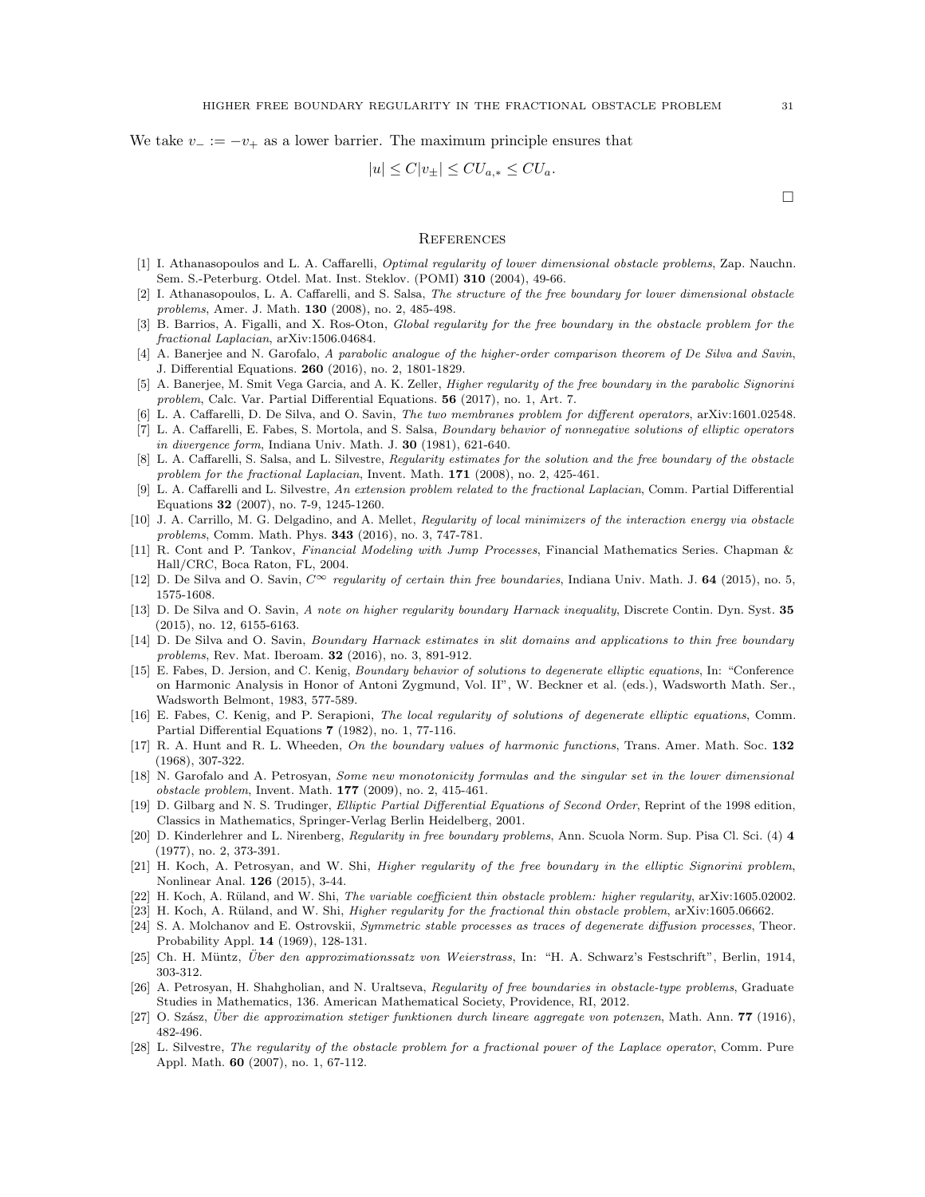We take $v_- := -v_+$ as a lower barrier. The maximum principle ensures that

$$|u| \leq C|v_\pm| \leq CU_{a,*} \leq CU_a.$$

$\square$

## References

[1] I. Athanasopoulos and L. A. Caffarelli, *Optimal regularity of lower dimensional obstacle problems*, Zap. Nauchn. Sem. S.-Peterburg. Otdel. Mat. Inst. Steklov. (POMI) **310** (2004), 49-66.

[2] I. Athanasopoulos, L. A. Caffarelli, and S. Salsa, *The structure of the free boundary for lower dimensional obstacle problems*, Amer. J. Math. **130** (2008), no. 2, 485-498.

[3] B. Barrios, A. Figalli, and X. Ros-Oton, *Global regularity for the free boundary in the obstacle problem for the fractional Laplacian*, arXiv:1506.04684.

[4] A. Banerjee and N. Garofalo, *A parabolic analogue of the higher-order comparison theorem of De Silva and Savin*, J. Differential Equations. **260** (2016), no. 2, 1801-1829.

[5] A. Banerjee, M. Smit Vega Garcia, and A. K. Zeller, *Higher regularity of the free boundary in the parabolic Signorini problem*, Calc. Var. Partial Differential Equations. **56** (2017), no. 1, Art. 7.

[6] L. A. Caffarelli, D. De Silva, and O. Savin, *The two membranes problem for different operators*, arXiv:1601.02548.

[7] L. A. Caffarelli, E. Fabes, S. Mortola, and S. Salsa, *Boundary behavior of nonnegative solutions of elliptic operators in divergence form*, Indiana Univ. Math. J. **30** (1981), 621-640.

[8] L. A. Caffarelli, S. Salsa, and L. Silvestre, *Regularity estimates for the solution and the free boundary of the obstacle problem for the fractional Laplacian*, Invent. Math. **171** (2008), no. 2, 425-461.

[9] L. A. Caffarelli and L. Silvestre, *An extension problem related to the fractional Laplacian*, Comm. Partial Differential Equations **32** (2007), no. 7-9, 1245-1260.

[10] J. A. Carrillo, M. G. Delgadino, and A. Mellet, *Regularity of local minimizers of the interaction energy via obstacle problems*, Comm. Math. Phys. **343** (2016), no. 3, 747-781.

[11] R. Cont and P. Tankov, *Financial Modeling with Jump Processes*, Financial Mathematics Series. Chapman & Hall/CRC, Boca Raton, FL, 2004.

[12] D. De Silva and O. Savin, *$C^\infty$ regularity of certain thin free boundaries*, Indiana Univ. Math. J. **64** (2015), no. 5, 1575-1608.

[13] D. De Silva and O. Savin, *A note on higher regularity boundary Harnack inequality*, Discrete Contin. Dyn. Syst. **35** (2015), no. 12, 6155-6163.

[14] D. De Silva and O. Savin, *Boundary Harnack estimates in slit domains and applications to thin free boundary problems*, Rev. Mat. Iberoam. **32** (2016), no. 3, 891-912.

[15] E. Fabes, D. Jersion, and C. Kenig, *Boundary behavior of solutions to degenerate elliptic equations*, In: "Conference on Harmonic Analysis in Honor of Antoni Zygmund, Vol. II", W. Beckner et al. (eds.), Wadsworth Math. Ser., Wadsworth Belmont, 1983, 577-589.

[16] E. Fabes, C. Kenig, and P. Serapioni, *The local regularity of solutions of degenerate elliptic equations*, Comm. Partial Differential Equations **7** (1982), no. 1, 77-116.

[17] R. A. Hunt and R. L. Wheeden, *On the boundary values of harmonic functions*, Trans. Amer. Math. Soc. **132** (1968), 307-322.

[18] N. Garofalo and A. Petrosyan, *Some new monotonicity formulas and the singular set in the lower dimensional obstacle problem*, Invent. Math. **177** (2009), no. 2, 415-461.

[19] D. Gilbarg and N. S. Trudinger, *Elliptic Partial Differential Equations of Second Order*, Reprint of the 1998 edition, Classics in Mathematics, Springer-Verlag Berlin Heidelberg, 2001.

[20] D. Kinderlehrer and L. Nirenberg, *Regularity in free boundary problems*, Ann. Scuola Norm. Sup. Pisa Cl. Sci. (4) **4** (1977), no. 2, 373-391.

[21] H. Koch, A. Petrosyan, and W. Shi, *Higher regularity of the free boundary in the elliptic Signorini problem*, Nonlinear Anal. **126** (2015), 3-44.

[22] H. Koch, A. Rüland, and W. Shi, *The variable coefficient thin obstacle problem: higher regularity*, arXiv:1605.02002.

[23] H. Koch, A. Rüland, and W. Shi, *Higher regularity for the fractional thin obstacle problem*, arXiv:1605.06662.

[24] S. A. Molchanov and E. Ostrovskii, *Symmetric stable processes as traces of degenerate diffusion processes*, Theor. Probability Appl. **14** (1969), 128-131.

[25] Ch. H. Müntz, *Über den approximationssatz von Weierstrass*, In: "H. A. Schwarz's Festschrift", Berlin, 1914, 303-312.

[26] A. Petrosyan, H. Shahgholian, and N. Uraltseva, *Regularity of free boundaries in obstacle-type problems*, Graduate Studies in Mathematics, 136. American Mathematical Society, Providence, RI, 2012.

[27] O. Szász, *Über die approximation stetiger funktionen durch lineare aggregate von potenzen*, Math. Ann. **77** (1916), 482-496.

[28] L. Silvestre, *The regularity of the obstacle problem for a fractional power of the Laplace operator*, Comm. Pure Appl. Math. **60** (2007), no. 1, 67-112.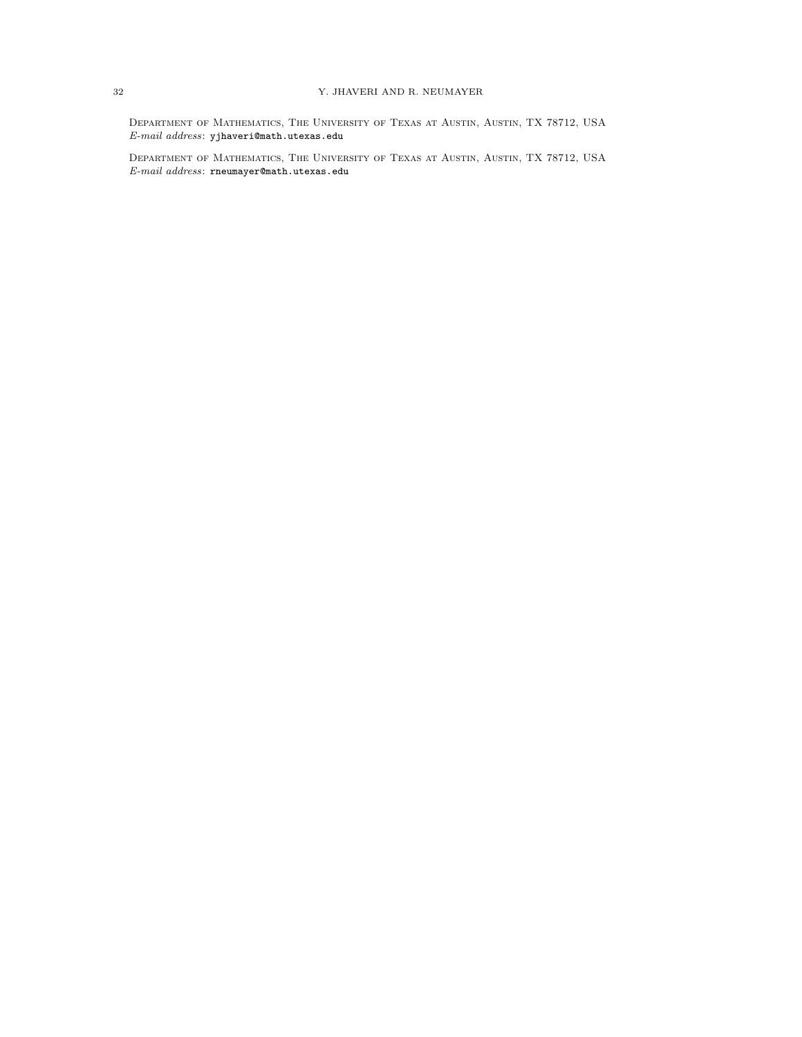Department of Mathematics, The University of Texas at Austin, Austin, TX 78712, USA
*E-mail address*: yjhaveri@math.utexas.edu

Department of Mathematics, The University of Texas at Austin, Austin, TX 78712, USA
*E-mail address*: rneumayer@math.utexas.edu